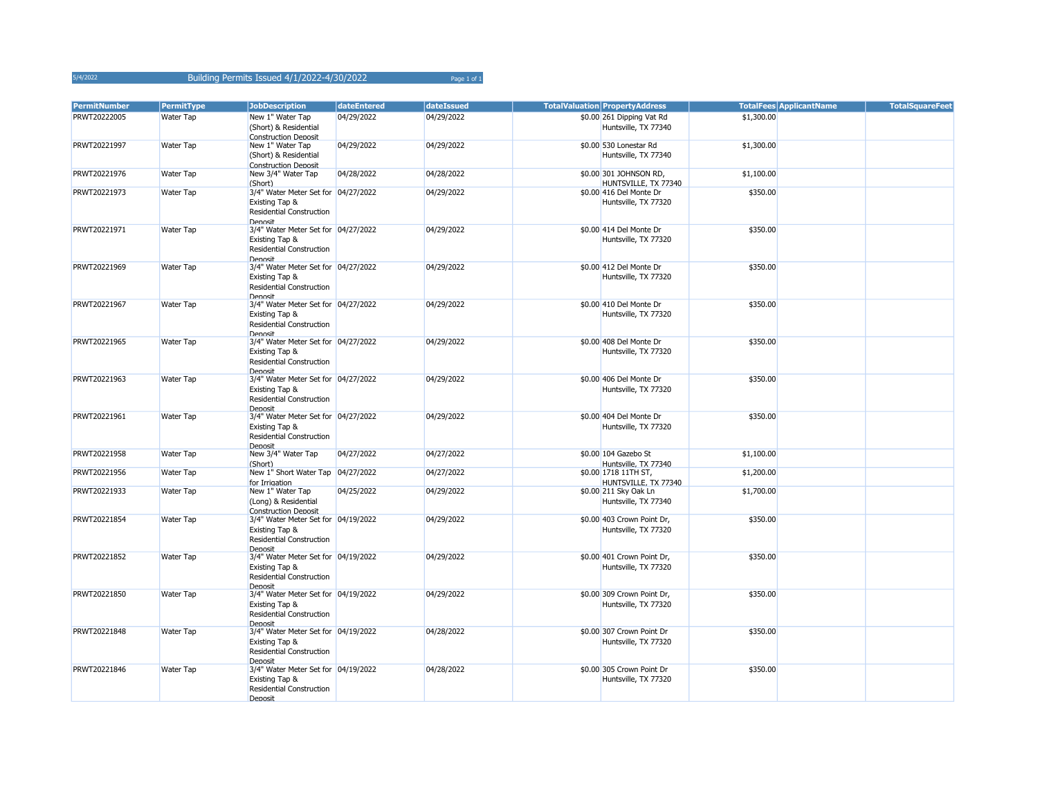# Building Permits Issued 4/1/2022-4/30/2022

5/4/2022

| PermitNumber | PermitType | JobDescription | dateEntered | dateIssued | TotalValuation | PropertyAddress | TotalFees | ApplicantName | TotalSquareFeet |
|---|---|---|---|---|---|---|---|---|---|
| PRWT20222005 | Water Tap | New 1" Water Tap (Short) & Residential Construction Deposit | 04/29/2022 | 04/29/2022 | $0.00 | 261 Dipping Vat Rd Huntsville, TX 77340 | $1,300.00 | | |
| PRWT20221997 | Water Tap | New 1" Water Tap (Short) & Residential Construction Deposit | 04/29/2022 | 04/29/2022 | $0.00 | 530 Lonestar Rd Huntsville, TX 77340 | $1,300.00 | | |
| PRWT20221976 | Water Tap | New 3/4" Water Tap (Short) | 04/28/2022 | 04/28/2022 | $0.00 | 301 JOHNSON RD, HUNTSVILLE, TX 77340 | $1,100.00 | | |
| PRWT20221973 | Water Tap | 3/4" Water Meter Set for Existing Tap & Residential Construction Deposit | 04/27/2022 | 04/29/2022 | $0.00 | 416 Del Monte Dr Huntsville, TX 77320 | $350.00 | | |
| PRWT20221971 | Water Tap | 3/4" Water Meter Set for Existing Tap & Residential Construction Deposit | 04/27/2022 | 04/29/2022 | $0.00 | 414 Del Monte Dr Huntsville, TX 77320 | $350.00 | | |
| PRWT20221969 | Water Tap | 3/4" Water Meter Set for Existing Tap & Residential Construction Deposit | 04/27/2022 | 04/29/2022 | $0.00 | 412 Del Monte Dr Huntsville, TX 77320 | $350.00 | | |
| PRWT20221967 | Water Tap | 3/4" Water Meter Set for Existing Tap & Residential Construction Deposit | 04/27/2022 | 04/29/2022 | $0.00 | 410 Del Monte Dr Huntsville, TX 77320 | $350.00 | | |
| PRWT20221965 | Water Tap | 3/4" Water Meter Set for Existing Tap & Residential Construction Deposit | 04/27/2022 | 04/29/2022 | $0.00 | 408 Del Monte Dr Huntsville, TX 77320 | $350.00 | | |
| PRWT20221963 | Water Tap | 3/4" Water Meter Set for Existing Tap & Residential Construction Deposit | 04/27/2022 | 04/29/2022 | $0.00 | 406 Del Monte Dr Huntsville, TX 77320 | $350.00 | | |
| PRWT20221961 | Water Tap | 3/4" Water Meter Set for Existing Tap & Residential Construction Deposit | 04/27/2022 | 04/29/2022 | $0.00 | 404 Del Monte Dr Huntsville, TX 77320 | $350.00 | | |
| PRWT20221958 | Water Tap | New 3/4" Water Tap (Short) | 04/27/2022 | 04/27/2022 | $0.00 | 104 Gazebo St Huntsville, TX 77340 | $1,100.00 | | |
| PRWT20221956 | Water Tap | New 1" Short Water Tap for Irrigation | 04/27/2022 | 04/27/2022 | $0.00 | 1718 11TH ST, HUNTSVILLE, TX 77340 | $1,200.00 | | |
| PRWT20221933 | Water Tap | New 1" Water Tap (Long) & Residential Construction Deposit | 04/25/2022 | 04/29/2022 | $0.00 | 211 Sky Oak Ln Huntsville, TX 77340 | $1,700.00 | | |
| PRWT20221854 | Water Tap | 3/4" Water Meter Set for Existing Tap & Residential Construction Deposit | 04/19/2022 | 04/29/2022 | $0.00 | 403 Crown Point Dr, Huntsville, TX 77320 | $350.00 | | |
| PRWT20221852 | Water Tap | 3/4" Water Meter Set for Existing Tap & Residential Construction Deposit | 04/19/2022 | 04/29/2022 | $0.00 | 401 Crown Point Dr, Huntsville, TX 77320 | $350.00 | | |
| PRWT20221850 | Water Tap | 3/4" Water Meter Set for Existing Tap & Residential Construction Deposit | 04/19/2022 | 04/29/2022 | $0.00 | 309 Crown Point Dr, Huntsville, TX 77320 | $350.00 | | |
| PRWT20221848 | Water Tap | 3/4" Water Meter Set for Existing Tap & Residential Construction Deposit | 04/19/2022 | 04/28/2022 | $0.00 | 307 Crown Point Dr Huntsville, TX 77320 | $350.00 | | |
| PRWT20221846 | Water Tap | 3/4" Water Meter Set for Existing Tap & Residential Construction Deposit | 04/19/2022 | 04/28/2022 | $0.00 | 305 Crown Point Dr Huntsville, TX 77320 | $350.00 | | |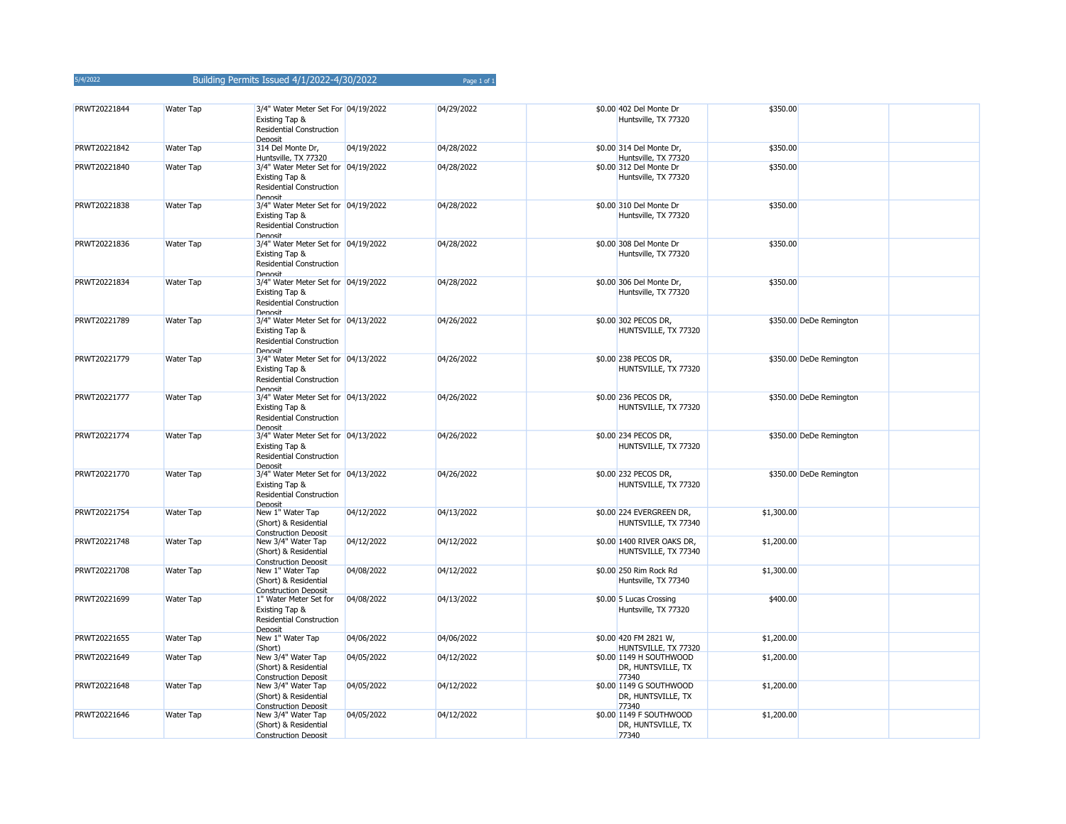| | | | | | | | | | |
|---|---|---|---|---|---|---|---|---|---|
| PRWT20221844 | Water Tap | 3/4" Water Meter Set For Existing Tap & Residential Construction Deposit | 04/19/2022 | 04/29/2022 | | $0.00 | 402 Del Monte Dr Huntsville, TX 77320 | $350.00 | | |
| PRWT20221842 | Water Tap | 314 Del Monte Dr, Huntsville, TX 77320 | 04/19/2022 | 04/28/2022 | | $0.00 | 314 Del Monte Dr, Huntsville, TX 77320 | $350.00 | | |
| PRWT20221840 | Water Tap | 3/4" Water Meter Set for Existing Tap & Residential Construction Deposit | 04/19/2022 | 04/28/2022 | | $0.00 | 312 Del Monte Dr Huntsville, TX 77320 | $350.00 | | |
| PRWT20221838 | Water Tap | 3/4" Water Meter Set for Existing Tap & Residential Construction Deposit | 04/19/2022 | 04/28/2022 | | $0.00 | 310 Del Monte Dr Huntsville, TX 77320 | $350.00 | | |
| PRWT20221836 | Water Tap | 3/4" Water Meter Set for Existing Tap & Residential Construction Deposit | 04/19/2022 | 04/28/2022 | | $0.00 | 308 Del Monte Dr Huntsville, TX 77320 | $350.00 | | |
| PRWT20221834 | Water Tap | 3/4" Water Meter Set for Existing Tap & Residential Construction Deposit | 04/19/2022 | 04/28/2022 | | $0.00 | 306 Del Monte Dr, Huntsville, TX 77320 | $350.00 | | |
| PRWT20221789 | Water Tap | 3/4" Water Meter Set for Existing Tap & Residential Construction Deposit | 04/13/2022 | 04/26/2022 | | $0.00 | 302 PECOS DR, HUNTSVILLE, TX 77320 | $350.00 | DeDe Remington | |
| PRWT20221779 | Water Tap | 3/4" Water Meter Set for Existing Tap & Residential Construction Deposit | 04/13/2022 | 04/26/2022 | | $0.00 | 238 PECOS DR, HUNTSVILLE, TX 77320 | $350.00 | DeDe Remington | |
| PRWT20221777 | Water Tap | 3/4" Water Meter Set for Existing Tap & Residential Construction Deposit | 04/13/2022 | 04/26/2022 | | $0.00 | 236 PECOS DR, HUNTSVILLE, TX 77320 | $350.00 | DeDe Remington | |
| PRWT20221774 | Water Tap | 3/4" Water Meter Set for Existing Tap & Residential Construction Deposit | 04/13/2022 | 04/26/2022 | | $0.00 | 234 PECOS DR, HUNTSVILLE, TX 77320 | $350.00 | DeDe Remington | |
| PRWT20221770 | Water Tap | 3/4" Water Meter Set for Existing Tap & Residential Construction Deposit | 04/13/2022 | 04/26/2022 | | $0.00 | 232 PECOS DR, HUNTSVILLE, TX 77320 | $350.00 | DeDe Remington | |
| PRWT20221754 | Water Tap | New 1" Water Tap (Short) & Residential Construction Deposit | 04/12/2022 | 04/13/2022 | | $0.00 | 224 EVERGREEN DR, HUNTSVILLE, TX 77340 | $1,300.00 | | |
| PRWT20221748 | Water Tap | New 3/4" Water Tap (Short) & Residential Construction Deposit | 04/12/2022 | 04/12/2022 | | $0.00 | 1400 RIVER OAKS DR, HUNTSVILLE, TX 77340 | $1,200.00 | | |
| PRWT20221708 | Water Tap | New 1" Water Tap (Short) & Residential Construction Deposit | 04/08/2022 | 04/12/2022 | | $0.00 | 250 Rim Rock Rd Huntsville, TX 77340 | $1,300.00 | | |
| PRWT20221699 | Water Tap | 1" Water Meter Set for Existing Tap & Residential Construction Deposit | 04/08/2022 | 04/13/2022 | | $0.00 | 5 Lucas Crossing Huntsville, TX 77320 | $400.00 | | |
| PRWT20221655 | Water Tap | New 1" Water Tap (Short) | 04/06/2022 | 04/06/2022 | | $0.00 | 420 FM 2821 W, HUNTSVILLE, TX 77320 | $1,200.00 | | |
| PRWT20221649 | Water Tap | New 3/4" Water Tap (Short) & Residential Construction Deposit | 04/05/2022 | 04/12/2022 | | $0.00 | 1149 H SOUTHWOOD DR, HUNTSVILLE, TX 77340 | $1,200.00 | | |
| PRWT20221648 | Water Tap | New 3/4" Water Tap (Short) & Residential Construction Deposit | 04/05/2022 | 04/12/2022 | | $0.00 | 1149 G SOUTHWOOD DR, HUNTSVILLE, TX 77340 | $1,200.00 | | |
| PRWT20221646 | Water Tap | New 3/4" Water Tap (Short) & Residential Construction Deposit | 04/05/2022 | 04/12/2022 | | $0.00 | 1149 F SOUTHWOOD DR, HUNTSVILLE, TX 77340 | $1,200.00 | | |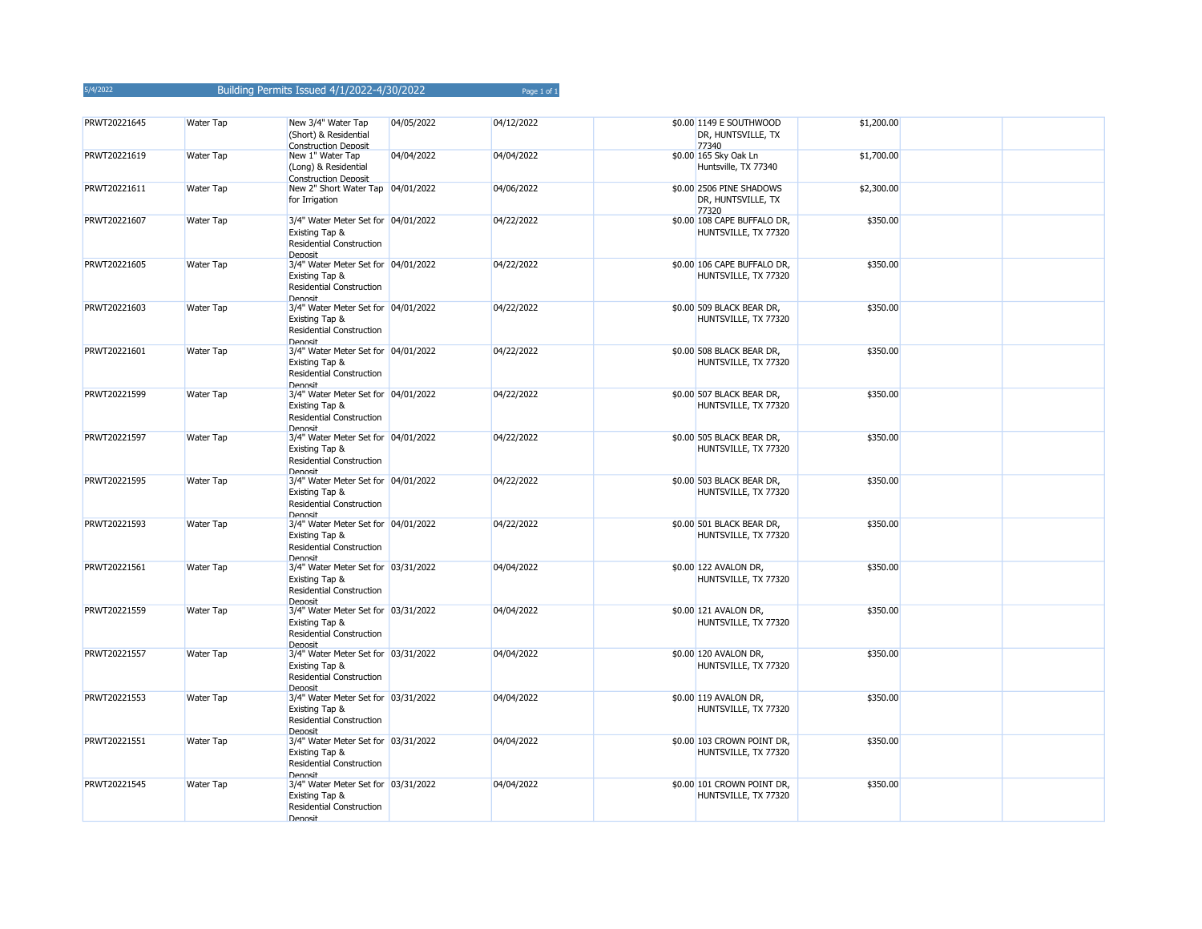# Building Permits Issued 4/1/2022-4/30/2022

| | | | | | | | | | |
|---|---|---|---|---|---|---|---|---|---|
| PRWT20221645 | Water Tap | New 3/4" Water Tap (Short) & Residential Construction Deposit | 04/05/2022 | 04/12/2022 | | $0.00 | 1149 E SOUTHWOOD DR, HUNTSVILLE, TX 77340 | $1,200.00 | | |
| PRWT20221619 | Water Tap | New 1" Water Tap (Long) & Residential Construction Deposit | 04/04/2022 | 04/04/2022 | | $0.00 | 165 Sky Oak Ln Huntsville, TX 77340 | $1,700.00 | | |
| PRWT20221611 | Water Tap | New 2" Short Water Tap for Irrigation | 04/01/2022 | 04/06/2022 | | $0.00 | 2506 PINE SHADOWS DR, HUNTSVILLE, TX 77320 | $2,300.00 | | |
| PRWT20221607 | Water Tap | 3/4" Water Meter Set for Existing Tap & Residential Construction Deposit | 04/01/2022 | 04/22/2022 | | $0.00 | 108 CAPE BUFFALO DR, HUNTSVILLE, TX 77320 | $350.00 | | |
| PRWT20221605 | Water Tap | 3/4" Water Meter Set for Existing Tap & Residential Construction Deposit | 04/01/2022 | 04/22/2022 | | $0.00 | 106 CAPE BUFFALO DR, HUNTSVILLE, TX 77320 | $350.00 | | |
| PRWT20221603 | Water Tap | 3/4" Water Meter Set for Existing Tap & Residential Construction Deposit | 04/01/2022 | 04/22/2022 | | $0.00 | 509 BLACK BEAR DR, HUNTSVILLE, TX 77320 | $350.00 | | |
| PRWT20221601 | Water Tap | 3/4" Water Meter Set for Existing Tap & Residential Construction Deposit | 04/01/2022 | 04/22/2022 | | $0.00 | 508 BLACK BEAR DR, HUNTSVILLE, TX 77320 | $350.00 | | |
| PRWT20221599 | Water Tap | 3/4" Water Meter Set for Existing Tap & Residential Construction Deposit | 04/01/2022 | 04/22/2022 | | $0.00 | 507 BLACK BEAR DR, HUNTSVILLE, TX 77320 | $350.00 | | |
| PRWT20221597 | Water Tap | 3/4" Water Meter Set for Existing Tap & Residential Construction Deposit | 04/01/2022 | 04/22/2022 | | $0.00 | 505 BLACK BEAR DR, HUNTSVILLE, TX 77320 | $350.00 | | |
| PRWT20221595 | Water Tap | 3/4" Water Meter Set for Existing Tap & Residential Construction Deposit | 04/01/2022 | 04/22/2022 | | $0.00 | 503 BLACK BEAR DR, HUNTSVILLE, TX 77320 | $350.00 | | |
| PRWT20221593 | Water Tap | 3/4" Water Meter Set for Existing Tap & Residential Construction Deposit | 04/01/2022 | 04/22/2022 | | $0.00 | 501 BLACK BEAR DR, HUNTSVILLE, TX 77320 | $350.00 | | |
| PRWT20221561 | Water Tap | 3/4" Water Meter Set for Existing Tap & Residential Construction Deposit | 03/31/2022 | 04/04/2022 | | $0.00 | 122 AVALON DR, HUNTSVILLE, TX 77320 | $350.00 | | |
| PRWT20221559 | Water Tap | 3/4" Water Meter Set for Existing Tap & Residential Construction Deposit | 03/31/2022 | 04/04/2022 | | $0.00 | 121 AVALON DR, HUNTSVILLE, TX 77320 | $350.00 | | |
| PRWT20221557 | Water Tap | 3/4" Water Meter Set for Existing Tap & Residential Construction Deposit | 03/31/2022 | 04/04/2022 | | $0.00 | 120 AVALON DR, HUNTSVILLE, TX 77320 | $350.00 | | |
| PRWT20221553 | Water Tap | 3/4" Water Meter Set for Existing Tap & Residential Construction Deposit | 03/31/2022 | 04/04/2022 | | $0.00 | 119 AVALON DR, HUNTSVILLE, TX 77320 | $350.00 | | |
| PRWT20221551 | Water Tap | 3/4" Water Meter Set for Existing Tap & Residential Construction Deposit | 03/31/2022 | 04/04/2022 | | $0.00 | 103 CROWN POINT DR, HUNTSVILLE, TX 77320 | $350.00 | | |
| PRWT20221545 | Water Tap | 3/4" Water Meter Set for Existing Tap & Residential Construction Deposit | 03/31/2022 | 04/04/2022 | | $0.00 | 101 CROWN POINT DR, HUNTSVILLE, TX 77320 | $350.00 | | |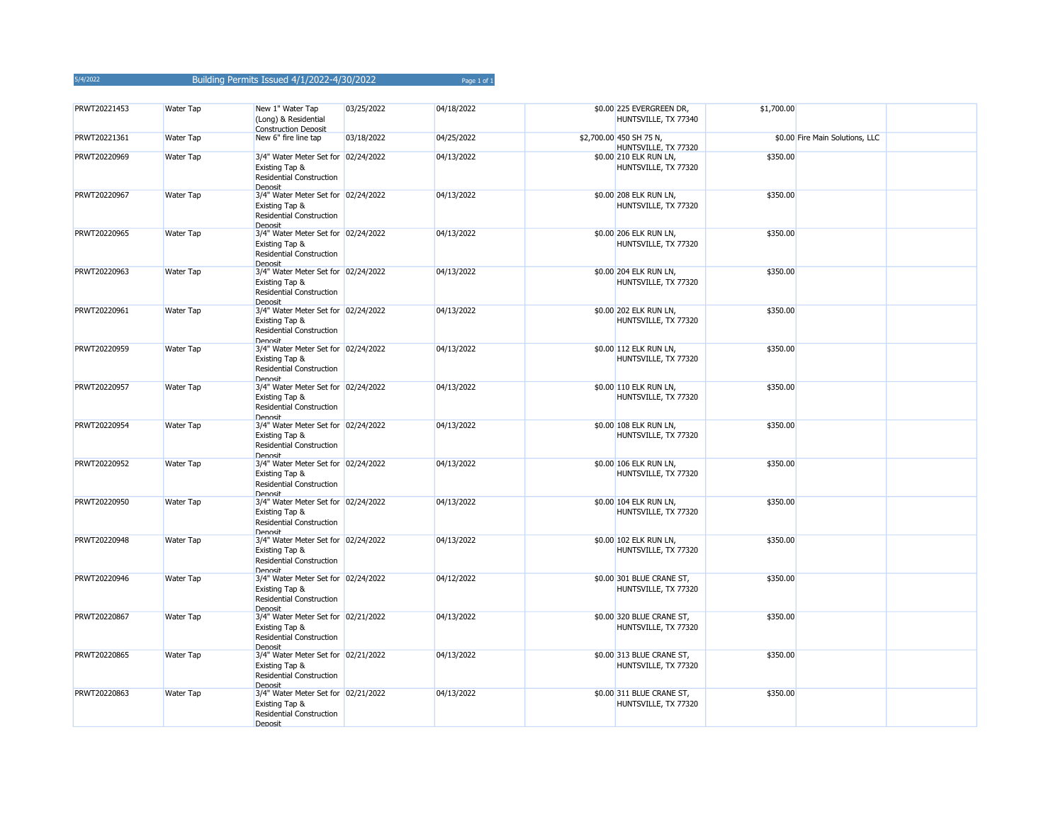| | | | | | | | | | |
|---|---|---|---|---|---|---|---|---|---|
| PRWT20221453 | Water Tap | New 1" Water Tap (Long) & Residential Construction Deposit | 03/25/2022 | 04/18/2022 | $0.00 | 225 EVERGREEN DR, HUNTSVILLE, TX 77340 | $1,700.00 | | |
| PRWT20221361 | Water Tap | New 6" fire line tap | 03/18/2022 | 04/25/2022 | $2,700.00 | 450 SH 75 N, HUNTSVILLE, TX 77320 | $0.00 | Fire Main Solutions, LLC | |
| PRWT20220969 | Water Tap | 3/4" Water Meter Set for Existing Tap & Residential Construction Deposit | 02/24/2022 | 04/13/2022 | $0.00 | 210 ELK RUN LN, HUNTSVILLE, TX 77320 | $350.00 | | |
| PRWT20220967 | Water Tap | 3/4" Water Meter Set for Existing Tap & Residential Construction Deposit | 02/24/2022 | 04/13/2022 | $0.00 | 208 ELK RUN LN, HUNTSVILLE, TX 77320 | $350.00 | | |
| PRWT20220965 | Water Tap | 3/4" Water Meter Set for Existing Tap & Residential Construction Deposit | 02/24/2022 | 04/13/2022 | $0.00 | 206 ELK RUN LN, HUNTSVILLE, TX 77320 | $350.00 | | |
| PRWT20220963 | Water Tap | 3/4" Water Meter Set for Existing Tap & Residential Construction Deposit | 02/24/2022 | 04/13/2022 | $0.00 | 204 ELK RUN LN, HUNTSVILLE, TX 77320 | $350.00 | | |
| PRWT20220961 | Water Tap | 3/4" Water Meter Set for Existing Tap & Residential Construction Deposit | 02/24/2022 | 04/13/2022 | $0.00 | 202 ELK RUN LN, HUNTSVILLE, TX 77320 | $350.00 | | |
| PRWT20220959 | Water Tap | 3/4" Water Meter Set for Existing Tap & Residential Construction Deposit | 02/24/2022 | 04/13/2022 | $0.00 | 112 ELK RUN LN, HUNTSVILLE, TX 77320 | $350.00 | | |
| PRWT20220957 | Water Tap | 3/4" Water Meter Set for Existing Tap & Residential Construction Deposit | 02/24/2022 | 04/13/2022 | $0.00 | 110 ELK RUN LN, HUNTSVILLE, TX 77320 | $350.00 | | |
| PRWT20220954 | Water Tap | 3/4" Water Meter Set for Existing Tap & Residential Construction Deposit | 02/24/2022 | 04/13/2022 | $0.00 | 108 ELK RUN LN, HUNTSVILLE, TX 77320 | $350.00 | | |
| PRWT20220952 | Water Tap | 3/4" Water Meter Set for Existing Tap & Residential Construction Deposit | 02/24/2022 | 04/13/2022 | $0.00 | 106 ELK RUN LN, HUNTSVILLE, TX 77320 | $350.00 | | |
| PRWT20220950 | Water Tap | 3/4" Water Meter Set for Existing Tap & Residential Construction Deposit | 02/24/2022 | 04/13/2022 | $0.00 | 104 ELK RUN LN, HUNTSVILLE, TX 77320 | $350.00 | | |
| PRWT20220948 | Water Tap | 3/4" Water Meter Set for Existing Tap & Residential Construction Deposit | 02/24/2022 | 04/13/2022 | $0.00 | 102 ELK RUN LN, HUNTSVILLE, TX 77320 | $350.00 | | |
| PRWT20220946 | Water Tap | 3/4" Water Meter Set for Existing Tap & Residential Construction Deposit | 02/24/2022 | 04/12/2022 | $0.00 | 301 BLUE CRANE ST, HUNTSVILLE, TX 77320 | $350.00 | | |
| PRWT20220867 | Water Tap | 3/4" Water Meter Set for Existing Tap & Residential Construction Deposit | 02/21/2022 | 04/13/2022 | $0.00 | 320 BLUE CRANE ST, HUNTSVILLE, TX 77320 | $350.00 | | |
| PRWT20220865 | Water Tap | 3/4" Water Meter Set for Existing Tap & Residential Construction Deposit | 02/21/2022 | 04/13/2022 | $0.00 | 313 BLUE CRANE ST, HUNTSVILLE, TX 77320 | $350.00 | | |
| PRWT20220863 | Water Tap | 3/4" Water Meter Set for Existing Tap & Residential Construction Deposit | 02/21/2022 | 04/13/2022 | $0.00 | 311 BLUE CRANE ST, HUNTSVILLE, TX 77320 | $350.00 | | |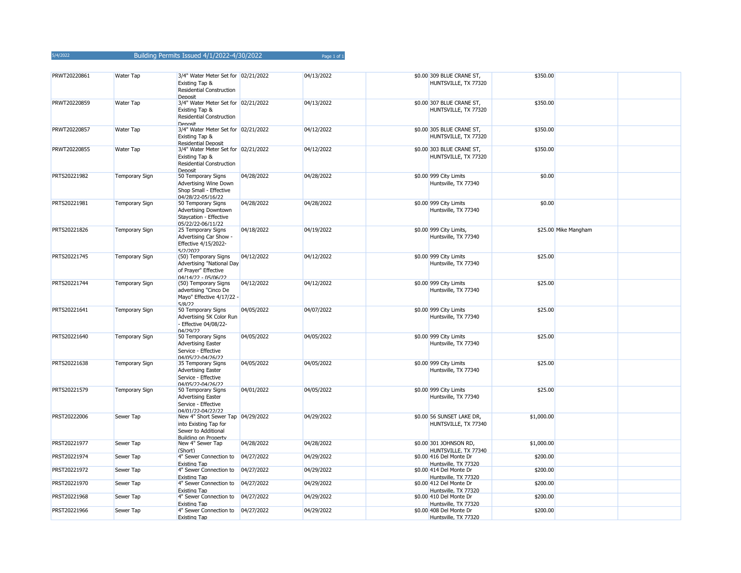# Building Permits Issued 4/1/2022-4/30/2022

| | | | | | | | | | |
|---|---|---|---|---|---|---|---|---|---|
| PRWT20220861 | Water Tap | 3/4" Water Meter Set for Existing Tap & Residential Construction Deposit | 02/21/2022 | 04/13/2022 | | $0.00 | 309 BLUE CRANE ST, HUNTSVILLE, TX 77320 | $350.00 | |
| PRWT20220859 | Water Tap | 3/4" Water Meter Set for Existing Tap & Residential Construction Deposit | 02/21/2022 | 04/13/2022 | | $0.00 | 307 BLUE CRANE ST, HUNTSVILLE, TX 77320 | $350.00 | |
| PRWT20220857 | Water Tap | 3/4" Water Meter Set for Existing Tap & Residential Deposit | 02/21/2022 | 04/12/2022 | | $0.00 | 305 BLUE CRANE ST, HUNTSVILLE, TX 77320 | $350.00 | |
| PRWT20220855 | Water Tap | 3/4" Water Meter Set for Existing Tap & Residential Construction Deposit | 02/21/2022 | 04/12/2022 | | $0.00 | 303 BLUE CRANE ST, HUNTSVILLE, TX 77320 | $350.00 | |
| PRTS20221982 | Temporary Sign | 50 Temporary Signs Advertising Wine Down Shop Small - Effective 04/28/22-05/16/22 | 04/28/2022 | 04/28/2022 | | $0.00 | 999 City Limits Huntsville, TX 77340 | $0.00 | |
| PRTS20221981 | Temporary Sign | 50 Temporary Signs Advertising Downtown Staycation - Effective 05/22/22-06/11/22 | 04/28/2022 | 04/28/2022 | | $0.00 | 999 City Limits Huntsville, TX 77340 | $0.00 | |
| PRTS20221826 | Temporary Sign | 25 Temporary Signs Advertising Car Show - Effective 4/15/2022-5/2/2022 | 04/18/2022 | 04/19/2022 | | $0.00 | 999 City Limits, Huntsville, TX 77340 | $25.00 | Mike Mangham |
| PRTS20221745 | Temporary Sign | (50) Temporary Signs Advertising "National Day of Prayer" Effective 04/14/22 - 05/06/22 | 04/12/2022 | 04/12/2022 | | $0.00 | 999 City Limits Huntsville, TX 77340 | $25.00 | |
| PRTS20221744 | Temporary Sign | (50) Temporary Signs advertising "Cinco De Mayo" Effective 4/17/22 - 5/8/22 | 04/12/2022 | 04/12/2022 | | $0.00 | 999 City Limits Huntsville, TX 77340 | $25.00 | |
| PRTS20221641 | Temporary Sign | 50 Temporary Signs Advertising 5K Color Run - Effective 04/08/22-04/29/22 | 04/05/2022 | 04/07/2022 | | $0.00 | 999 City Limits Huntsville, TX 77340 | $25.00 | |
| PRTS20221640 | Temporary Sign | 50 Temporary Signs Advertising Easter Service - Effective 04/05/22-04/26/22 | 04/05/2022 | 04/05/2022 | | $0.00 | 999 City Limits Huntsville, TX 77340 | $25.00 | |
| PRTS20221638 | Temporary Sign | 35 Temporary Signs Advertising Easter Service - Effective 04/05/22-04/26/22 | 04/05/2022 | 04/05/2022 | | $0.00 | 999 City Limits Huntsville, TX 77340 | $25.00 | |
| PRTS20221579 | Temporary Sign | 50 Temporary Signs Advertising Easter Service - Effective 04/01/22-04/22/22 | 04/01/2022 | 04/05/2022 | | $0.00 | 999 City Limits Huntsville, TX 77340 | $25.00 | |
| PRST20222006 | Sewer Tap | New 4" Short Sewer Tap into Existing Tap for Sewer to Additional Building on Property | 04/29/2022 | 04/29/2022 | | $0.00 | 56 SUNSET LAKE DR, HUNTSVILLE, TX 77340 | $1,000.00 | |
| PRST20221977 | Sewer Tap | New 4" Sewer Tap (Short) | 04/28/2022 | 04/28/2022 | | $0.00 | 301 JOHNSON RD, HUNTSVILLE, TX 77340 | $1,000.00 | |
| PRST20221974 | Sewer Tap | 4" Sewer Connection to Existing Tap | 04/27/2022 | 04/29/2022 | | $0.00 | 416 Del Monte Dr Huntsville, TX 77320 | $200.00 | |
| PRST20221972 | Sewer Tap | 4" Sewer Connection to Existing Tap | 04/27/2022 | 04/29/2022 | | $0.00 | 414 Del Monte Dr Huntsville, TX 77320 | $200.00 | |
| PRST20221970 | Sewer Tap | 4" Sewer Connection to Existing Tap | 04/27/2022 | 04/29/2022 | | $0.00 | 412 Del Monte Dr Huntsville, TX 77320 | $200.00 | |
| PRST20221968 | Sewer Tap | 4" Sewer Connection to Existing Tap | 04/27/2022 | 04/29/2022 | | $0.00 | 410 Del Monte Dr Huntsville, TX 77320 | $200.00 | |
| PRST20221966 | Sewer Tap | 4" Sewer Connection to Existing Tap | 04/27/2022 | 04/29/2022 | | $0.00 | 408 Del Monte Dr Huntsville, TX 77320 | $200.00 | |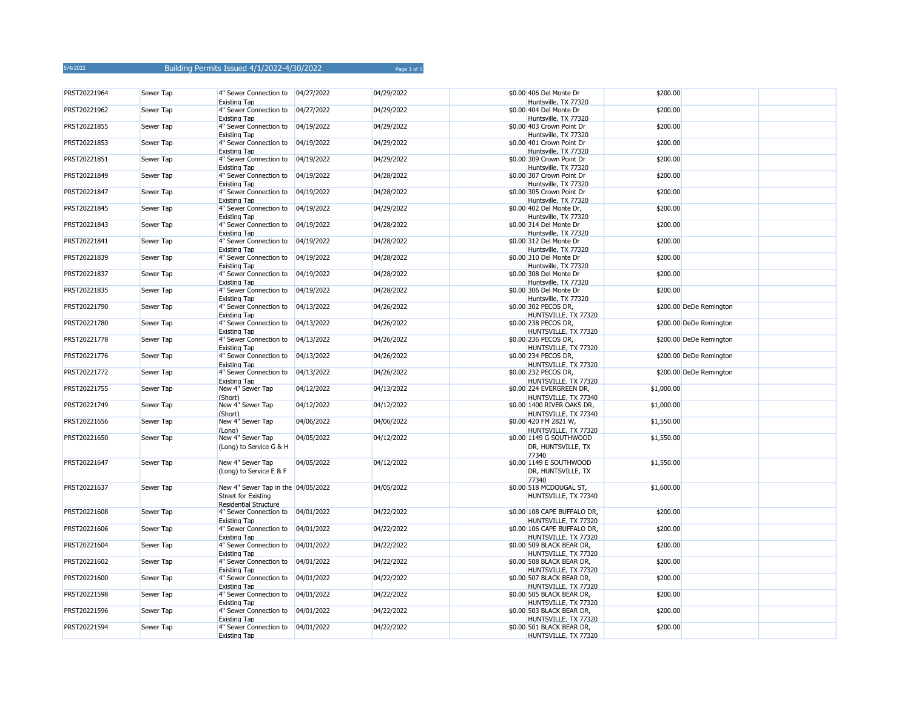| | | | | | | | | | |
|---|---|---|---|---|---|---|---|---|---|
| PRST20221964 | Sewer Tap | 4" Sewer Connection to Existing Tap | 04/27/2022 | 04/29/2022 | $0.00 | 406 Del Monte Dr Huntsville, TX 77320 | $200.00 | | |
| PRST20221962 | Sewer Tap | 4" Sewer Connection to Existing Tap | 04/27/2022 | 04/29/2022 | $0.00 | 404 Del Monte Dr Huntsville, TX 77320 | $200.00 | | |
| PRST20221855 | Sewer Tap | 4" Sewer Connection to Existing Tap | 04/19/2022 | 04/29/2022 | $0.00 | 403 Crown Point Dr Huntsville, TX 77320 | $200.00 | | |
| PRST20221853 | Sewer Tap | 4" Sewer Connection to Existing Tap | 04/19/2022 | 04/29/2022 | $0.00 | 401 Crown Point Dr Huntsville, TX 77320 | $200.00 | | |
| PRST20221851 | Sewer Tap | 4" Sewer Connection to Existing Tap | 04/19/2022 | 04/29/2022 | $0.00 | 309 Crown Point Dr Huntsville, TX 77320 | $200.00 | | |
| PRST20221849 | Sewer Tap | 4" Sewer Connection to Existing Tap | 04/19/2022 | 04/28/2022 | $0.00 | 307 Crown Point Dr Huntsville, TX 77320 | $200.00 | | |
| PRST20221847 | Sewer Tap | 4" Sewer Connection to Existing Tap | 04/19/2022 | 04/28/2022 | $0.00 | 305 Crown Point Dr Huntsville, TX 77320 | $200.00 | | |
| PRST20221845 | Sewer Tap | 4" Sewer Connection to Existing Tap | 04/19/2022 | 04/29/2022 | $0.00 | 402 Del Monte Dr, Huntsville, TX 77320 | $200.00 | | |
| PRST20221843 | Sewer Tap | 4" Sewer Connection to Existing Tap | 04/19/2022 | 04/28/2022 | $0.00 | 314 Del Monte Dr Huntsville, TX 77320 | $200.00 | | |
| PRST20221841 | Sewer Tap | 4" Sewer Connection to Existing Tap | 04/19/2022 | 04/28/2022 | $0.00 | 312 Del Monte Dr Huntsville, TX 77320 | $200.00 | | |
| PRST20221839 | Sewer Tap | 4" Sewer Connection to Existing Tap | 04/19/2022 | 04/28/2022 | $0.00 | 310 Del Monte Dr Huntsville, TX 77320 | $200.00 | | |
| PRST20221837 | Sewer Tap | 4" Sewer Connection to Existing Tap | 04/19/2022 | 04/28/2022 | $0.00 | 308 Del Monte Dr Huntsville, TX 77320 | $200.00 | | |
| PRST20221835 | Sewer Tap | 4" Sewer Connection to Existing Tap | 04/19/2022 | 04/28/2022 | $0.00 | 306 Del Monte Dr Huntsville, TX 77320 | $200.00 | | |
| PRST20221790 | Sewer Tap | 4" Sewer Connection to Existing Tap | 04/13/2022 | 04/26/2022 | $0.00 | 302 PECOS DR, HUNTSVILLE, TX 77320 | $200.00 | DeDe Remington | |
| PRST20221780 | Sewer Tap | 4" Sewer Connection to Existing Tap | 04/13/2022 | 04/26/2022 | $0.00 | 238 PECOS DR, HUNTSVILLE, TX 77320 | $200.00 | DeDe Remington | |
| PRST20221778 | Sewer Tap | 4" Sewer Connection to Existing Tap | 04/13/2022 | 04/26/2022 | $0.00 | 236 PECOS DR, HUNTSVILLE, TX 77320 | $200.00 | DeDe Remington | |
| PRST20221776 | Sewer Tap | 4" Sewer Connection to Existing Tap | 04/13/2022 | 04/26/2022 | $0.00 | 234 PECOS DR, HUNTSVILLE, TX 77320 | $200.00 | DeDe Remington | |
| PRST20221772 | Sewer Tap | 4" Sewer Connection to Existing Tap | 04/13/2022 | 04/26/2022 | $0.00 | 232 PECOS DR, HUNTSVILLE, TX 77320 | $200.00 | DeDe Remington | |
| PRST20221755 | Sewer Tap | New 4" Sewer Tap (Short) | 04/12/2022 | 04/13/2022 | $0.00 | 224 EVERGREEN DR, HUNTSVILLE, TX 77340 | $1,000.00 | | |
| PRST20221749 | Sewer Tap | New 4" Sewer Tap (Short) | 04/12/2022 | 04/12/2022 | $0.00 | 1400 RIVER OAKS DR, HUNTSVILLE, TX 77340 | $1,000.00 | | |
| PRST20221656 | Sewer Tap | New 4" Sewer Tap (Long) | 04/06/2022 | 04/06/2022 | $0.00 | 420 FM 2821 W, HUNTSVILLE, TX 77320 | $1,550.00 | | |
| PRST20221650 | Sewer Tap | New 4" Sewer Tap (Long) to Service G & H | 04/05/2022 | 04/12/2022 | $0.00 | 1149 G SOUTHWOOD DR, HUNTSVILLE, TX 77340 | $1,550.00 | | |
| PRST20221647 | Sewer Tap | New 4" Sewer Tap (Long) to Service E & F | 04/05/2022 | 04/12/2022 | $0.00 | 1149 E SOUTHWOOD DR, HUNTSVILLE, TX 77340 | $1,550.00 | | |
| PRST20221637 | Sewer Tap | New 4" Sewer Tap in the Street for Existing Residential Structure | 04/05/2022 | 04/05/2022 | $0.00 | 518 MCDOUGAL ST, HUNTSVILLE, TX 77340 | $1,600.00 | | |
| PRST20221608 | Sewer Tap | 4" Sewer Connection to Existing Tap | 04/01/2022 | 04/22/2022 | $0.00 | 108 CAPE BUFFALO DR, HUNTSVILLE, TX 77320 | $200.00 | | |
| PRST20221606 | Sewer Tap | 4" Sewer Connection to Existing Tap | 04/01/2022 | 04/22/2022 | $0.00 | 106 CAPE BUFFALO DR, HUNTSVILLE, TX 77320 | $200.00 | | |
| PRST20221604 | Sewer Tap | 4" Sewer Connection to Existing Tap | 04/01/2022 | 04/22/2022 | $0.00 | 509 BLACK BEAR DR, HUNTSVILLE, TX 77320 | $200.00 | | |
| PRST20221602 | Sewer Tap | 4" Sewer Connection to Existing Tap | 04/01/2022 | 04/22/2022 | $0.00 | 508 BLACK BEAR DR, HUNTSVILLE, TX 77320 | $200.00 | | |
| PRST20221600 | Sewer Tap | 4" Sewer Connection to Existing Tap | 04/01/2022 | 04/22/2022 | $0.00 | 507 BLACK BEAR DR, HUNTSVILLE, TX 77320 | $200.00 | | |
| PRST20221598 | Sewer Tap | 4" Sewer Connection to Existing Tap | 04/01/2022 | 04/22/2022 | $0.00 | 505 BLACK BEAR DR, HUNTSVILLE, TX 77320 | $200.00 | | |
| PRST20221596 | Sewer Tap | 4" Sewer Connection to Existing Tap | 04/01/2022 | 04/22/2022 | $0.00 | 503 BLACK BEAR DR, HUNTSVILLE, TX 77320 | $200.00 | | |
| PRST20221594 | Sewer Tap | 4" Sewer Connection to Existing Tap | 04/01/2022 | 04/22/2022 | $0.00 | 501 BLACK BEAR DR, HUNTSVILLE, TX 77320 | $200.00 | | |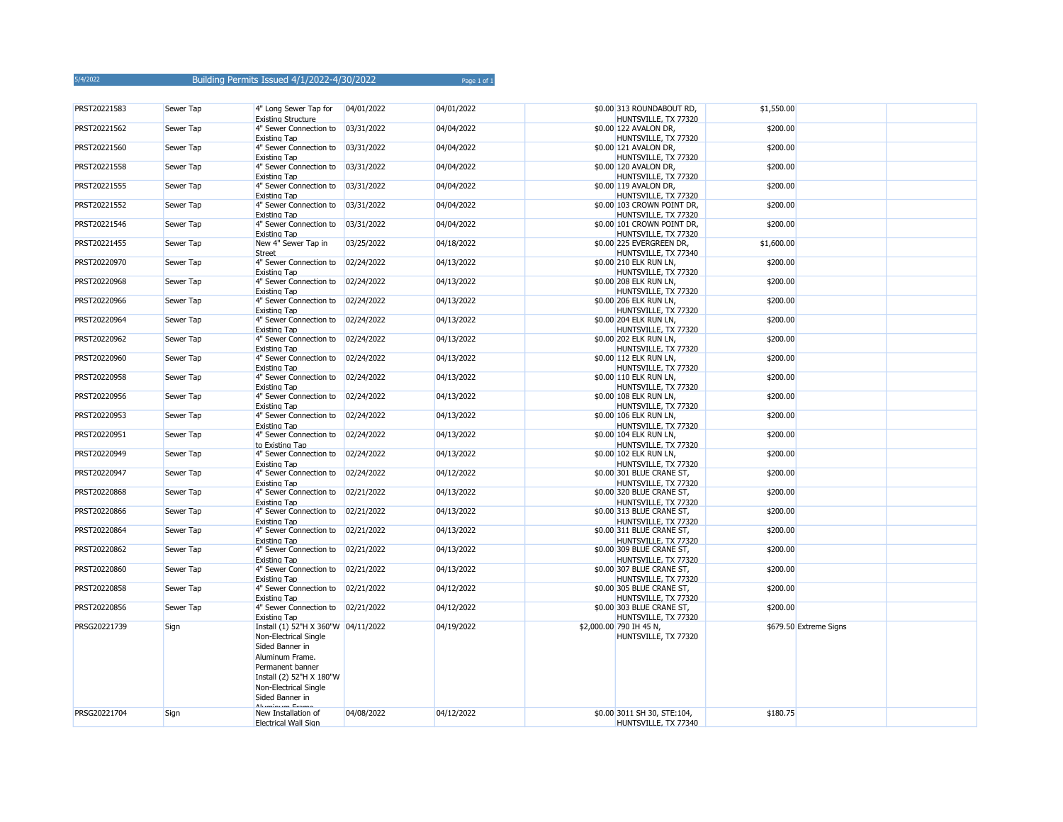# Building Permits Issued 4/1/2022-4/30/2022

| | | | | | | | | | |
|---|---|---|---|---|---|---|---|---|---|
| PRST20221583 | Sewer Tap | 4" Long Sewer Tap for Existing Structure | 04/01/2022 | 04/01/2022 | $0.00 | 313 ROUNDABOUT RD, HUNTSVILLE, TX 77320 | $1,550.00 | | |
| PRST20221562 | Sewer Tap | 4" Sewer Connection to Existing Tap | 03/31/2022 | 04/04/2022 | $0.00 | 122 AVALON DR, HUNTSVILLE, TX 77320 | $200.00 | | |
| PRST20221560 | Sewer Tap | 4" Sewer Connection to Existing Tap | 03/31/2022 | 04/04/2022 | $0.00 | 121 AVALON DR, HUNTSVILLE, TX 77320 | $200.00 | | |
| PRST20221558 | Sewer Tap | 4" Sewer Connection to Existing Tap | 03/31/2022 | 04/04/2022 | $0.00 | 120 AVALON DR, HUNTSVILLE, TX 77320 | $200.00 | | |
| PRST20221555 | Sewer Tap | 4" Sewer Connection to Existing Tap | 03/31/2022 | 04/04/2022 | $0.00 | 119 AVALON DR, HUNTSVILLE, TX 77320 | $200.00 | | |
| PRST20221552 | Sewer Tap | 4" Sewer Connection to Existing Tap | 03/31/2022 | 04/04/2022 | $0.00 | 103 CROWN POINT DR, HUNTSVILLE, TX 77320 | $200.00 | | |
| PRST20221546 | Sewer Tap | 4" Sewer Connection to Existing Tap | 03/31/2022 | 04/04/2022 | $0.00 | 101 CROWN POINT DR, HUNTSVILLE, TX 77320 | $200.00 | | |
| PRST20221455 | Sewer Tap | New 4" Sewer Tap in Street | 03/25/2022 | 04/18/2022 | $0.00 | 225 EVERGREEN DR, HUNTSVILLE, TX 77340 | $1,600.00 | | |
| PRST20220970 | Sewer Tap | 4" Sewer Connection to Existing Tap | 02/24/2022 | 04/13/2022 | $0.00 | 210 ELK RUN LN, HUNTSVILLE, TX 77320 | $200.00 | | |
| PRST20220968 | Sewer Tap | 4" Sewer Connection to Existing Tap | 02/24/2022 | 04/13/2022 | $0.00 | 208 ELK RUN LN, HUNTSVILLE, TX 77320 | $200.00 | | |
| PRST20220966 | Sewer Tap | 4" Sewer Connection to Existing Tap | 02/24/2022 | 04/13/2022 | $0.00 | 206 ELK RUN LN, HUNTSVILLE, TX 77320 | $200.00 | | |
| PRST20220964 | Sewer Tap | 4" Sewer Connection to Existing Tap | 02/24/2022 | 04/13/2022 | $0.00 | 204 ELK RUN LN, HUNTSVILLE, TX 77320 | $200.00 | | |
| PRST20220962 | Sewer Tap | 4" Sewer Connection to Existing Tap | 02/24/2022 | 04/13/2022 | $0.00 | 202 ELK RUN LN, HUNTSVILLE, TX 77320 | $200.00 | | |
| PRST20220960 | Sewer Tap | 4" Sewer Connection to Existing Tap | 02/24/2022 | 04/13/2022 | $0.00 | 112 ELK RUN LN, HUNTSVILLE, TX 77320 | $200.00 | | |
| PRST20220958 | Sewer Tap | 4" Sewer Connection to Existing Tap | 02/24/2022 | 04/13/2022 | $0.00 | 110 ELK RUN LN, HUNTSVILLE, TX 77320 | $200.00 | | |
| PRST20220956 | Sewer Tap | 4" Sewer Connection to Existing Tap | 02/24/2022 | 04/13/2022 | $0.00 | 108 ELK RUN LN, HUNTSVILLE, TX 77320 | $200.00 | | |
| PRST20220953 | Sewer Tap | 4" Sewer Connection to Existing Tap | 02/24/2022 | 04/13/2022 | $0.00 | 106 ELK RUN LN, HUNTSVILLE, TX 77320 | $200.00 | | |
| PRST20220951 | Sewer Tap | 4" Sewer Connection to to Existing Tap | 02/24/2022 | 04/13/2022 | $0.00 | 104 ELK RUN LN, HUNTSVILLE, TX 77320 | $200.00 | | |
| PRST20220949 | Sewer Tap | 4" Sewer Connection to Existing Tap | 02/24/2022 | 04/13/2022 | $0.00 | 102 ELK RUN LN, HUNTSVILLE, TX 77320 | $200.00 | | |
| PRST20220947 | Sewer Tap | 4" Sewer Connection to Existing Tap | 02/24/2022 | 04/12/2022 | $0.00 | 301 BLUE CRANE ST, HUNTSVILLE, TX 77320 | $200.00 | | |
| PRST20220868 | Sewer Tap | 4" Sewer Connection to Existing Tap | 02/21/2022 | 04/13/2022 | $0.00 | 320 BLUE CRANE ST, HUNTSVILLE, TX 77320 | $200.00 | | |
| PRST20220866 | Sewer Tap | 4" Sewer Connection to Existing Tap | 02/21/2022 | 04/13/2022 | $0.00 | 313 BLUE CRANE ST, HUNTSVILLE, TX 77320 | $200.00 | | |
| PRST20220864 | Sewer Tap | 4" Sewer Connection to Existing Tap | 02/21/2022 | 04/13/2022 | $0.00 | 311 BLUE CRANE ST, HUNTSVILLE, TX 77320 | $200.00 | | |
| PRST20220862 | Sewer Tap | 4" Sewer Connection to Existing Tap | 02/21/2022 | 04/13/2022 | $0.00 | 309 BLUE CRANE ST, HUNTSVILLE, TX 77320 | $200.00 | | |
| PRST20220860 | Sewer Tap | 4" Sewer Connection to Existing Tap | 02/21/2022 | 04/13/2022 | $0.00 | 307 BLUE CRANE ST, HUNTSVILLE, TX 77320 | $200.00 | | |
| PRST20220858 | Sewer Tap | 4" Sewer Connection to Existing Tap | 02/21/2022 | 04/12/2022 | $0.00 | 305 BLUE CRANE ST, HUNTSVILLE, TX 77320 | $200.00 | | |
| PRST20220856 | Sewer Tap | 4" Sewer Connection to Existing Tap | 02/21/2022 | 04/12/2022 | $0.00 | 303 BLUE CRANE ST, HUNTSVILLE, TX 77320 | $200.00 | | |
| PRSG20221739 | Sign | Install (1) 52"H X 360"W Non-Electrical Single Sided Banner in Aluminum Frame. Permanent banner Install (2) 52"H X 180"W Non-Electrical Single Sided Banner in Aluminum Frame | 04/11/2022 | 04/19/2022 | $2,000.00 | 790 IH 45 N, HUNTSVILLE, TX 77320 | $679.50 | Extreme Signs | |
| PRSG20221704 | Sign | New Installation of Electrical Wall Sign | 04/08/2022 | 04/12/2022 | $0.00 | 3011 SH 30, STE:104, HUNTSVILLE, TX 77340 | $180.75 | | |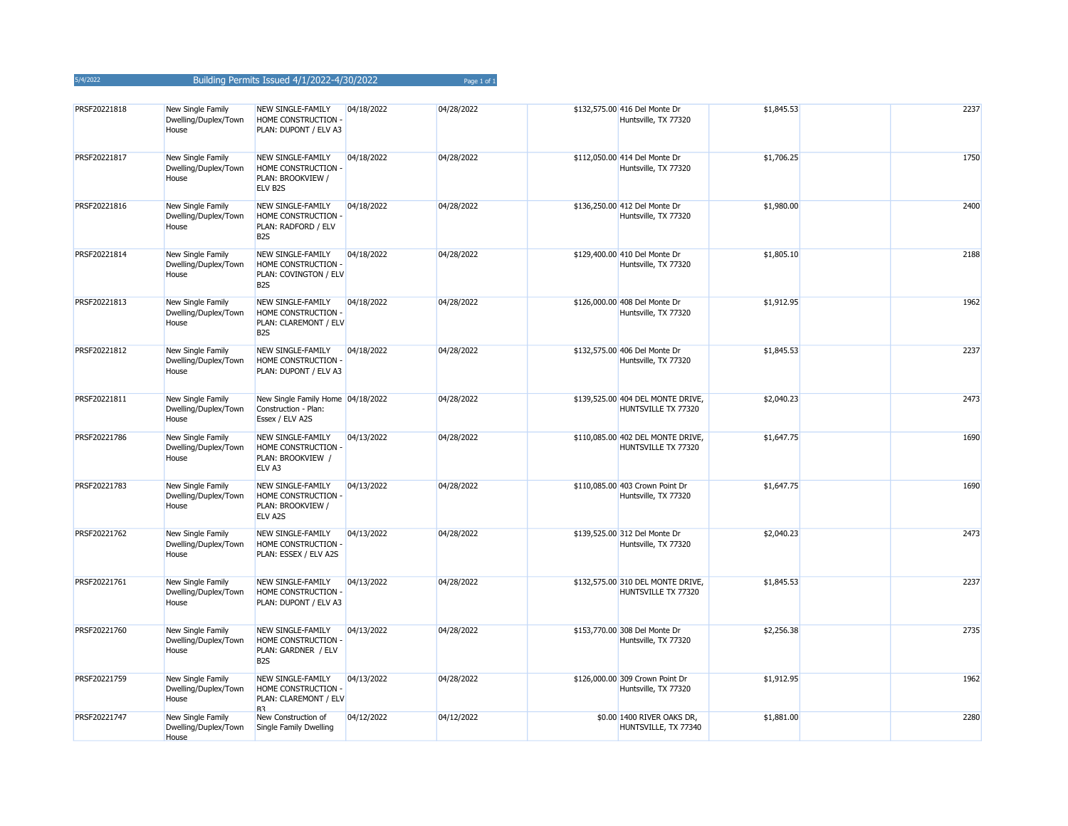Building Permits Issued 4/1/2022-4/30/2022

| | | | | | | | | | |
|---|---|---|---|---|---|---|---|---|---|
| PRSF20221818 | New Single Family Dwelling/Duplex/Town House | NEW SINGLE-FAMILY HOME CONSTRUCTION - PLAN: DUPONT / ELV A3 | 04/18/2022 | 04/28/2022 | $132,575.00 | 416 Del Monte Dr Huntsville, TX 77320 | $1,845.53 | | 2237 |
| PRSF20221817 | New Single Family Dwelling/Duplex/Town House | NEW SINGLE-FAMILY HOME CONSTRUCTION - PLAN: BROOKVIEW / ELV B2S | 04/18/2022 | 04/28/2022 | $112,050.00 | 414 Del Monte Dr Huntsville, TX 77320 | $1,706.25 | | 1750 |
| PRSF20221816 | New Single Family Dwelling/Duplex/Town House | NEW SINGLE-FAMILY HOME CONSTRUCTION - PLAN: RADFORD / ELV B2S | 04/18/2022 | 04/28/2022 | $136,250.00 | 412 Del Monte Dr Huntsville, TX 77320 | $1,980.00 | | 2400 |
| PRSF20221814 | New Single Family Dwelling/Duplex/Town House | NEW SINGLE-FAMILY HOME CONSTRUCTION - PLAN: COVINGTON / ELV B2S | 04/18/2022 | 04/28/2022 | $129,400.00 | 410 Del Monte Dr Huntsville, TX 77320 | $1,805.10 | | 2188 |
| PRSF20221813 | New Single Family Dwelling/Duplex/Town House | NEW SINGLE-FAMILY HOME CONSTRUCTION - PLAN: CLAREMONT / ELV B2S | 04/18/2022 | 04/28/2022 | $126,000.00 | 408 Del Monte Dr Huntsville, TX 77320 | $1,912.95 | | 1962 |
| PRSF20221812 | New Single Family Dwelling/Duplex/Town House | NEW SINGLE-FAMILY HOME CONSTRUCTION - PLAN: DUPONT / ELV A3 | 04/18/2022 | 04/28/2022 | $132,575.00 | 406 Del Monte Dr Huntsville, TX 77320 | $1,845.53 | | 2237 |
| PRSF20221811 | New Single Family Dwelling/Duplex/Town House | New Single Family Home Construction - Plan: Essex / ELV A2S | 04/18/2022 | 04/28/2022 | $139,525.00 | 404 DEL MONTE DRIVE, HUNTSVILLE TX 77320 | $2,040.23 | | 2473 |
| PRSF20221786 | New Single Family Dwelling/Duplex/Town House | NEW SINGLE-FAMILY HOME CONSTRUCTION - PLAN: BROOKVIEW / ELV A3 | 04/13/2022 | 04/28/2022 | $110,085.00 | 402 DEL MONTE DRIVE, HUNTSVILLE TX 77320 | $1,647.75 | | 1690 |
| PRSF20221783 | New Single Family Dwelling/Duplex/Town House | NEW SINGLE-FAMILY HOME CONSTRUCTION - PLAN: BROOKVIEW / ELV A2S | 04/13/2022 | 04/28/2022 | $110,085.00 | 403 Crown Point Dr Huntsville, TX 77320 | $1,647.75 | | 1690 |
| PRSF20221762 | New Single Family Dwelling/Duplex/Town House | NEW SINGLE-FAMILY HOME CONSTRUCTION - PLAN: ESSEX / ELV A2S | 04/13/2022 | 04/28/2022 | $139,525.00 | 312 Del Monte Dr Huntsville, TX 77320 | $2,040.23 | | 2473 |
| PRSF20221761 | New Single Family Dwelling/Duplex/Town House | NEW SINGLE-FAMILY HOME CONSTRUCTION - PLAN: DUPONT / ELV A3 | 04/13/2022 | 04/28/2022 | $132,575.00 | 310 DEL MONTE DRIVE, HUNTSVILLE TX 77320 | $1,845.53 | | 2237 |
| PRSF20221760 | New Single Family Dwelling/Duplex/Town House | NEW SINGLE-FAMILY HOME CONSTRUCTION - PLAN: GARDNER / ELV B2S | 04/13/2022 | 04/28/2022 | $153,770.00 | 308 Del Monte Dr Huntsville, TX 77320 | $2,256.38 | | 2735 |
| PRSF20221759 | New Single Family Dwelling/Duplex/Town House | NEW SINGLE-FAMILY HOME CONSTRUCTION - PLAN: CLAREMONT / ELV B3 | 04/13/2022 | 04/28/2022 | $126,000.00 | 309 Crown Point Dr Huntsville, TX 77320 | $1,912.95 | | 1962 |
| PRSF20221747 | New Single Family Dwelling/Duplex/Town House | New Construction of Single Family Dwelling | 04/12/2022 | 04/12/2022 | $0.00 | 1400 RIVER OAKS DR, HUNTSVILLE, TX 77340 | $1,881.00 | | 2280 |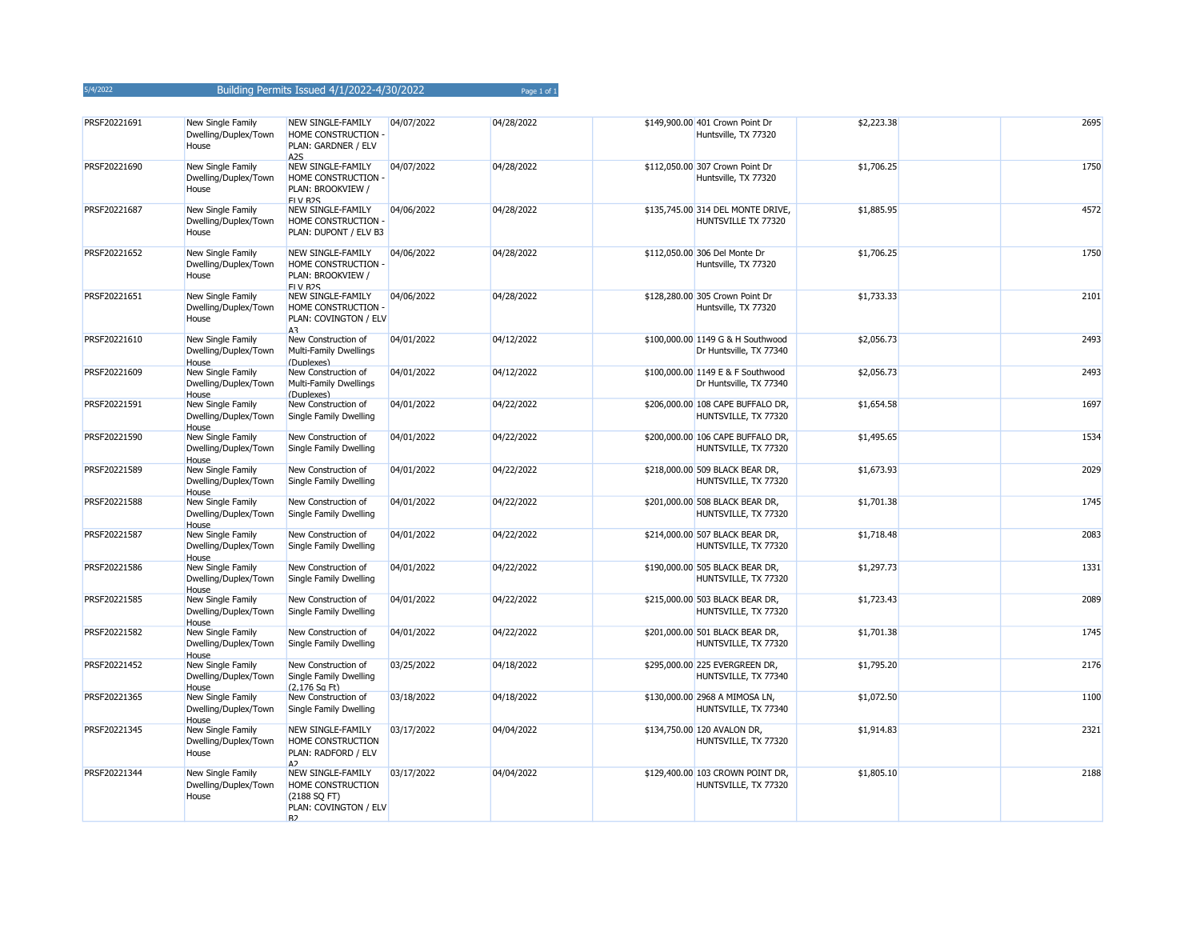5/4/2022 Building Permits Issued 4/1/2022-4/30/2022

| | | | | | | | | | | |
|---|---|---|---|---|---|---|---|---|---|---|
| PRSF20221691 | New Single Family Dwelling/Duplex/Town House | NEW SINGLE-FAMILY HOME CONSTRUCTION - PLAN: GARDNER / ELV A2S | 04/07/2022 | 04/28/2022 | | $149,900.00 | 401 Crown Point Dr Huntsville, TX 77320 | $2,223.38 | | 2695 |
| PRSF20221690 | New Single Family Dwelling/Duplex/Town House | NEW SINGLE-FAMILY HOME CONSTRUCTION - PLAN: BROOKVIEW / ELV B2S | 04/07/2022 | 04/28/2022 | | $112,050.00 | 307 Crown Point Dr Huntsville, TX 77320 | $1,706.25 | | 1750 |
| PRSF20221687 | New Single Family Dwelling/Duplex/Town House | NEW SINGLE-FAMILY HOME CONSTRUCTION - PLAN: DUPONT / ELV B3 | 04/06/2022 | 04/28/2022 | | $135,745.00 | 314 DEL MONTE DRIVE, HUNTSVILLE TX 77320 | $1,885.95 | | 4572 |
| PRSF20221652 | New Single Family Dwelling/Duplex/Town House | NEW SINGLE-FAMILY HOME CONSTRUCTION - PLAN: BROOKVIEW / ELV B2S | 04/06/2022 | 04/28/2022 | | $112,050.00 | 306 Del Monte Dr Huntsville, TX 77320 | $1,706.25 | | 1750 |
| PRSF20221651 | New Single Family Dwelling/Duplex/Town House | NEW SINGLE-FAMILY HOME CONSTRUCTION - PLAN: COVINGTON / ELV A3 | 04/06/2022 | 04/28/2022 | | $128,280.00 | 305 Crown Point Dr Huntsville, TX 77320 | $1,733.33 | | 2101 |
| PRSF20221610 | New Single Family Dwelling/Duplex/Town House | New Construction of Multi-Family Dwellings (Duplexes) | 04/01/2022 | 04/12/2022 | | $100,000.00 | 1149 G & H Southwood Dr Huntsville, TX 77340 | $2,056.73 | | 2493 |
| PRSF20221609 | New Single Family Dwelling/Duplex/Town House | New Construction of Multi-Family Dwellings (Duplexes) | 04/01/2022 | 04/12/2022 | | $100,000.00 | 1149 E & F Southwood Dr Huntsville, TX 77340 | $2,056.73 | | 2493 |
| PRSF20221591 | New Single Family Dwelling/Duplex/Town House | New Construction of Single Family Dwelling | 04/01/2022 | 04/22/2022 | | $206,000.00 | 108 CAPE BUFFALO DR, HUNTSVILLE, TX 77320 | $1,654.58 | | 1697 |
| PRSF20221590 | New Single Family Dwelling/Duplex/Town House | New Construction of Single Family Dwelling | 04/01/2022 | 04/22/2022 | | $200,000.00 | 106 CAPE BUFFALO DR, HUNTSVILLE, TX 77320 | $1,495.65 | | 1534 |
| PRSF20221589 | New Single Family Dwelling/Duplex/Town House | New Construction of Single Family Dwelling | 04/01/2022 | 04/22/2022 | | $218,000.00 | 509 BLACK BEAR DR, HUNTSVILLE, TX 77320 | $1,673.93 | | 2029 |
| PRSF20221588 | New Single Family Dwelling/Duplex/Town House | New Construction of Single Family Dwelling | 04/01/2022 | 04/22/2022 | | $201,000.00 | 508 BLACK BEAR DR, HUNTSVILLE, TX 77320 | $1,701.38 | | 1745 |
| PRSF20221587 | New Single Family Dwelling/Duplex/Town House | New Construction of Single Family Dwelling | 04/01/2022 | 04/22/2022 | | $214,000.00 | 507 BLACK BEAR DR, HUNTSVILLE, TX 77320 | $1,718.48 | | 2083 |
| PRSF20221586 | New Single Family Dwelling/Duplex/Town House | New Construction of Single Family Dwelling | 04/01/2022 | 04/22/2022 | | $190,000.00 | 505 BLACK BEAR DR, HUNTSVILLE, TX 77320 | $1,297.73 | | 1331 |
| PRSF20221585 | New Single Family Dwelling/Duplex/Town House | New Construction of Single Family Dwelling | 04/01/2022 | 04/22/2022 | | $215,000.00 | 503 BLACK BEAR DR, HUNTSVILLE, TX 77320 | $1,723.43 | | 2089 |
| PRSF20221582 | New Single Family Dwelling/Duplex/Town House | New Construction of Single Family Dwelling | 04/01/2022 | 04/22/2022 | | $201,000.00 | 501 BLACK BEAR DR, HUNTSVILLE, TX 77320 | $1,701.38 | | 1745 |
| PRSF20221452 | New Single Family Dwelling/Duplex/Town House | New Construction of Single Family Dwelling (2,176 Sq Ft) | 03/25/2022 | 04/18/2022 | | $295,000.00 | 225 EVERGREEN DR, HUNTSVILLE, TX 77340 | $1,795.20 | | 2176 |
| PRSF20221365 | New Single Family Dwelling/Duplex/Town House | New Construction of Single Family Dwelling | 03/18/2022 | 04/18/2022 | | $130,000.00 | 2968 A MIMOSA LN, HUNTSVILLE, TX 77340 | $1,072.50 | | 1100 |
| PRSF20221345 | New Single Family Dwelling/Duplex/Town House | NEW SINGLE-FAMILY HOME CONSTRUCTION PLAN: RADFORD / ELV A2 | 03/17/2022 | 04/04/2022 | | $134,750.00 | 120 AVALON DR, HUNTSVILLE, TX 77320 | $1,914.83 | | 2321 |
| PRSF20221344 | New Single Family Dwelling/Duplex/Town House | NEW SINGLE-FAMILY HOME CONSTRUCTION (2188 SQ FT) PLAN: COVINGTON / ELV B2 | 03/17/2022 | 04/04/2022 | | $129,400.00 | 103 CROWN POINT DR, HUNTSVILLE, TX 77320 | $1,805.10 | | 2188 |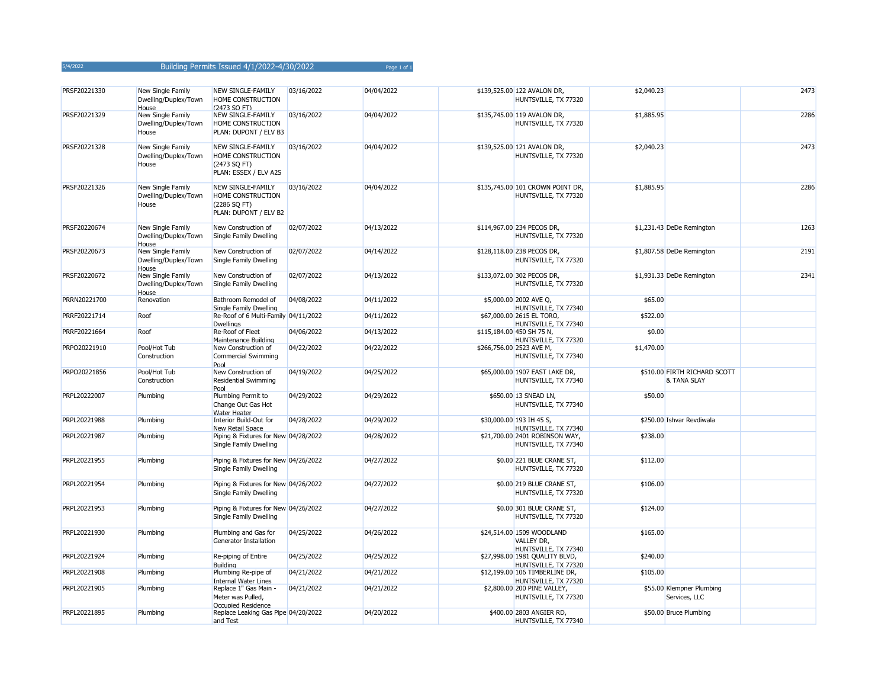# Building Permits Issued 4/1/2022-4/30/2022

| | | | | | | | | | |
|---|---|---|---|---|---|---|---|---|---|
| PRSF20221330 | New Single Family Dwelling/Duplex/Town House | NEW SINGLE-FAMILY HOME CONSTRUCTION (2473 SQ FT) | 03/16/2022 | 04/04/2022 | $139,525.00 | 122 AVALON DR, HUNTSVILLE, TX 77320 | $2,040.23 | | 2473 |
| PRSF20221329 | New Single Family Dwelling/Duplex/Town House | NEW SINGLE-FAMILY HOME CONSTRUCTION PLAN: DUPONT / ELV B3 | 03/16/2022 | 04/04/2022 | $135,745.00 | 119 AVALON DR, HUNTSVILLE, TX 77320 | $1,885.95 | | 2286 |
| PRSF20221328 | New Single Family Dwelling/Duplex/Town House | NEW SINGLE-FAMILY HOME CONSTRUCTION (2473 SQ FT) PLAN: ESSEX / ELV A2S | 03/16/2022 | 04/04/2022 | $139,525.00 | 121 AVALON DR, HUNTSVILLE, TX 77320 | $2,040.23 | | 2473 |
| PRSF20221326 | New Single Family Dwelling/Duplex/Town House | NEW SINGLE-FAMILY HOME CONSTRUCTION (2286 SQ FT) PLAN: DUPONT / ELV B2 | 03/16/2022 | 04/04/2022 | $135,745.00 | 101 CROWN POINT DR, HUNTSVILLE, TX 77320 | $1,885.95 | | 2286 |
| PRSF20220674 | New Single Family Dwelling/Duplex/Town House | New Construction of Single Family Dwelling | 02/07/2022 | 04/13/2022 | $114,967.00 | 234 PECOS DR, HUNTSVILLE, TX 77320 | $1,231.43 | DeDe Remington | 1263 |
| PRSF20220673 | New Single Family Dwelling/Duplex/Town House | New Construction of Single Family Dwelling | 02/07/2022 | 04/14/2022 | $128,118.00 | 238 PECOS DR, HUNTSVILLE, TX 77320 | $1,807.58 | DeDe Remington | 2191 |
| PRSF20220672 | New Single Family Dwelling/Duplex/Town House | New Construction of Single Family Dwelling | 02/07/2022 | 04/13/2022 | $133,072.00 | 302 PECOS DR, HUNTSVILLE, TX 77320 | $1,931.33 | DeDe Remington | 2341 |
| PRRN20221700 | Renovation | Bathroom Remodel of Single Family Dwelling | 04/08/2022 | 04/11/2022 | $5,000.00 | 2002 AVE Q, HUNTSVILLE, TX 77340 | $65.00 | | |
| PRRF20221714 | Roof | Re-Roof of 6 Multi-Family Dwellings | 04/11/2022 | 04/11/2022 | $67,000.00 | 2615 EL TORO, HUNTSVILLE, TX 77340 | $522.00 | | |
| PRRF20221664 | Roof | Re-Roof of Fleet Maintenance Building | 04/06/2022 | 04/13/2022 | $115,184.00 | 450 SH 75 N, HUNTSVILLE, TX 77320 | $0.00 | | |
| PRPO20221910 | Pool/Hot Tub Construction | New Construction of Commercial Swimming Pool | 04/22/2022 | 04/22/2022 | $266,756.00 | 2523 AVE M, HUNTSVILLE, TX 77340 | $1,470.00 | | |
| PRPO20221856 | Pool/Hot Tub Construction | New Construction of Residential Swimming Pool | 04/19/2022 | 04/25/2022 | $65,000.00 | 1907 EAST LAKE DR, HUNTSVILLE, TX 77340 | $510.00 | FIRTH RICHARD SCOTT & TANA SLAY | |
| PRPL20222007 | Plumbing | Plumbing Permit to Change Out Gas Hot Water Heater | 04/29/2022 | 04/29/2022 | $650.00 | 13 SNEAD LN, HUNTSVILLE, TX 77340 | $50.00 | | |
| PRPL20221988 | Plumbing | Interior Build-Out for New Retail Space | 04/28/2022 | 04/29/2022 | $30,000.00 | 193 IH 45 S, HUNTSVILLE, TX 77340 | $250.00 | Ishvar Revdiwala | |
| PRPL20221987 | Plumbing | Piping & Fixtures for New Single Family Dwelling | 04/28/2022 | 04/28/2022 | $21,700.00 | 2401 ROBINSON WAY, HUNTSVILLE, TX 77340 | $238.00 | | |
| PRPL20221955 | Plumbing | Piping & Fixtures for New Single Family Dwelling | 04/26/2022 | 04/27/2022 | $0.00 | 221 BLUE CRANE ST, HUNTSVILLE, TX 77320 | $112.00 | | |
| PRPL20221954 | Plumbing | Piping & Fixtures for New Single Family Dwelling | 04/26/2022 | 04/27/2022 | $0.00 | 219 BLUE CRANE ST, HUNTSVILLE, TX 77320 | $106.00 | | |
| PRPL20221953 | Plumbing | Piping & Fixtures for New Single Family Dwelling | 04/26/2022 | 04/27/2022 | $0.00 | 301 BLUE CRANE ST, HUNTSVILLE, TX 77320 | $124.00 | | |
| PRPL20221930 | Plumbing | Plumbing and Gas for Generator Installation | 04/25/2022 | 04/26/2022 | $24,514.00 | 1509 WOODLAND VALLEY DR, HUNTSVILLE, TX 77340 | $165.00 | | |
| PRPL20221924 | Plumbing | Re-piping of Entire Building | 04/25/2022 | 04/25/2022 | $27,998.00 | 1981 QUALITY BLVD, HUNTSVILLE, TX 77320 | $240.00 | | |
| PRPL20221908 | Plumbing | Plumbing Re-pipe of Internal Water Lines | 04/21/2022 | 04/21/2022 | $12,199.00 | 106 TIMBERLINE DR, HUNTSVILLE, TX 77320 | $105.00 | | |
| PRPL20221905 | Plumbing | Replace 1" Gas Main - Meter was Pulled, Occupied Residence | 04/21/2022 | 04/21/2022 | $2,800.00 | 200 PINE VALLEY, HUNTSVILLE, TX 77320 | $55.00 | Klempner Plumbing Services, LLC | |
| PRPL20221895 | Plumbing | Replace Leaking Gas Pipe and Test | 04/20/2022 | 04/20/2022 | $400.00 | 2803 ANGIER RD, HUNTSVILLE, TX 77340 | $50.00 | Bruce Plumbing | |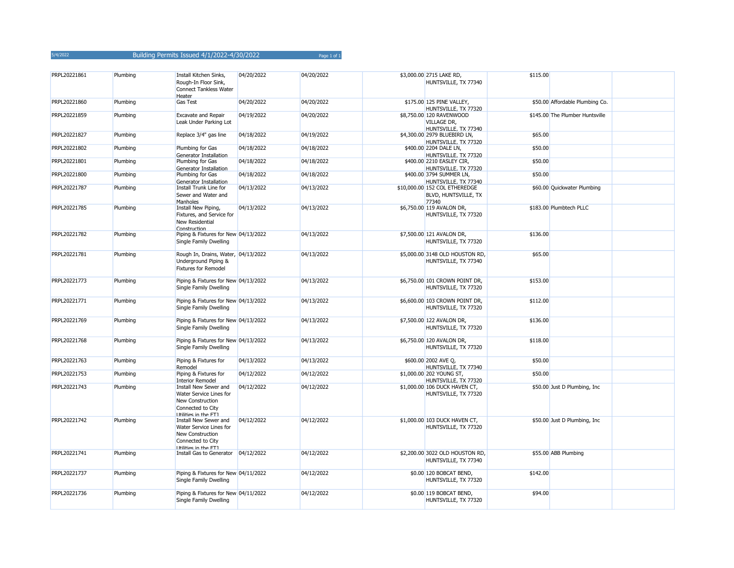## Building Permits Issued 4/1/2022-4/30/2022

| | | | | | | | | | |
|---|---|---|---|---|---|---|---|---|---|
| PRPL20221861 | Plumbing | Install Kitchen Sinks, Rough-In Floor Sink, Connect Tankless Water Heater | 04/20/2022 | 04/20/2022 | $3,000.00 | 2715 LAKE RD, HUNTSVILLE, TX 77340 | $115.00 | | |
| PRPL20221860 | Plumbing | Gas Test | 04/20/2022 | 04/20/2022 | $175.00 | 125 PINE VALLEY, HUNTSVILLE, TX 77320 | $50.00 | Affordable Plumbing Co. | |
| PRPL20221859 | Plumbing | Excavate and Repair Leak Under Parking Lot | 04/19/2022 | 04/20/2022 | $8,750.00 | 120 RAVENWOOD VILLAGE DR, HUNTSVILLE, TX 77340 | $145.00 | The Plumber Huntsville | |
| PRPL20221827 | Plumbing | Replace 3/4" gas line | 04/18/2022 | 04/19/2022 | $4,300.00 | 2979 BLUEBIRD LN, HUNTSVILLE, TX 77320 | $65.00 | | |
| PRPL20221802 | Plumbing | Plumbing for Gas Generator Installation | 04/18/2022 | 04/18/2022 | $400.00 | 2204 DALE LN, HUNTSVILLE, TX 77320 | $50.00 | | |
| PRPL20221801 | Plumbing | Plumbing for Gas Generator Installation | 04/18/2022 | 04/18/2022 | $400.00 | 2210 EASLEY CIR, HUNTSVILLE, TX 77320 | $50.00 | | |
| PRPL20221800 | Plumbing | Plumbing for Gas Generator Installation | 04/18/2022 | 04/18/2022 | $400.00 | 3794 SUMMER LN, HUNTSVILLE, TX 77340 | $50.00 | | |
| PRPL20221787 | Plumbing | Install Trunk Line for Sewer and Water and Manholes | 04/13/2022 | 04/13/2022 | $10,000.00 | 152 COL ETHEREDGE BLVD, HUNTSVILLE, TX 77340 | $60.00 | Quickwater Plumbing | |
| PRPL20221785 | Plumbing | Install New Piping, Fixtures, and Service for New Residential Construction | 04/13/2022 | 04/13/2022 | $6,750.00 | 119 AVALON DR, HUNTSVILLE, TX 77320 | $183.00 | Plumbtech PLLC | |
| PRPL20221782 | Plumbing | Piping & Fixtures for New Single Family Dwelling | 04/13/2022 | 04/13/2022 | $7,500.00 | 121 AVALON DR, HUNTSVILLE, TX 77320 | $136.00 | | |
| PRPL20221781 | Plumbing | Rough In, Drains, Water, Underground Piping & Fixtures for Remodel | 04/13/2022 | 04/13/2022 | $5,000.00 | 3148 OLD HOUSTON RD, HUNTSVILLE, TX 77340 | $65.00 | | |
| PRPL20221773 | Plumbing | Piping & Fixtures for New Single Family Dwelling | 04/13/2022 | 04/13/2022 | $6,750.00 | 101 CROWN POINT DR, HUNTSVILLE, TX 77320 | $153.00 | | |
| PRPL20221771 | Plumbing | Piping & Fixtures for New Single Family Dwelling | 04/13/2022 | 04/13/2022 | $6,600.00 | 103 CROWN POINT DR, HUNTSVILLE, TX 77320 | $112.00 | | |
| PRPL20221769 | Plumbing | Piping & Fixtures for New Single Family Dwelling | 04/13/2022 | 04/13/2022 | $7,500.00 | 122 AVALON DR, HUNTSVILLE, TX 77320 | $136.00 | | |
| PRPL20221768 | Plumbing | Piping & Fixtures for New Single Family Dwelling | 04/13/2022 | 04/13/2022 | $6,750.00 | 120 AVALON DR, HUNTSVILLE, TX 77320 | $118.00 | | |
| PRPL20221763 | Plumbing | Piping & Fixtures for Remodel | 04/13/2022 | 04/13/2022 | $600.00 | 2002 AVE Q, HUNTSVILLE, TX 77340 | $50.00 | | |
| PRPL20221753 | Plumbing | Piping & Fixtures for Interior Remodel | 04/12/2022 | 04/12/2022 | $1,000.00 | 202 YOUNG ST, HUNTSVILLE, TX 77320 | $50.00 | | |
| PRPL20221743 | Plumbing | Install New Sewer and Water Service Lines for New Construction Connected to City Utilities in the ETJ | 04/12/2022 | 04/12/2022 | $1,000.00 | 106 DUCK HAVEN CT, HUNTSVILLE, TX 77320 | $50.00 | Just D Plumbing, Inc | |
| PRPL20221742 | Plumbing | Install New Sewer and Water Service Lines for New Construction Connected to City Utilities in the ETJ | 04/12/2022 | 04/12/2022 | $1,000.00 | 103 DUCK HAVEN CT, HUNTSVILLE, TX 77320 | $50.00 | Just D Plumbing, Inc | |
| PRPL20221741 | Plumbing | Install Gas to Generator | 04/12/2022 | 04/12/2022 | $2,200.00 | 3022 OLD HOUSTON RD, HUNTSVILLE, TX 77340 | $55.00 | ABB Plumbing | |
| PRPL20221737 | Plumbing | Piping & Fixtures for New Single Family Dwelling | 04/11/2022 | 04/12/2022 | $0.00 | 120 BOBCAT BEND, HUNTSVILLE, TX 77320 | $142.00 | | |
| PRPL20221736 | Plumbing | Piping & Fixtures for New Single Family Dwelling | 04/11/2022 | 04/12/2022 | $0.00 | 119 BOBCAT BEND, HUNTSVILLE, TX 77320 | $94.00 | | |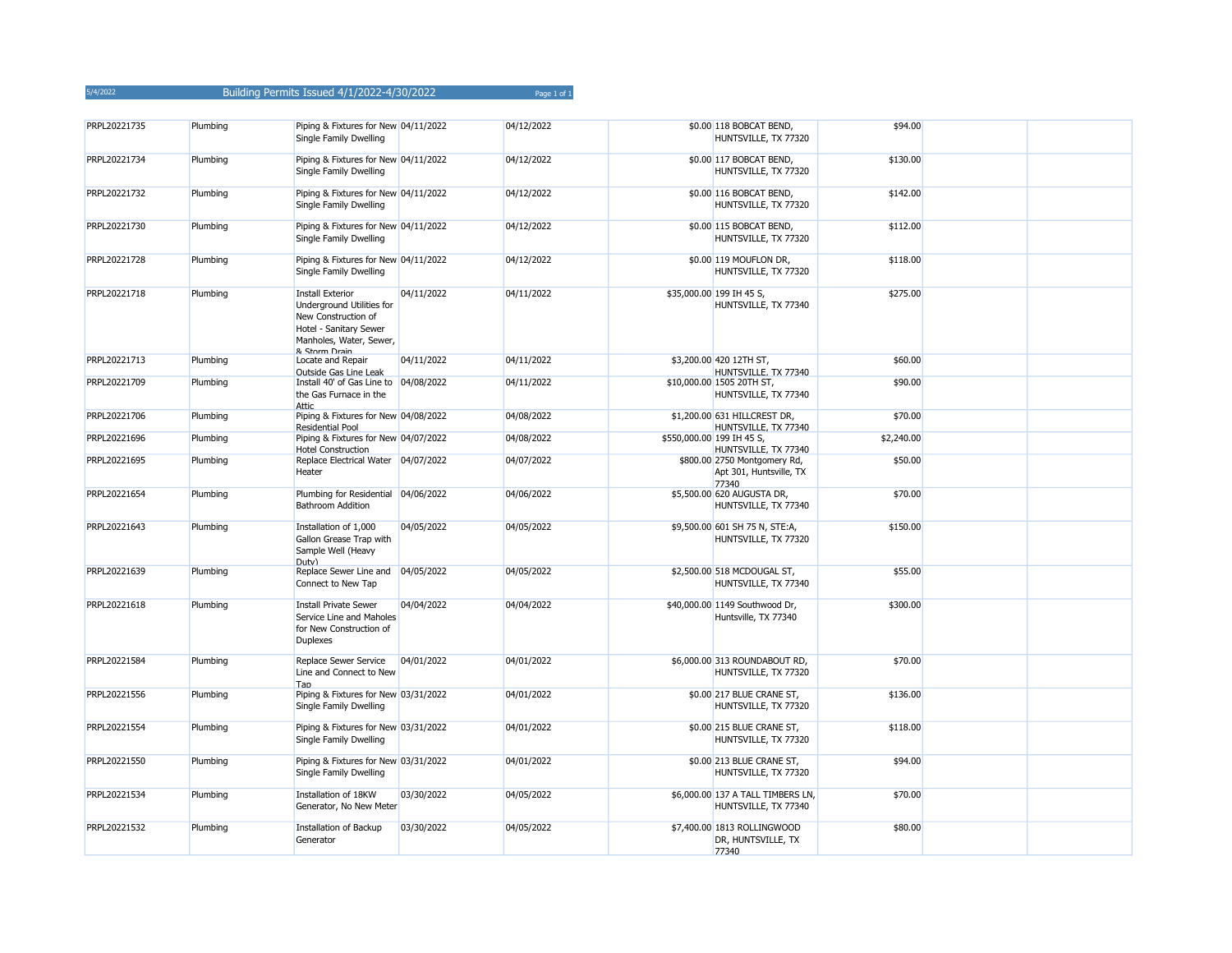| | | | | | | | | | |
|---|---|---|---|---|---|---|---|---|---|
| PRPL20221735 | Plumbing | Piping & Fixtures for New Single Family Dwelling | 04/11/2022 | 04/12/2022 | $0.00 | 118 BOBCAT BEND, HUNTSVILLE, TX 77320 | $94.00 | | |
| PRPL20221734 | Plumbing | Piping & Fixtures for New Single Family Dwelling | 04/11/2022 | 04/12/2022 | $0.00 | 117 BOBCAT BEND, HUNTSVILLE, TX 77320 | $130.00 | | |
| PRPL20221732 | Plumbing | Piping & Fixtures for New Single Family Dwelling | 04/11/2022 | 04/12/2022 | $0.00 | 116 BOBCAT BEND, HUNTSVILLE, TX 77320 | $142.00 | | |
| PRPL20221730 | Plumbing | Piping & Fixtures for New Single Family Dwelling | 04/11/2022 | 04/12/2022 | $0.00 | 115 BOBCAT BEND, HUNTSVILLE, TX 77320 | $112.00 | | |
| PRPL20221728 | Plumbing | Piping & Fixtures for New Single Family Dwelling | 04/11/2022 | 04/12/2022 | $0.00 | 119 MOUFLON DR, HUNTSVILLE, TX 77320 | $118.00 | | |
| PRPL20221718 | Plumbing | Install Exterior Underground Utilities for New Construction of Hotel - Sanitary Sewer Manholes, Water, Sewer, & Storm Drain | 04/11/2022 | 04/11/2022 | $35,000.00 | 199 IH 45 S, HUNTSVILLE, TX 77340 | $275.00 | | |
| PRPL20221713 | Plumbing | Locate and Repair Outside Gas Line Leak | 04/11/2022 | 04/11/2022 | $3,200.00 | 420 12TH ST, HUNTSVILLE, TX 77340 | $60.00 | | |
| PRPL20221709 | Plumbing | Install 40' of Gas Line to the Gas Furnace in the Attic | 04/08/2022 | 04/11/2022 | $10,000.00 | 1505 20TH ST, HUNTSVILLE, TX 77340 | $90.00 | | |
| PRPL20221706 | Plumbing | Piping & Fixtures for New Residential Pool | 04/08/2022 | 04/08/2022 | $1,200.00 | 631 HILLCREST DR, HUNTSVILLE, TX 77340 | $70.00 | | |
| PRPL20221696 | Plumbing | Piping & Fixtures for New Hotel Construction | 04/07/2022 | 04/08/2022 | $550,000.00 | 199 IH 45 S, HUNTSVILLE, TX 77340 | $2,240.00 | | |
| PRPL20221695 | Plumbing | Replace Electrical Water Heater | 04/07/2022 | 04/07/2022 | $800.00 | 2750 Montgomery Rd, Apt 301, Huntsville, TX 77340 | $50.00 | | |
| PRPL20221654 | Plumbing | Plumbing for Residential Bathroom Addition | 04/06/2022 | 04/06/2022 | $5,500.00 | 620 AUGUSTA DR, HUNTSVILLE, TX 77340 | $70.00 | | |
| PRPL20221643 | Plumbing | Installation of 1,000 Gallon Grease Trap with Sample Well (Heavy Duty) | 04/05/2022 | 04/05/2022 | $9,500.00 | 601 SH 75 N, STE:A, HUNTSVILLE, TX 77320 | $150.00 | | |
| PRPL20221639 | Plumbing | Replace Sewer Line and Connect to New Tap | 04/05/2022 | 04/05/2022 | $2,500.00 | 518 MCDOUGAL ST, HUNTSVILLE, TX 77340 | $55.00 | | |
| PRPL20221618 | Plumbing | Install Private Sewer Service Line and Maholes for New Construction of Duplexes | 04/04/2022 | 04/04/2022 | $40,000.00 | 1149 Southwood Dr, Huntsville, TX 77340 | $300.00 | | |
| PRPL20221584 | Plumbing | Replace Sewer Service Line and Connect to New Tap | 04/01/2022 | 04/01/2022 | $6,000.00 | 313 ROUNDABOUT RD, HUNTSVILLE, TX 77320 | $70.00 | | |
| PRPL20221556 | Plumbing | Piping & Fixtures for New Single Family Dwelling | 03/31/2022 | 04/01/2022 | $0.00 | 217 BLUE CRANE ST, HUNTSVILLE, TX 77320 | $136.00 | | |
| PRPL20221554 | Plumbing | Piping & Fixtures for New Single Family Dwelling | 03/31/2022 | 04/01/2022 | $0.00 | 215 BLUE CRANE ST, HUNTSVILLE, TX 77320 | $118.00 | | |
| PRPL20221550 | Plumbing | Piping & Fixtures for New Single Family Dwelling | 03/31/2022 | 04/01/2022 | $0.00 | 213 BLUE CRANE ST, HUNTSVILLE, TX 77320 | $94.00 | | |
| PRPL20221534 | Plumbing | Installation of 18KW Generator, No New Meter | 03/30/2022 | 04/05/2022 | $6,000.00 | 137 A TALL TIMBERS LN, HUNTSVILLE, TX 77340 | $70.00 | | |
| PRPL20221532 | Plumbing | Installation of Backup Generator | 03/30/2022 | 04/05/2022 | $7,400.00 | 1813 ROLLINGWOOD DR, HUNTSVILLE, TX 77340 | $80.00 | | |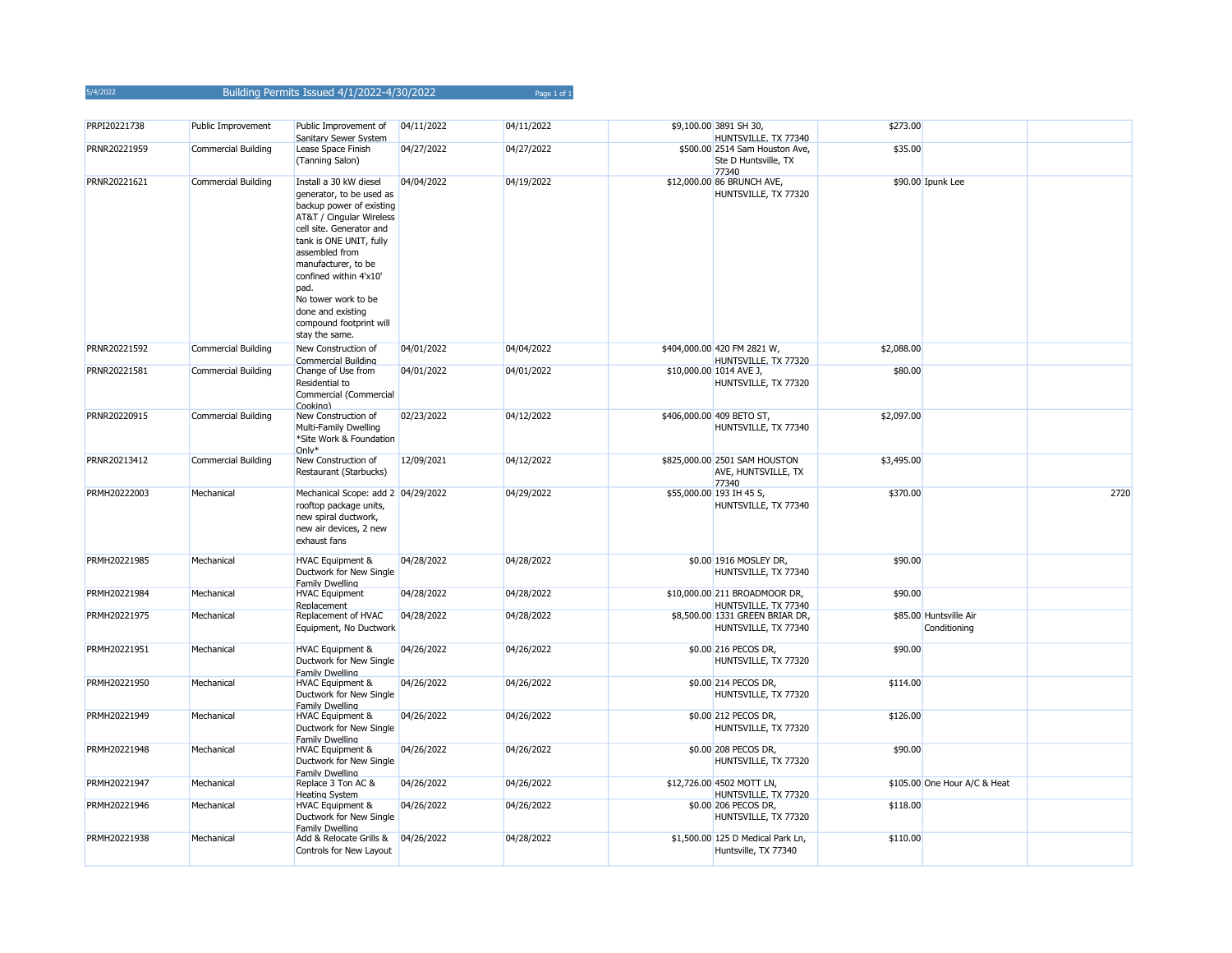# Building Permits Issued 4/1/2022-4/30/2022

| | | | | | | | | | |
|---|---|---|---|---|---|---|---|---|---|
| PRPI20221738 | Public Improvement | Public Improvement of Sanitary Sewer System | 04/11/2022 | 04/11/2022 | $9,100.00 | 3891 SH 30, HUNTSVILLE, TX 77340 | $273.00 | | |
| PRNR20221959 | Commercial Building | Lease Space Finish (Tanning Salon) | 04/27/2022 | 04/27/2022 | $500.00 | 2514 Sam Houston Ave, Ste D Huntsville, TX 77340 | $35.00 | | |
| PRNR20221621 | Commercial Building | Install a 30 kW diesel generator, to be used as backup power of existing AT&T / Cingular Wireless cell site. Generator and tank is ONE UNIT, fully assembled from manufacturer, to be confined within 4'x10' pad. No tower work to be done and existing compound footprint will stay the same. | 04/04/2022 | 04/19/2022 | $12,000.00 | 86 BRUNCH AVE, HUNTSVILLE, TX 77320 | $90.00 | Ipunk Lee | |
| PRNR20221592 | Commercial Building | New Construction of Commercial Building | 04/01/2022 | 04/04/2022 | $404,000.00 | 420 FM 2821 W, HUNTSVILLE, TX 77320 | $2,088.00 | | |
| PRNR20221581 | Commercial Building | Change of Use from Residential to Commercial (Commercial Cooking) | 04/01/2022 | 04/01/2022 | $10,000.00 | 1014 AVE J, HUNTSVILLE, TX 77320 | $80.00 | | |
| PRNR20220915 | Commercial Building | New Construction of Multi-Family Dwelling *Site Work & Foundation Only* | 02/23/2022 | 04/12/2022 | $406,000.00 | 409 BETO ST, HUNTSVILLE, TX 77340 | $2,097.00 | | |
| PRNR20213412 | Commercial Building | New Construction of Restaurant (Starbucks) | 12/09/2021 | 04/12/2022 | $825,000.00 | 2501 SAM HOUSTON AVE, HUNTSVILLE, TX 77340 | $3,495.00 | | |
| PRMH20222003 | Mechanical | Mechanical Scope: add 2 rooftop package units, new spiral ductwork, new air devices, 2 new exhaust fans | 04/29/2022 | 04/29/2022 | $55,000.00 | 193 IH 45 S, HUNTSVILLE, TX 77340 | $370.00 | | 2720 |
| PRMH20221985 | Mechanical | HVAC Equipment & Ductwork for New Single Family Dwelling | 04/28/2022 | 04/28/2022 | $0.00 | 1916 MOSLEY DR, HUNTSVILLE, TX 77340 | $90.00 | | |
| PRMH20221984 | Mechanical | HVAC Equipment Replacement | 04/28/2022 | 04/28/2022 | $10,000.00 | 211 BROADMOOR DR, HUNTSVILLE, TX 77340 | $90.00 | | |
| PRMH20221975 | Mechanical | Replacement of HVAC Equipment, No Ductwork | 04/28/2022 | 04/28/2022 | $8,500.00 | 1331 GREEN BRIAR DR, HUNTSVILLE, TX 77340 | $85.00 | Huntsville Air Conditioning | |
| PRMH20221951 | Mechanical | HVAC Equipment & Ductwork for New Single Family Dwelling | 04/26/2022 | 04/26/2022 | $0.00 | 216 PECOS DR, HUNTSVILLE, TX 77320 | $90.00 | | |
| PRMH20221950 | Mechanical | HVAC Equipment & Ductwork for New Single Family Dwelling | 04/26/2022 | 04/26/2022 | $0.00 | 214 PECOS DR, HUNTSVILLE, TX 77320 | $114.00 | | |
| PRMH20221949 | Mechanical | HVAC Equipment & Ductwork for New Single Family Dwelling | 04/26/2022 | 04/26/2022 | $0.00 | 212 PECOS DR, HUNTSVILLE, TX 77320 | $126.00 | | |
| PRMH20221948 | Mechanical | HVAC Equipment & Ductwork for New Single Family Dwelling | 04/26/2022 | 04/26/2022 | $0.00 | 208 PECOS DR, HUNTSVILLE, TX 77320 | $90.00 | | |
| PRMH20221947 | Mechanical | Replace 3 Ton AC & Heating System | 04/26/2022 | 04/26/2022 | $12,726.00 | 4502 MOTT LN, HUNTSVILLE, TX 77320 | $105.00 | One Hour A/C & Heat | |
| PRMH20221946 | Mechanical | HVAC Equipment & Ductwork for New Single Family Dwelling | 04/26/2022 | 04/26/2022 | $0.00 | 206 PECOS DR, HUNTSVILLE, TX 77320 | $118.00 | | |
| PRMH20221938 | Mechanical | Add & Relocate Grills & Controls for New Layout | 04/26/2022 | 04/28/2022 | $1,500.00 | 125 D Medical Park Ln, Huntsville, TX 77340 | $110.00 | | |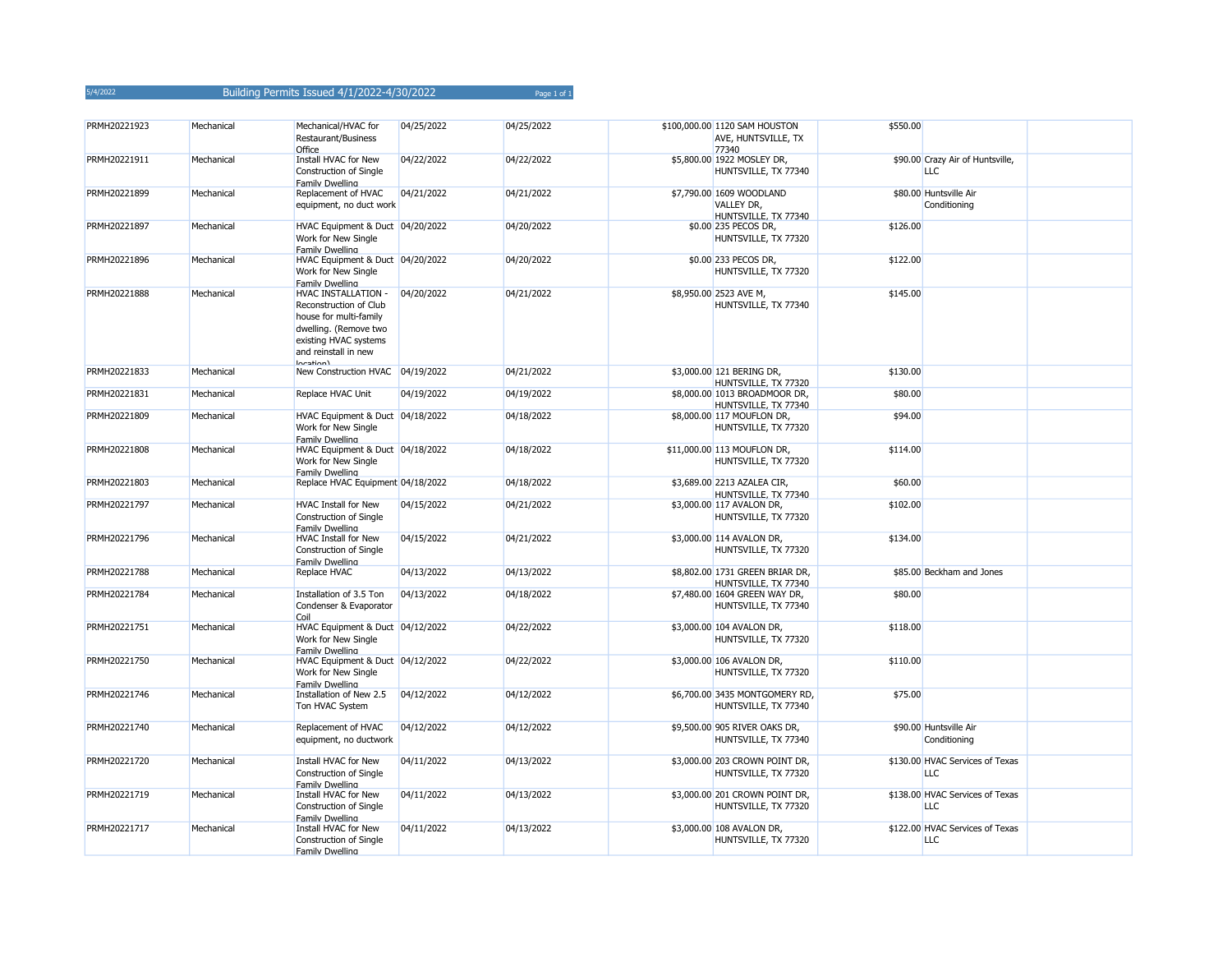| | | | | | | | | | |
|---|---|---|---|---|---|---|---|---|---|
| PRMH20221923 | Mechanical | Mechanical/HVAC for Restaurant/Business Office | 04/25/2022 | 04/25/2022 | | $100,000.00 | 1120 SAM HOUSTON AVE, HUNTSVILLE, TX 77340 | $550.00 | | |
| PRMH20221911 | Mechanical | Install HVAC for New Construction of Single Family Dwelling | 04/22/2022 | 04/22/2022 | | $5,800.00 | 1922 MOSLEY DR, HUNTSVILLE, TX 77340 | $90.00 | Crazy Air of Huntsville, LLC | |
| PRMH20221899 | Mechanical | Replacement of HVAC equipment, no duct work | 04/21/2022 | 04/21/2022 | | $7,790.00 | 1609 WOODLAND VALLEY DR, HUNTSVILLE, TX 77340 | $80.00 | Huntsville Air Conditioning | |
| PRMH20221897 | Mechanical | HVAC Equipment & Duct Work for New Single Family Dwelling | 04/20/2022 | 04/20/2022 | | $0.00 | 235 PECOS DR, HUNTSVILLE, TX 77320 | $126.00 | | |
| PRMH20221896 | Mechanical | HVAC Equipment & Duct Work for New Single Family Dwelling | 04/20/2022 | 04/20/2022 | | $0.00 | 233 PECOS DR, HUNTSVILLE, TX 77320 | $122.00 | | |
| PRMH20221888 | Mechanical | HVAC INSTALLATION - Reconstruction of Club house for multi-family dwelling. (Remove two existing HVAC systems and reinstall in new location) | 04/20/2022 | 04/21/2022 | | $8,950.00 | 2523 AVE M, HUNTSVILLE, TX 77340 | $145.00 | | |
| PRMH20221833 | Mechanical | New Construction HVAC | 04/19/2022 | 04/21/2022 | | $3,000.00 | 121 BERING DR, HUNTSVILLE, TX 77320 | $130.00 | | |
| PRMH20221831 | Mechanical | Replace HVAC Unit | 04/19/2022 | 04/19/2022 | | $8,000.00 | 1013 BROADMOOR DR, HUNTSVILLE, TX 77340 | $80.00 | | |
| PRMH20221809 | Mechanical | HVAC Equipment & Duct Work for New Single Family Dwelling | 04/18/2022 | 04/18/2022 | | $8,000.00 | 117 MOUFLON DR, HUNTSVILLE, TX 77320 | $94.00 | | |
| PRMH20221808 | Mechanical | HVAC Equipment & Duct Work for New Single Family Dwelling | 04/18/2022 | 04/18/2022 | | $11,000.00 | 113 MOUFLON DR, HUNTSVILLE, TX 77320 | $114.00 | | |
| PRMH20221803 | Mechanical | Replace HVAC Equipment | 04/18/2022 | 04/18/2022 | | $3,689.00 | 2213 AZALEA CIR, HUNTSVILLE, TX 77340 | $60.00 | | |
| PRMH20221797 | Mechanical | HVAC Install for New Construction of Single Family Dwelling | 04/15/2022 | 04/21/2022 | | $3,000.00 | 117 AVALON DR, HUNTSVILLE, TX 77320 | $102.00 | | |
| PRMH20221796 | Mechanical | HVAC Install for New Construction of Single Family Dwelling | 04/15/2022 | 04/21/2022 | | $3,000.00 | 114 AVALON DR, HUNTSVILLE, TX 77320 | $134.00 | | |
| PRMH20221788 | Mechanical | Replace HVAC | 04/13/2022 | 04/13/2022 | | $8,802.00 | 1731 GREEN BRIAR DR, HUNTSVILLE, TX 77340 | $85.00 | Beckham and Jones | |
| PRMH20221784 | Mechanical | Installation of 3.5 Ton Condenser & Evaporator Coil | 04/13/2022 | 04/18/2022 | | $7,480.00 | 1604 GREEN WAY DR, HUNTSVILLE, TX 77340 | $80.00 | | |
| PRMH20221751 | Mechanical | HVAC Equipment & Duct Work for New Single Family Dwelling | 04/12/2022 | 04/22/2022 | | $3,000.00 | 104 AVALON DR, HUNTSVILLE, TX 77320 | $118.00 | | |
| PRMH20221750 | Mechanical | HVAC Equipment & Duct Work for New Single Family Dwelling | 04/12/2022 | 04/22/2022 | | $3,000.00 | 106 AVALON DR, HUNTSVILLE, TX 77320 | $110.00 | | |
| PRMH20221746 | Mechanical | Installation of New 2.5 Ton HVAC System | 04/12/2022 | 04/12/2022 | | $6,700.00 | 3435 MONTGOMERY RD, HUNTSVILLE, TX 77340 | $75.00 | | |
| PRMH20221740 | Mechanical | Replacement of HVAC equipment, no ductwork | 04/12/2022 | 04/12/2022 | | $9,500.00 | 905 RIVER OAKS DR, HUNTSVILLE, TX 77340 | $90.00 | Huntsville Air Conditioning | |
| PRMH20221720 | Mechanical | Install HVAC for New Construction of Single Family Dwelling | 04/11/2022 | 04/13/2022 | | $3,000.00 | 203 CROWN POINT DR, HUNTSVILLE, TX 77320 | $130.00 | HVAC Services of Texas LLC | |
| PRMH20221719 | Mechanical | Install HVAC for New Construction of Single Family Dwelling | 04/11/2022 | 04/13/2022 | | $3,000.00 | 201 CROWN POINT DR, HUNTSVILLE, TX 77320 | $138.00 | HVAC Services of Texas LLC | |
| PRMH20221717 | Mechanical | Install HVAC for New Construction of Single Family Dwelling | 04/11/2022 | 04/13/2022 | | $3,000.00 | 108 AVALON DR, HUNTSVILLE, TX 77320 | $122.00 | HVAC Services of Texas LLC | |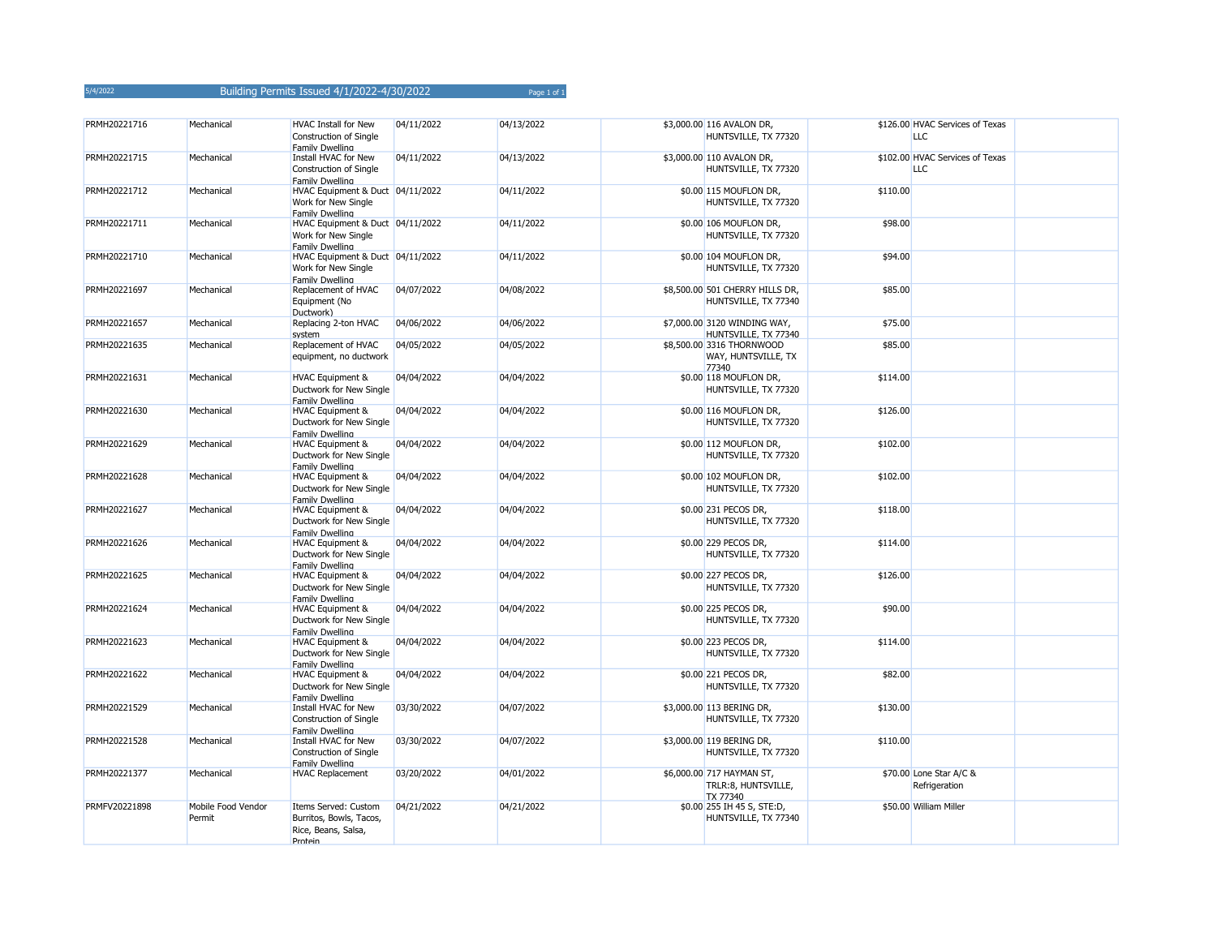| | | | | | | | | | |
|---|---|---|---|---|---|---|---|---|---|
| PRMH20221716 | Mechanical | HVAC Install for New Construction of Single Family Dwelling | 04/11/2022 | 04/13/2022 | | $3,000.00 | 116 AVALON DR, HUNTSVILLE, TX 77320 | $126.00 | HVAC Services of Texas LLC |
| PRMH20221715 | Mechanical | Install HVAC for New Construction of Single Family Dwelling | 04/11/2022 | 04/13/2022 | | $3,000.00 | 110 AVALON DR, HUNTSVILLE, TX 77320 | $102.00 | HVAC Services of Texas LLC |
| PRMH20221712 | Mechanical | HVAC Equipment & Duct Work for New Single Family Dwelling | 04/11/2022 | 04/11/2022 | | $0.00 | 115 MOUFLON DR, HUNTSVILLE, TX 77320 | $110.00 | |
| PRMH20221711 | Mechanical | HVAC Equipment & Duct Work for New Single Family Dwelling | 04/11/2022 | 04/11/2022 | | $0.00 | 106 MOUFLON DR, HUNTSVILLE, TX 77320 | $98.00 | |
| PRMH20221710 | Mechanical | HVAC Equipment & Duct Work for New Single Family Dwelling | 04/11/2022 | 04/11/2022 | | $0.00 | 104 MOUFLON DR, HUNTSVILLE, TX 77320 | $94.00 | |
| PRMH20221697 | Mechanical | Replacement of HVAC Equipment (No Ductwork) | 04/07/2022 | 04/08/2022 | | $8,500.00 | 501 CHERRY HILLS DR, HUNTSVILLE, TX 77340 | $85.00 | |
| PRMH20221657 | Mechanical | Replacing 2-ton HVAC system | 04/06/2022 | 04/06/2022 | | $7,000.00 | 3120 WINDING WAY, HUNTSVILLE, TX 77340 | $75.00 | |
| PRMH20221635 | Mechanical | Replacement of HVAC equipment, no ductwork | 04/05/2022 | 04/05/2022 | | $8,500.00 | 3316 THORNWOOD WAY, HUNTSVILLE, TX 77340 | $85.00 | |
| PRMH20221631 | Mechanical | HVAC Equipment & Ductwork for New Single Family Dwelling | 04/04/2022 | 04/04/2022 | | $0.00 | 118 MOUFLON DR, HUNTSVILLE, TX 77320 | $114.00 | |
| PRMH20221630 | Mechanical | HVAC Equipment & Ductwork for New Single Family Dwelling | 04/04/2022 | 04/04/2022 | | $0.00 | 116 MOUFLON DR, HUNTSVILLE, TX 77320 | $126.00 | |
| PRMH20221629 | Mechanical | HVAC Equipment & Ductwork for New Single Family Dwelling | 04/04/2022 | 04/04/2022 | | $0.00 | 112 MOUFLON DR, HUNTSVILLE, TX 77320 | $102.00 | |
| PRMH20221628 | Mechanical | HVAC Equipment & Ductwork for New Single Family Dwelling | 04/04/2022 | 04/04/2022 | | $0.00 | 102 MOUFLON DR, HUNTSVILLE, TX 77320 | $102.00 | |
| PRMH20221627 | Mechanical | HVAC Equipment & Ductwork for New Single Family Dwelling | 04/04/2022 | 04/04/2022 | | $0.00 | 231 PECOS DR, HUNTSVILLE, TX 77320 | $118.00 | |
| PRMH20221626 | Mechanical | HVAC Equipment & Ductwork for New Single Family Dwelling | 04/04/2022 | 04/04/2022 | | $0.00 | 229 PECOS DR, HUNTSVILLE, TX 77320 | $114.00 | |
| PRMH20221625 | Mechanical | HVAC Equipment & Ductwork for New Single Family Dwelling | 04/04/2022 | 04/04/2022 | | $0.00 | 227 PECOS DR, HUNTSVILLE, TX 77320 | $126.00 | |
| PRMH20221624 | Mechanical | HVAC Equipment & Ductwork for New Single Family Dwelling | 04/04/2022 | 04/04/2022 | | $0.00 | 225 PECOS DR, HUNTSVILLE, TX 77320 | $90.00 | |
| PRMH20221623 | Mechanical | HVAC Equipment & Ductwork for New Single Family Dwelling | 04/04/2022 | 04/04/2022 | | $0.00 | 223 PECOS DR, HUNTSVILLE, TX 77320 | $114.00 | |
| PRMH20221622 | Mechanical | HVAC Equipment & Ductwork for New Single Family Dwelling | 04/04/2022 | 04/04/2022 | | $0.00 | 221 PECOS DR, HUNTSVILLE, TX 77320 | $82.00 | |
| PRMH20221529 | Mechanical | Install HVAC for New Construction of Single Family Dwelling | 03/30/2022 | 04/07/2022 | | $3,000.00 | 113 BERING DR, HUNTSVILLE, TX 77320 | $130.00 | |
| PRMH20221528 | Mechanical | Install HVAC for New Construction of Single Family Dwelling | 03/30/2022 | 04/07/2022 | | $3,000.00 | 119 BERING DR, HUNTSVILLE, TX 77320 | $110.00 | |
| PRMH20221377 | Mechanical | HVAC Replacement | 03/20/2022 | 04/01/2022 | | $6,000.00 | 717 HAYMAN ST, TRLR:8, HUNTSVILLE, TX 77340 | $70.00 | Lone Star A/C & Refrigeration |
| PRMFV20221898 | Mobile Food Vendor Permit | Items Served: Custom Burritos, Bowls, Tacos, Rice, Beans, Salsa, Protein | 04/21/2022 | 04/21/2022 | | $0.00 | 255 IH 45 S, STE:D, HUNTSVILLE, TX 77340 | $50.00 | William Miller |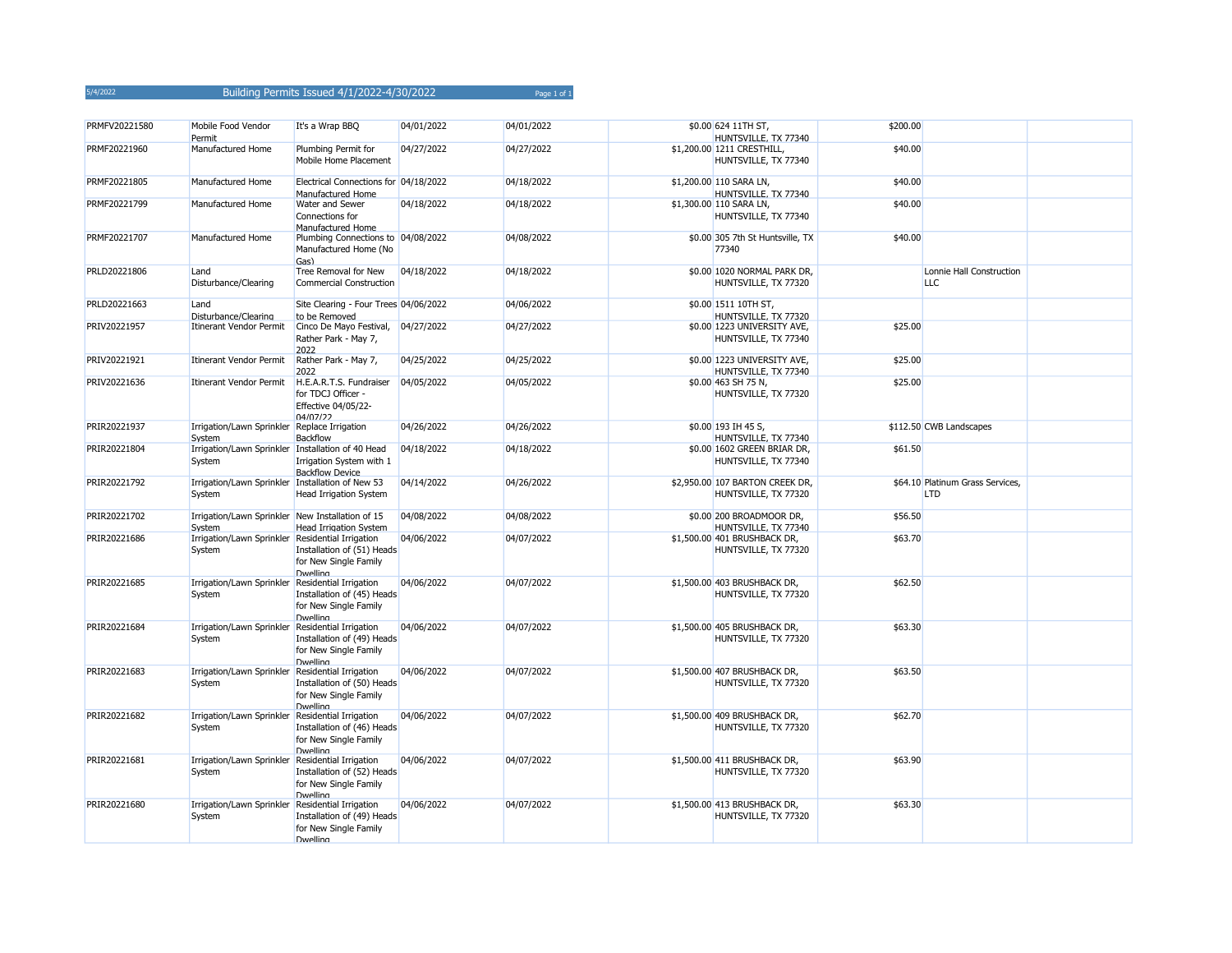| | | | | | | | | | |
|---|---|---|---|---|---|---|---|---|---|
| PRMFV20221580 | Mobile Food Vendor Permit | It's a Wrap BBQ | 04/01/2022 | 04/01/2022 | $0.00 | 624 11TH ST, HUNTSVILLE, TX 77340 | $200.00 | | |
| PRMF20221960 | Manufactured Home | Plumbing Permit for Mobile Home Placement | 04/27/2022 | 04/27/2022 | $1,200.00 | 1211 CRESTHILL, HUNTSVILLE, TX 77340 | $40.00 | | |
| PRMF20221805 | Manufactured Home | Electrical Connections for Manufactured Home | 04/18/2022 | 04/18/2022 | $1,200.00 | 110 SARA LN, HUNTSVILLE, TX 77340 | $40.00 | | |
| PRMF20221799 | Manufactured Home | Water and Sewer Connections for Manufactured Home | 04/18/2022 | 04/18/2022 | $1,300.00 | 110 SARA LN, HUNTSVILLE, TX 77340 | $40.00 | | |
| PRMF20221707 | Manufactured Home | Plumbing Connections to Manufactured Home (No Gas) | 04/08/2022 | 04/08/2022 | $0.00 | 305 7th St Huntsville, TX 77340 | $40.00 | | |
| PRLD20221806 | Land Disturbance/Clearing | Tree Removal for New Commercial Construction | 04/18/2022 | 04/18/2022 | $0.00 | 1020 NORMAL PARK DR, HUNTSVILLE, TX 77320 | | Lonnie Hall Construction LLC | |
| PRLD20221663 | Land Disturbance/Clearing | Site Clearing - Four Trees to be Removed | 04/06/2022 | 04/06/2022 | $0.00 | 1511 10TH ST, HUNTSVILLE, TX 77320 | | | |
| PRIV20221957 | Itinerant Vendor Permit | Cinco De Mayo Festival, Rather Park - May 7, 2022 | 04/27/2022 | 04/27/2022 | $0.00 | 1223 UNIVERSITY AVE, HUNTSVILLE, TX 77340 | $25.00 | | |
| PRIV20221921 | Itinerant Vendor Permit | Rather Park - May 7, 2022 | 04/25/2022 | 04/25/2022 | $0.00 | 1223 UNIVERSITY AVE, HUNTSVILLE, TX 77340 | $25.00 | | |
| PRIV20221636 | Itinerant Vendor Permit | H.E.A.R.T.S. Fundraiser for TDCJ Officer - Effective 04/05/22-04/07/22 | 04/05/2022 | 04/05/2022 | $0.00 | 463 SH 75 N, HUNTSVILLE, TX 77320 | $25.00 | | |
| PRIR20221937 | Irrigation/Lawn Sprinkler System | Replace Irrigation Backflow | 04/26/2022 | 04/26/2022 | $0.00 | 193 IH 45 S, HUNTSVILLE, TX 77340 | $112.50 | CWB Landscapes | |
| PRIR20221804 | Irrigation/Lawn Sprinkler System | Installation of 40 Head Irrigation System with 1 Backflow Device | 04/18/2022 | 04/18/2022 | $0.00 | 1602 GREEN BRIAR DR, HUNTSVILLE, TX 77340 | $61.50 | | |
| PRIR20221792 | Irrigation/Lawn Sprinkler System | Installation of New 53 Head Irrigation System | 04/14/2022 | 04/26/2022 | $2,950.00 | 107 BARTON CREEK DR, HUNTSVILLE, TX 77320 | $64.10 | Platinum Grass Services, LTD | |
| PRIR20221702 | Irrigation/Lawn Sprinkler System | New Installation of 15 Head Irrigation System | 04/08/2022 | 04/08/2022 | $0.00 | 200 BROADMOOR DR, HUNTSVILLE, TX 77340 | $56.50 | | |
| PRIR20221686 | Irrigation/Lawn Sprinkler System | Residential Irrigation Installation of (51) Heads for New Single Family Dwelling | 04/06/2022 | 04/07/2022 | $1,500.00 | 401 BRUSHBACK DR, HUNTSVILLE, TX 77320 | $63.70 | | |
| PRIR20221685 | Irrigation/Lawn Sprinkler System | Residential Irrigation Installation of (45) Heads for New Single Family Dwelling | 04/06/2022 | 04/07/2022 | $1,500.00 | 403 BRUSHBACK DR, HUNTSVILLE, TX 77320 | $62.50 | | |
| PRIR20221684 | Irrigation/Lawn Sprinkler System | Residential Irrigation Installation of (49) Heads for New Single Family Dwelling | 04/06/2022 | 04/07/2022 | $1,500.00 | 405 BRUSHBACK DR, HUNTSVILLE, TX 77320 | $63.30 | | |
| PRIR20221683 | Irrigation/Lawn Sprinkler System | Residential Irrigation Installation of (50) Heads for New Single Family Dwelling | 04/06/2022 | 04/07/2022 | $1,500.00 | 407 BRUSHBACK DR, HUNTSVILLE, TX 77320 | $63.50 | | |
| PRIR20221682 | Irrigation/Lawn Sprinkler System | Residential Irrigation Installation of (46) Heads for New Single Family Dwelling | 04/06/2022 | 04/07/2022 | $1,500.00 | 409 BRUSHBACK DR, HUNTSVILLE, TX 77320 | $62.70 | | |
| PRIR20221681 | Irrigation/Lawn Sprinkler System | Residential Irrigation Installation of (52) Heads for New Single Family Dwelling | 04/06/2022 | 04/07/2022 | $1,500.00 | 411 BRUSHBACK DR, HUNTSVILLE, TX 77320 | $63.90 | | |
| PRIR20221680 | Irrigation/Lawn Sprinkler System | Residential Irrigation Installation of (49) Heads for New Single Family Dwelling | 04/06/2022 | 04/07/2022 | $1,500.00 | 413 BRUSHBACK DR, HUNTSVILLE, TX 77320 | $63.30 | | |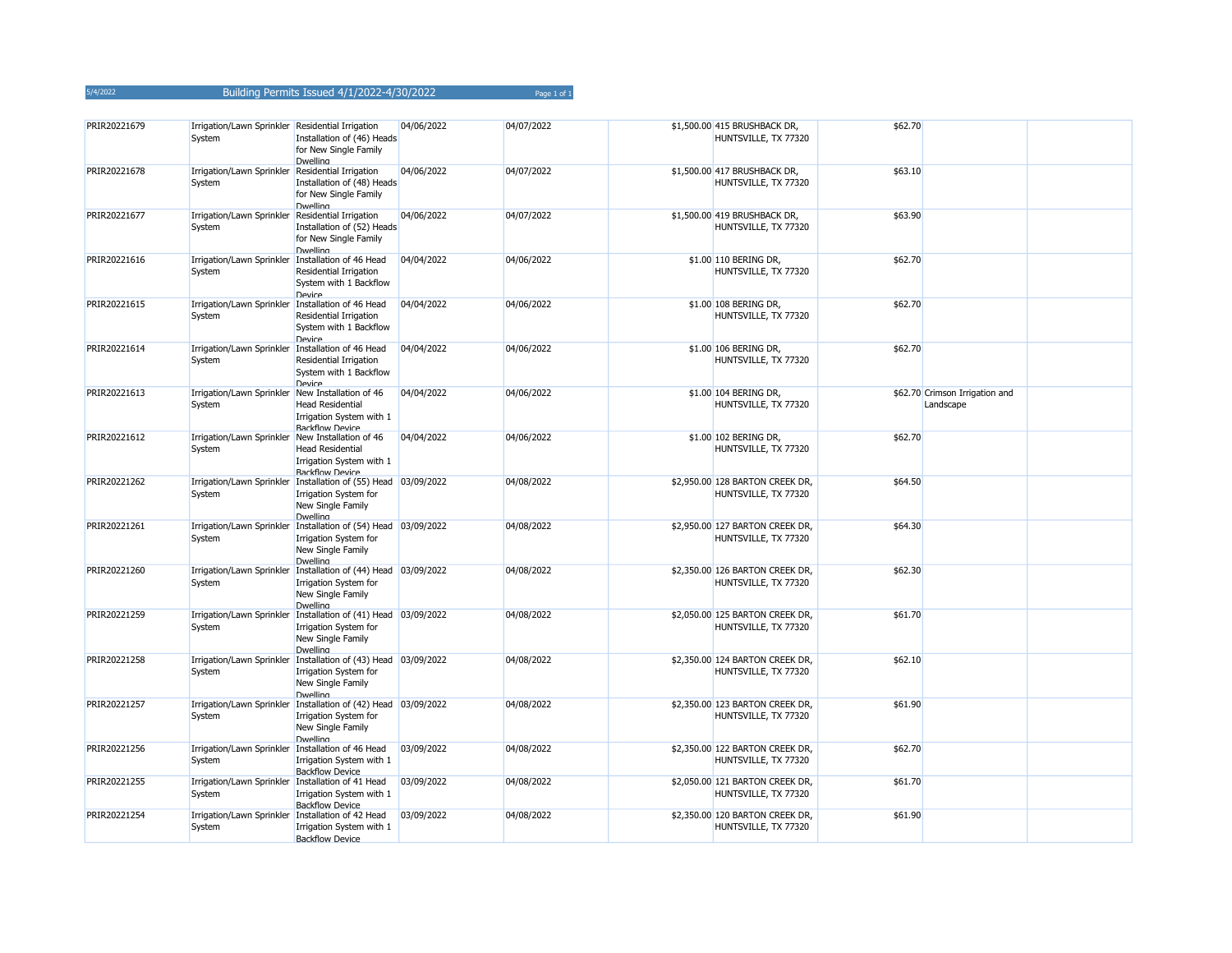# Building Permits Issued 4/1/2022-4/30/2022

| | | | | | | | | | |
|---|---|---|---|---|---|---|---|---|---|
| PRIR20221679 | Irrigation/Lawn Sprinkler System | Residential Irrigation Installation of (46) Heads for New Single Family Dwelling | 04/06/2022 | 04/07/2022 | $1,500.00 | 415 BRUSHBACK DR, HUNTSVILLE, TX 77320 | $62.70 | | |
| PRIR20221678 | Irrigation/Lawn Sprinkler System | Residential Irrigation Installation of (48) Heads for New Single Family Dwelling | 04/06/2022 | 04/07/2022 | $1,500.00 | 417 BRUSHBACK DR, HUNTSVILLE, TX 77320 | $63.10 | | |
| PRIR20221677 | Irrigation/Lawn Sprinkler System | Residential Irrigation Installation of (52) Heads for New Single Family Dwelling | 04/06/2022 | 04/07/2022 | $1,500.00 | 419 BRUSHBACK DR, HUNTSVILLE, TX 77320 | $63.90 | | |
| PRIR20221616 | Irrigation/Lawn Sprinkler System | Installation of 46 Head Residential Irrigation System with 1 Backflow Device | 04/04/2022 | 04/06/2022 | $1.00 | 110 BERING DR, HUNTSVILLE, TX 77320 | $62.70 | | |
| PRIR20221615 | Irrigation/Lawn Sprinkler System | Installation of 46 Head Residential Irrigation System with 1 Backflow Device | 04/04/2022 | 04/06/2022 | $1.00 | 108 BERING DR, HUNTSVILLE, TX 77320 | $62.70 | | |
| PRIR20221614 | Irrigation/Lawn Sprinkler System | Installation of 46 Head Residential Irrigation System with 1 Backflow Device | 04/04/2022 | 04/06/2022 | $1.00 | 106 BERING DR, HUNTSVILLE, TX 77320 | $62.70 | | |
| PRIR20221613 | Irrigation/Lawn Sprinkler System | New Installation of 46 Head Residential Irrigation System with 1 Backflow Device | 04/04/2022 | 04/06/2022 | $1.00 | 104 BERING DR, HUNTSVILLE, TX 77320 | $62.70 | Crimson Irrigation and Landscape | |
| PRIR20221612 | Irrigation/Lawn Sprinkler System | New Installation of 46 Head Residential Irrigation System with 1 Backflow Device | 04/04/2022 | 04/06/2022 | $1.00 | 102 BERING DR, HUNTSVILLE, TX 77320 | $62.70 | | |
| PRIR20221262 | Irrigation/Lawn Sprinkler System | Installation of (55) Head Irrigation System for New Single Family Dwelling | 03/09/2022 | 04/08/2022 | $2,950.00 | 128 BARTON CREEK DR, HUNTSVILLE, TX 77320 | $64.50 | | |
| PRIR20221261 | Irrigation/Lawn Sprinkler System | Installation of (54) Head Irrigation System for New Single Family Dwelling | 03/09/2022 | 04/08/2022 | $2,950.00 | 127 BARTON CREEK DR, HUNTSVILLE, TX 77320 | $64.30 | | |
| PRIR20221260 | Irrigation/Lawn Sprinkler System | Installation of (44) Head Irrigation System for New Single Family Dwelling | 03/09/2022 | 04/08/2022 | $2,350.00 | 126 BARTON CREEK DR, HUNTSVILLE, TX 77320 | $62.30 | | |
| PRIR20221259 | Irrigation/Lawn Sprinkler System | Installation of (41) Head Irrigation System for New Single Family Dwelling | 03/09/2022 | 04/08/2022 | $2,050.00 | 125 BARTON CREEK DR, HUNTSVILLE, TX 77320 | $61.70 | | |
| PRIR20221258 | Irrigation/Lawn Sprinkler System | Installation of (43) Head Irrigation System for New Single Family Dwelling | 03/09/2022 | 04/08/2022 | $2,350.00 | 124 BARTON CREEK DR, HUNTSVILLE, TX 77320 | $62.10 | | |
| PRIR20221257 | Irrigation/Lawn Sprinkler System | Installation of (42) Head Irrigation System for New Single Family Dwelling | 03/09/2022 | 04/08/2022 | $2,350.00 | 123 BARTON CREEK DR, HUNTSVILLE, TX 77320 | $61.90 | | |
| PRIR20221256 | Irrigation/Lawn Sprinkler System | Installation of 46 Head Irrigation System with 1 Backflow Device | 03/09/2022 | 04/08/2022 | $2,350.00 | 122 BARTON CREEK DR, HUNTSVILLE, TX 77320 | $62.70 | | |
| PRIR20221255 | Irrigation/Lawn Sprinkler System | Installation of 41 Head Irrigation System with 1 Backflow Device | 03/09/2022 | 04/08/2022 | $2,050.00 | 121 BARTON CREEK DR, HUNTSVILLE, TX 77320 | $61.70 | | |
| PRIR20221254 | Irrigation/Lawn Sprinkler System | Installation of 42 Head Irrigation System with 1 Backflow Device | 03/09/2022 | 04/08/2022 | $2,350.00 | 120 BARTON CREEK DR, HUNTSVILLE, TX 77320 | $61.90 | | |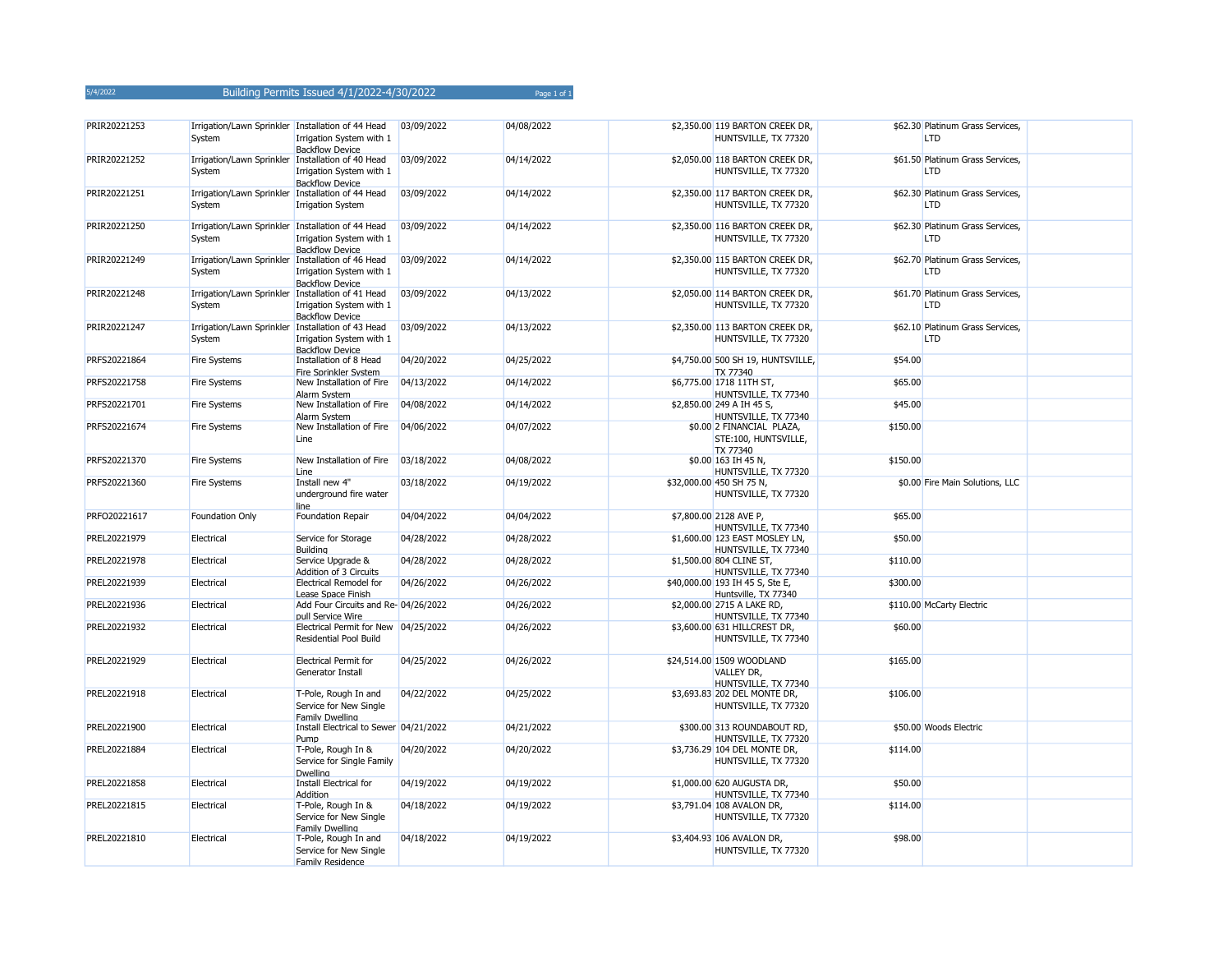| | | | | | | | | | |
|---|---|---|---|---|---|---|---|---|---|
| PRIR20221253 | Irrigation/Lawn Sprinkler System | Installation of 44 Head Irrigation System with 1 Backflow Device | 03/09/2022 | 04/08/2022 | $2,350.00 | 119 BARTON CREEK DR, HUNTSVILLE, TX 77320 | $62.30 | Platinum Grass Services, LTD | |
| PRIR20221252 | Irrigation/Lawn Sprinkler System | Installation of 40 Head Irrigation System with 1 Backflow Device | 03/09/2022 | 04/14/2022 | $2,050.00 | 118 BARTON CREEK DR, HUNTSVILLE, TX 77320 | $61.50 | Platinum Grass Services, LTD | |
| PRIR20221251 | Irrigation/Lawn Sprinkler System | Installation of 44 Head Irrigation System | 03/09/2022 | 04/14/2022 | $2,350.00 | 117 BARTON CREEK DR, HUNTSVILLE, TX 77320 | $62.30 | Platinum Grass Services, LTD | |
| PRIR20221250 | Irrigation/Lawn Sprinkler System | Installation of 44 Head Irrigation System with 1 Backflow Device | 03/09/2022 | 04/14/2022 | $2,350.00 | 116 BARTON CREEK DR, HUNTSVILLE, TX 77320 | $62.30 | Platinum Grass Services, LTD | |
| PRIR20221249 | Irrigation/Lawn Sprinkler System | Installation of 46 Head Irrigation System with 1 Backflow Device | 03/09/2022 | 04/14/2022 | $2,350.00 | 115 BARTON CREEK DR, HUNTSVILLE, TX 77320 | $62.70 | Platinum Grass Services, LTD | |
| PRIR20221248 | Irrigation/Lawn Sprinkler System | Installation of 41 Head Irrigation System with 1 Backflow Device | 03/09/2022 | 04/13/2022 | $2,050.00 | 114 BARTON CREEK DR, HUNTSVILLE, TX 77320 | $61.70 | Platinum Grass Services, LTD | |
| PRIR20221247 | Irrigation/Lawn Sprinkler System | Installation of 43 Head Irrigation System with 1 Backflow Device | 03/09/2022 | 04/13/2022 | $2,350.00 | 113 BARTON CREEK DR, HUNTSVILLE, TX 77320 | $62.10 | Platinum Grass Services, LTD | |
| PRFS20221864 | Fire Systems | Installation of 8 Head Fire Sprinkler System | 04/20/2022 | 04/25/2022 | $4,750.00 | 500 SH 19, HUNTSVILLE, TX 77340 | $54.00 | | |
| PRFS20221758 | Fire Systems | New Installation of Fire Alarm System | 04/13/2022 | 04/14/2022 | $6,775.00 | 1718 11TH ST, HUNTSVILLE, TX 77340 | $65.00 | | |
| PRFS20221701 | Fire Systems | New Installation of Fire Alarm System | 04/08/2022 | 04/14/2022 | $2,850.00 | 249 A IH 45 S, HUNTSVILLE, TX 77340 | $45.00 | | |
| PRFS20221674 | Fire Systems | New Installation of Fire Line | 04/06/2022 | 04/07/2022 | $0.00 | 2 FINANCIAL PLAZA, STE:100, HUNTSVILLE, TX 77340 | $150.00 | | |
| PRFS20221370 | Fire Systems | New Installation of Fire Line | 03/18/2022 | 04/08/2022 | $0.00 | 163 IH 45 N, HUNTSVILLE, TX 77320 | $150.00 | | |
| PRFS20221360 | Fire Systems | Install new 4" underground fire water line | 03/18/2022 | 04/19/2022 | $32,000.00 | 450 SH 75 N, HUNTSVILLE, TX 77320 | $0.00 | Fire Main Solutions, LLC | |
| PRFO20221617 | Foundation Only | Foundation Repair | 04/04/2022 | 04/04/2022 | $7,800.00 | 2128 AVE P, HUNTSVILLE, TX 77340 | $65.00 | | |
| PREL20221979 | Electrical | Service for Storage Building | 04/28/2022 | 04/28/2022 | $1,600.00 | 123 EAST MOSLEY LN, HUNTSVILLE, TX 77340 | $50.00 | | |
| PREL20221978 | Electrical | Service Upgrade & Addition of 3 Circuits | 04/28/2022 | 04/28/2022 | $1,500.00 | 804 CLINE ST, HUNTSVILLE, TX 77340 | $110.00 | | |
| PREL20221939 | Electrical | Electrical Remodel for Lease Space Finish | 04/26/2022 | 04/26/2022 | $40,000.00 | 193 IH 45 S, Ste E, Huntsville, TX 77340 | $300.00 | | |
| PREL20221936 | Electrical | Add Four Circuits and Re-pull Service Wire | 04/26/2022 | 04/26/2022 | $2,000.00 | 2715 A LAKE RD, HUNTSVILLE, TX 77340 | $110.00 | McCarty Electric | |
| PREL20221932 | Electrical | Electrical Permit for New Residential Pool Build | 04/25/2022 | 04/26/2022 | $3,600.00 | 631 HILLCREST DR, HUNTSVILLE, TX 77340 | $60.00 | | |
| PREL20221929 | Electrical | Electrical Permit for Generator Install | 04/25/2022 | 04/26/2022 | $24,514.00 | 1509 WOODLAND VALLEY DR, HUNTSVILLE, TX 77340 | $165.00 | | |
| PREL20221918 | Electrical | T-Pole, Rough In and Service for New Single Family Dwelling | 04/22/2022 | 04/25/2022 | $3,693.83 | 202 DEL MONTE DR, HUNTSVILLE, TX 77320 | $106.00 | | |
| PREL20221900 | Electrical | Install Electrical to Sewer Pump | 04/21/2022 | 04/21/2022 | $300.00 | 313 ROUNDABOUT RD, HUNTSVILLE, TX 77320 | $50.00 | Woods Electric | |
| PREL20221884 | Electrical | T-Pole, Rough In & Service for Single Family Dwelling | 04/20/2022 | 04/20/2022 | $3,736.29 | 104 DEL MONTE DR, HUNTSVILLE, TX 77320 | $114.00 | | |
| PREL20221858 | Electrical | Install Electrical for Addition | 04/19/2022 | 04/19/2022 | $1,000.00 | 620 AUGUSTA DR, HUNTSVILLE, TX 77340 | $50.00 | | |
| PREL20221815 | Electrical | T-Pole, Rough In & Service for New Single Family Dwelling | 04/18/2022 | 04/19/2022 | $3,791.04 | 108 AVALON DR, HUNTSVILLE, TX 77320 | $114.00 | | |
| PREL20221810 | Electrical | T-Pole, Rough In and Service for New Single Family Residence | 04/18/2022 | 04/19/2022 | $3,404.93 | 106 AVALON DR, HUNTSVILLE, TX 77320 | $98.00 | | |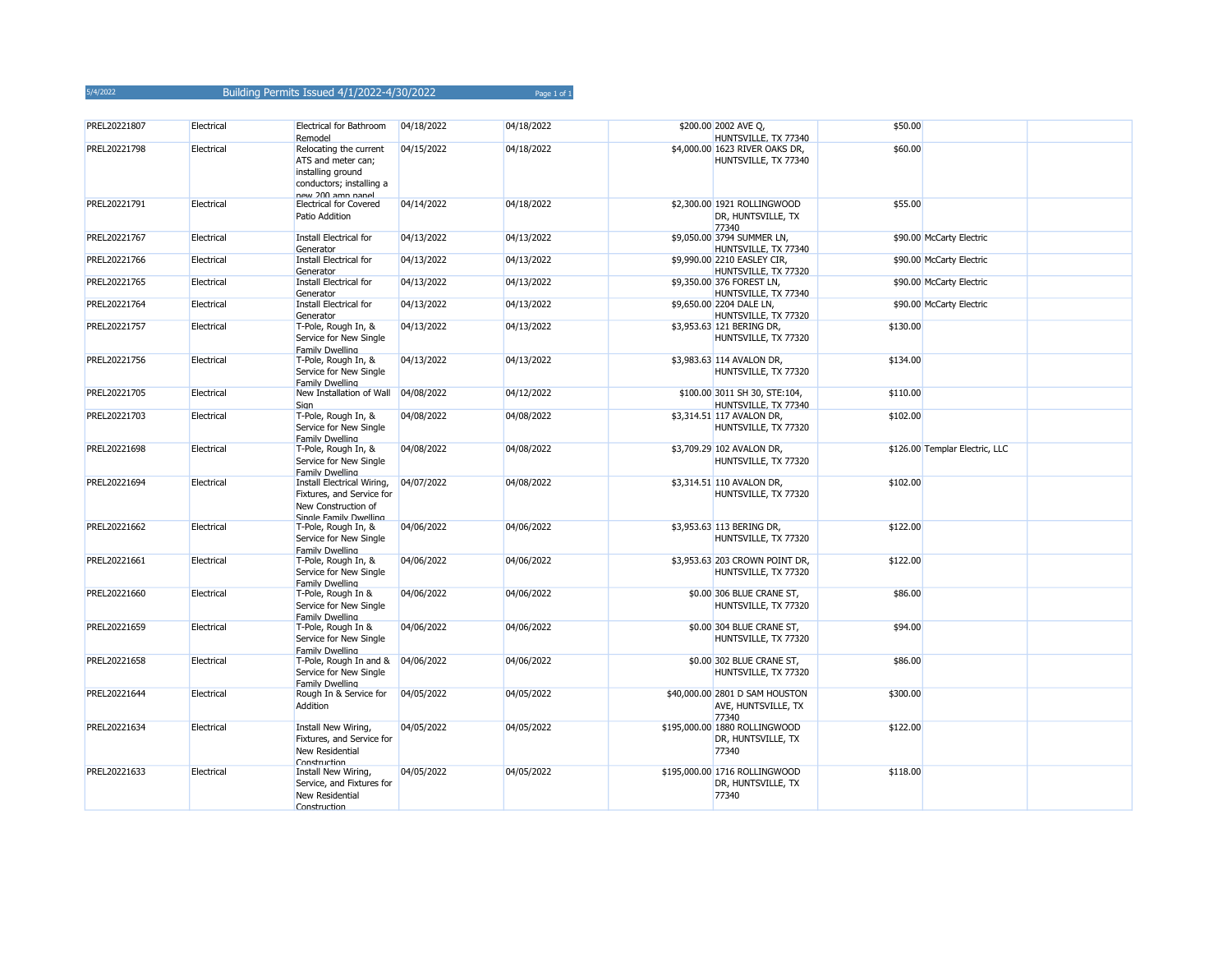| | | | | | | | | | |
|---|---|---|---|---|---|---|---|---|---|
| PREL20221807 | Electrical | Electrical for Bathroom Remodel | 04/18/2022 | 04/18/2022 | $200.00 | 2002 AVE Q, HUNTSVILLE, TX 77340 | $50.00 | | |
| PREL20221798 | Electrical | Relocating the current ATS and meter can; installing ground conductors; installing a new 200 amp panel | 04/15/2022 | 04/18/2022 | $4,000.00 | 1623 RIVER OAKS DR, HUNTSVILLE, TX 77340 | $60.00 | | |
| PREL20221791 | Electrical | Electrical for Covered Patio Addition | 04/14/2022 | 04/18/2022 | $2,300.00 | 1921 ROLLINGWOOD DR, HUNTSVILLE, TX 77340 | $55.00 | | |
| PREL20221767 | Electrical | Install Electrical for Generator | 04/13/2022 | 04/13/2022 | $9,050.00 | 3794 SUMMER LN, HUNTSVILLE, TX 77340 | $90.00 | McCarty Electric | |
| PREL20221766 | Electrical | Install Electrical for Generator | 04/13/2022 | 04/13/2022 | $9,990.00 | 2210 EASLEY CIR, HUNTSVILLE, TX 77320 | $90.00 | McCarty Electric | |
| PREL20221765 | Electrical | Install Electrical for Generator | 04/13/2022 | 04/13/2022 | $9,350.00 | 376 FOREST LN, HUNTSVILLE, TX 77340 | $90.00 | McCarty Electric | |
| PREL20221764 | Electrical | Install Electrical for Generator | 04/13/2022 | 04/13/2022 | $9,650.00 | 2204 DALE LN, HUNTSVILLE, TX 77320 | $90.00 | McCarty Electric | |
| PREL20221757 | Electrical | T-Pole, Rough In, & Service for New Single Family Dwelling | 04/13/2022 | 04/13/2022 | $3,953.63 | 121 BERING DR, HUNTSVILLE, TX 77320 | $130.00 | | |
| PREL20221756 | Electrical | T-Pole, Rough In, & Service for New Single Family Dwelling | 04/13/2022 | 04/13/2022 | $3,983.63 | 114 AVALON DR, HUNTSVILLE, TX 77320 | $134.00 | | |
| PREL20221705 | Electrical | New Installation of Wall Sign | 04/08/2022 | 04/12/2022 | $100.00 | 3011 SH 30, STE:104, HUNTSVILLE, TX 77340 | $110.00 | | |
| PREL20221703 | Electrical | T-Pole, Rough In, & Service for New Single Family Dwelling | 04/08/2022 | 04/08/2022 | $3,314.51 | 117 AVALON DR, HUNTSVILLE, TX 77320 | $102.00 | | |
| PREL20221698 | Electrical | T-Pole, Rough In, & Service for New Single Family Dwelling | 04/08/2022 | 04/08/2022 | $3,709.29 | 102 AVALON DR, HUNTSVILLE, TX 77320 | $126.00 | Templar Electric, LLC | |
| PREL20221694 | Electrical | Install Electrical Wiring, Fixtures, and Service for New Construction of Single Family Dwelling | 04/07/2022 | 04/08/2022 | $3,314.51 | 110 AVALON DR, HUNTSVILLE, TX 77320 | $102.00 | | |
| PREL20221662 | Electrical | T-Pole, Rough In, & Service for New Single Family Dwelling | 04/06/2022 | 04/06/2022 | $3,953.63 | 113 BERING DR, HUNTSVILLE, TX 77320 | $122.00 | | |
| PREL20221661 | Electrical | T-Pole, Rough In, & Service for New Single Family Dwelling | 04/06/2022 | 04/06/2022 | $3,953.63 | 203 CROWN POINT DR, HUNTSVILLE, TX 77320 | $122.00 | | |
| PREL20221660 | Electrical | T-Pole, Rough In & Service for New Single Family Dwelling | 04/06/2022 | 04/06/2022 | $0.00 | 306 BLUE CRANE ST, HUNTSVILLE, TX 77320 | $86.00 | | |
| PREL20221659 | Electrical | T-Pole, Rough In & Service for New Single Family Dwelling | 04/06/2022 | 04/06/2022 | $0.00 | 304 BLUE CRANE ST, HUNTSVILLE, TX 77320 | $94.00 | | |
| PREL20221658 | Electrical | T-Pole, Rough In and & Service for New Single Family Dwelling | 04/06/2022 | 04/06/2022 | $0.00 | 302 BLUE CRANE ST, HUNTSVILLE, TX 77320 | $86.00 | | |
| PREL20221644 | Electrical | Rough In & Service for Addition | 04/05/2022 | 04/05/2022 | $40,000.00 | 2801 D SAM HOUSTON AVE, HUNTSVILLE, TX 77340 | $300.00 | | |
| PREL20221634 | Electrical | Install New Wiring, Fixtures, and Service for New Residential Construction | 04/05/2022 | 04/05/2022 | $195,000.00 | 1880 ROLLINGWOOD DR, HUNTSVILLE, TX 77340 | $122.00 | | |
| PREL20221633 | Electrical | Install New Wiring, Service, and Fixtures for New Residential Construction | 04/05/2022 | 04/05/2022 | $195,000.00 | 1716 ROLLINGWOOD DR, HUNTSVILLE, TX 77340 | $118.00 | | |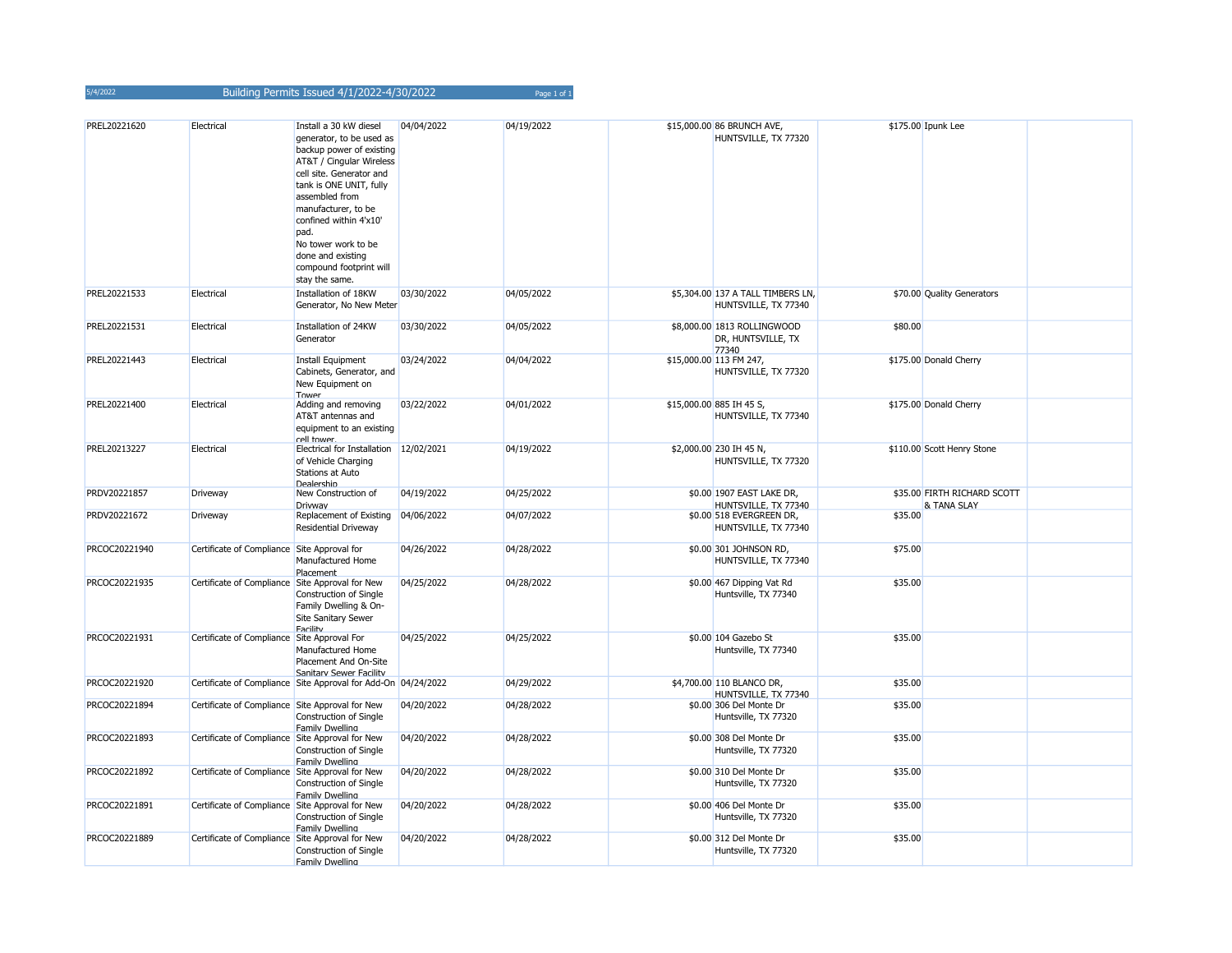| | | | | | | | | | |
|---|---|---|---|---|---|---|---|---|---|
| PREL20221620 | Electrical | Install a 30 kW diesel generator, to be used as backup power of existing AT&T / Cingular Wireless cell site. Generator and tank is ONE UNIT, fully assembled from manufacturer, to be confined within 4'x10' pad. No tower work to be done and existing compound footprint will stay the same. | 04/04/2022 | 04/19/2022 | | $15,000.00 | 86 BRUNCH AVE, HUNTSVILLE, TX 77320 | $175.00 | Ipunk Lee |
| PREL20221533 | Electrical | Installation of 18KW Generator, No New Meter | 03/30/2022 | 04/05/2022 | | $5,304.00 | 137 A TALL TIMBERS LN, HUNTSVILLE, TX 77340 | $70.00 | Quality Generators |
| PREL20221531 | Electrical | Installation of 24KW Generator | 03/30/2022 | 04/05/2022 | | $8,000.00 | 1813 ROLLINGWOOD DR, HUNTSVILLE, TX 77340 | $80.00 | |
| PREL20221443 | Electrical | Install Equipment Cabinets, Generator, and New Equipment on Tower | 03/24/2022 | 04/04/2022 | | $15,000.00 | 113 FM 247, HUNTSVILLE, TX 77320 | $175.00 | Donald Cherry |
| PREL20221400 | Electrical | Adding and removing AT&T antennas and equipment to an existing cell tower. | 03/22/2022 | 04/01/2022 | | $15,000.00 | 885 IH 45 S, HUNTSVILLE, TX 77340 | $175.00 | Donald Cherry |
| PREL20213227 | Electrical | Electrical for Installation of Vehicle Charging Stations at Auto Dealership | 12/02/2021 | 04/19/2022 | | $2,000.00 | 230 IH 45 N, HUNTSVILLE, TX 77320 | $110.00 | Scott Henry Stone |
| PRDV20221857 | Driveway | New Construction of Drivway | 04/19/2022 | 04/25/2022 | | $0.00 | 1907 EAST LAKE DR, HUNTSVILLE, TX 77340 | $35.00 | FIRTH RICHARD SCOTT & TANA SLAY |
| PRDV20221672 | Driveway | Replacement of Existing Residential Driveway | 04/06/2022 | 04/07/2022 | | $0.00 | 518 EVERGREEN DR, HUNTSVILLE, TX 77340 | $35.00 | |
| PRCOC20221940 | Certificate of Compliance | Site Approval for Manufactured Home Placement | 04/26/2022 | 04/28/2022 | | $0.00 | 301 JOHNSON RD, HUNTSVILLE, TX 77340 | $75.00 | |
| PRCOC20221935 | Certificate of Compliance | Site Approval for New Construction of Single Family Dwelling & On-Site Sanitary Sewer Facility | 04/25/2022 | 04/28/2022 | | $0.00 | 467 Dipping Vat Rd Huntsville, TX 77340 | $35.00 | |
| PRCOC20221931 | Certificate of Compliance | Site Approval For Manufactured Home Placement And On-Site Sanitary Sewer Facility | 04/25/2022 | 04/25/2022 | | $0.00 | 104 Gazebo St Huntsville, TX 77340 | $35.00 | |
| PRCOC20221920 | Certificate of Compliance | Site Approval for Add-On | 04/24/2022 | 04/29/2022 | | $4,700.00 | 110 BLANCO DR, HUNTSVILLE, TX 77340 | $35.00 | |
| PRCOC20221894 | Certificate of Compliance | Site Approval for New Construction of Single Family Dwelling | 04/20/2022 | 04/28/2022 | | $0.00 | 306 Del Monte Dr Huntsville, TX 77320 | $35.00 | |
| PRCOC20221893 | Certificate of Compliance | Site Approval for New Construction of Single Family Dwelling | 04/20/2022 | 04/28/2022 | | $0.00 | 308 Del Monte Dr Huntsville, TX 77320 | $35.00 | |
| PRCOC20221892 | Certificate of Compliance | Site Approval for New Construction of Single Family Dwelling | 04/20/2022 | 04/28/2022 | | $0.00 | 310 Del Monte Dr Huntsville, TX 77320 | $35.00 | |
| PRCOC20221891 | Certificate of Compliance | Site Approval for New Construction of Single Family Dwelling | 04/20/2022 | 04/28/2022 | | $0.00 | 406 Del Monte Dr Huntsville, TX 77320 | $35.00 | |
| PRCOC20221889 | Certificate of Compliance | Site Approval for New Construction of Single Family Dwelling | 04/20/2022 | 04/28/2022 | | $0.00 | 312 Del Monte Dr Huntsville, TX 77320 | $35.00 | |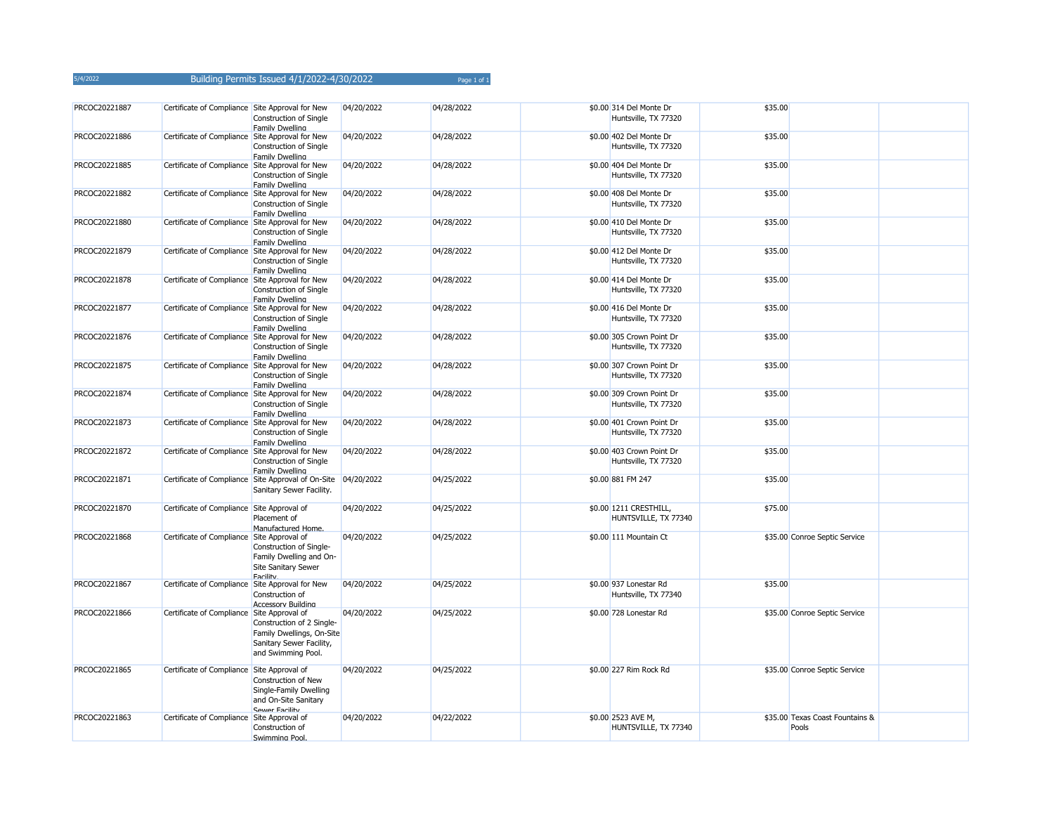| | | | | | | | | | |
|---|---|---|---|---|---|---|---|---|---|
| PRCOC20221887 | Certificate of Compliance | Site Approval for New Construction of Single Family Dwelling | 04/20/2022 | 04/28/2022 | | $0.00 | 314 Del Monte Dr Huntsville, TX 77320 | $35.00 | |
| PRCOC20221886 | Certificate of Compliance | Site Approval for New Construction of Single Family Dwelling | 04/20/2022 | 04/28/2022 | | $0.00 | 402 Del Monte Dr Huntsville, TX 77320 | $35.00 | |
| PRCOC20221885 | Certificate of Compliance | Site Approval for New Construction of Single Family Dwelling | 04/20/2022 | 04/28/2022 | | $0.00 | 404 Del Monte Dr Huntsville, TX 77320 | $35.00 | |
| PRCOC20221882 | Certificate of Compliance | Site Approval for New Construction of Single Family Dwelling | 04/20/2022 | 04/28/2022 | | $0.00 | 408 Del Monte Dr Huntsville, TX 77320 | $35.00 | |
| PRCOC20221880 | Certificate of Compliance | Site Approval for New Construction of Single Family Dwelling | 04/20/2022 | 04/28/2022 | | $0.00 | 410 Del Monte Dr Huntsville, TX 77320 | $35.00 | |
| PRCOC20221879 | Certificate of Compliance | Site Approval for New Construction of Single Family Dwelling | 04/20/2022 | 04/28/2022 | | $0.00 | 412 Del Monte Dr Huntsville, TX 77320 | $35.00 | |
| PRCOC20221878 | Certificate of Compliance | Site Approval for New Construction of Single Family Dwelling | 04/20/2022 | 04/28/2022 | | $0.00 | 414 Del Monte Dr Huntsville, TX 77320 | $35.00 | |
| PRCOC20221877 | Certificate of Compliance | Site Approval for New Construction of Single Family Dwelling | 04/20/2022 | 04/28/2022 | | $0.00 | 416 Del Monte Dr Huntsville, TX 77320 | $35.00 | |
| PRCOC20221876 | Certificate of Compliance | Site Approval for New Construction of Single Family Dwelling | 04/20/2022 | 04/28/2022 | | $0.00 | 305 Crown Point Dr Huntsville, TX 77320 | $35.00 | |
| PRCOC20221875 | Certificate of Compliance | Site Approval for New Construction of Single Family Dwelling | 04/20/2022 | 04/28/2022 | | $0.00 | 307 Crown Point Dr Huntsville, TX 77320 | $35.00 | |
| PRCOC20221874 | Certificate of Compliance | Site Approval for New Construction of Single Family Dwelling | 04/20/2022 | 04/28/2022 | | $0.00 | 309 Crown Point Dr Huntsville, TX 77320 | $35.00 | |
| PRCOC20221873 | Certificate of Compliance | Site Approval for New Construction of Single Family Dwelling | 04/20/2022 | 04/28/2022 | | $0.00 | 401 Crown Point Dr Huntsville, TX 77320 | $35.00 | |
| PRCOC20221872 | Certificate of Compliance | Site Approval for New Construction of Single Family Dwelling | 04/20/2022 | 04/28/2022 | | $0.00 | 403 Crown Point Dr Huntsville, TX 77320 | $35.00 | |
| PRCOC20221871 | Certificate of Compliance | Site Approval of On-Site Sanitary Sewer Facility. | 04/20/2022 | 04/25/2022 | | $0.00 | 881 FM 247 | $35.00 | |
| PRCOC20221870 | Certificate of Compliance | Site Approval of Placement of Manufactured Home. | 04/20/2022 | 04/25/2022 | | $0.00 | 1211 CRESTHILL, HUNTSVILLE, TX 77340 | $75.00 | |
| PRCOC20221868 | Certificate of Compliance | Site Approval of Construction of Single-Family Dwelling and On-Site Sanitary Sewer Facility. | 04/20/2022 | 04/25/2022 | | $0.00 | 111 Mountain Ct | $35.00 | Conroe Septic Service |
| PRCOC20221867 | Certificate of Compliance | Site Approval for New Construction of Accessory Building | 04/20/2022 | 04/25/2022 | | $0.00 | 937 Lonestar Rd Huntsville, TX 77340 | $35.00 | |
| PRCOC20221866 | Certificate of Compliance | Site Approval of Construction of 2 Single-Family Dwellings, On-Site Sanitary Sewer Facility, and Swimming Pool. | 04/20/2022 | 04/25/2022 | | $0.00 | 728 Lonestar Rd | $35.00 | Conroe Septic Service |
| PRCOC20221865 | Certificate of Compliance | Site Approval of Construction of New Single-Family Dwelling and On-Site Sanitary Sewer Facility | 04/20/2022 | 04/25/2022 | | $0.00 | 227 Rim Rock Rd | $35.00 | Conroe Septic Service |
| PRCOC20221863 | Certificate of Compliance | Site Approval of Construction of Swimming Pool. | 04/20/2022 | 04/22/2022 | | $0.00 | 2523 AVE M, HUNTSVILLE, TX 77340 | $35.00 | Texas Coast Fountains & Pools |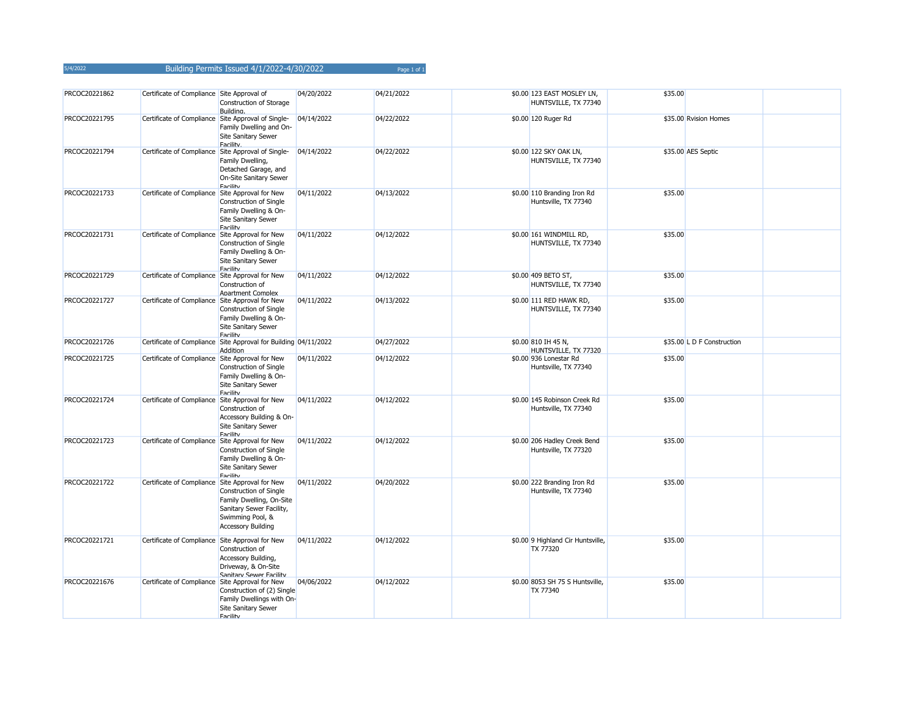# Building Permits Issued 4/1/2022-4/30/2022

| | | | | | | | | | | |
|---|---|---|---|---|---|---|---|---|---|---|
| PRCOC20221862 | Certificate of Compliance | Site Approval of Construction of Storage Building. | 04/20/2022 | 04/21/2022 | | $0.00 | 123 EAST MOSLEY LN, HUNTSVILLE, TX 77340 | $35.00 | | |
| PRCOC20221795 | Certificate of Compliance | Site Approval of Single-Family Dwelling and On-Site Sanitary Sewer Facility. | 04/14/2022 | 04/22/2022 | | $0.00 | 120 Ruger Rd | $35.00 | Rvision Homes | |
| PRCOC20221794 | Certificate of Compliance | Site Approval of Single-Family Dwelling, Detached Garage, and On-Site Sanitary Sewer Facility | 04/14/2022 | 04/22/2022 | | $0.00 | 122 SKY OAK LN, HUNTSVILLE, TX 77340 | $35.00 | AES Septic | |
| PRCOC20221733 | Certificate of Compliance | Site Approval for New Construction of Single Family Dwelling & On-Site Sanitary Sewer Facility | 04/11/2022 | 04/13/2022 | | $0.00 | 110 Branding Iron Rd Huntsville, TX 77340 | $35.00 | | |
| PRCOC20221731 | Certificate of Compliance | Site Approval for New Construction of Single Family Dwelling & On-Site Sanitary Sewer Facility | 04/11/2022 | 04/12/2022 | | $0.00 | 161 WINDMILL RD, HUNTSVILLE, TX 77340 | $35.00 | | |
| PRCOC20221729 | Certificate of Compliance | Site Approval for New Construction of Apartment Complex | 04/11/2022 | 04/12/2022 | | $0.00 | 409 BETO ST, HUNTSVILLE, TX 77340 | $35.00 | | |
| PRCOC20221727 | Certificate of Compliance | Site Approval for New Construction of Single Family Dwelling & On-Site Sanitary Sewer Facility | 04/11/2022 | 04/13/2022 | | $0.00 | 111 RED HAWK RD, HUNTSVILLE, TX 77340 | $35.00 | | |
| PRCOC20221726 | Certificate of Compliance | Site Approval for Building Addition | 04/11/2022 | 04/27/2022 | | $0.00 | 810 IH 45 N, HUNTSVILLE, TX 77320 | $35.00 | L D F Construction | |
| PRCOC20221725 | Certificate of Compliance | Site Approval for New Construction of Single Family Dwelling & On-Site Sanitary Sewer Facility | 04/11/2022 | 04/12/2022 | | $0.00 | 936 Lonestar Rd Huntsville, TX 77340 | $35.00 | | |
| PRCOC20221724 | Certificate of Compliance | Site Approval for New Construction of Accessory Building & On-Site Sanitary Sewer Facility | 04/11/2022 | 04/12/2022 | | $0.00 | 145 Robinson Creek Rd Huntsville, TX 77340 | $35.00 | | |
| PRCOC20221723 | Certificate of Compliance | Site Approval for New Construction of Single Family Dwelling & On-Site Sanitary Sewer Facility | 04/11/2022 | 04/12/2022 | | $0.00 | 206 Hadley Creek Bend Huntsville, TX 77320 | $35.00 | | |
| PRCOC20221722 | Certificate of Compliance | Site Approval for New Construction of Single Family Dwelling, On-Site Sanitary Sewer Facility, Swimming Pool, & Accessory Building | 04/11/2022 | 04/20/2022 | | $0.00 | 222 Branding Iron Rd Huntsville, TX 77340 | $35.00 | | |
| PRCOC20221721 | Certificate of Compliance | Site Approval for New Construction of Accessory Building, Driveway, & On-Site Sanitary Sewer Facility | 04/11/2022 | 04/12/2022 | | $0.00 | 9 Highland Cir Huntsville, TX 77320 | $35.00 | | |
| PRCOC20221676 | Certificate of Compliance | Site Approval for New Construction of (2) Single Family Dwellings with On-Site Sanitary Sewer Facility | 04/06/2022 | 04/12/2022 | | $0.00 | 8053 SH 75 S Huntsville, TX 77340 | $35.00 | | |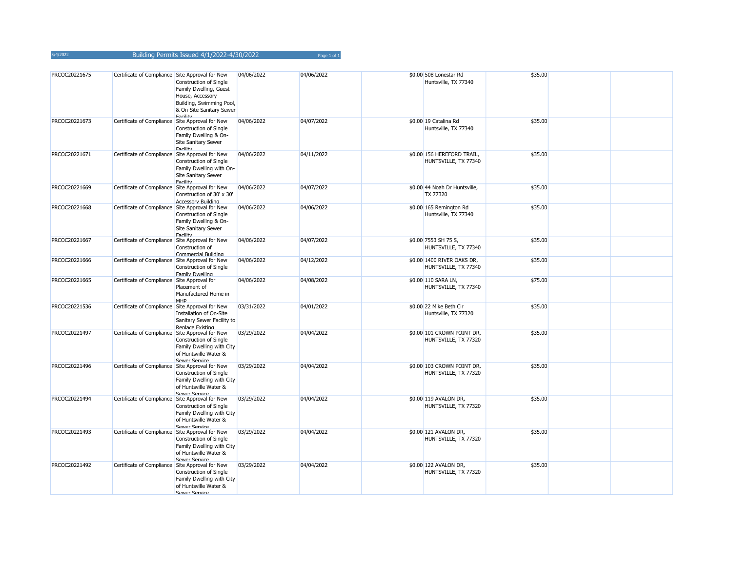| | | | | | | | | | | |
|---|---|---|---|---|---|---|---|---|---|---|
| PRCOC20221675 | Certificate of Compliance | Site Approval for New Construction of Single Family Dwelling, Guest House, Accessory Building, Swimming Pool, & On-Site Sanitary Sewer Facility | 04/06/2022 | 04/06/2022 | | $0.00 | 508 Lonestar Rd Huntsville, TX 77340 | $35.00 | | |
| PRCOC20221673 | Certificate of Compliance | Site Approval for New Construction of Single Family Dwelling & On-Site Sanitary Sewer Facility | 04/06/2022 | 04/07/2022 | | $0.00 | 19 Catalina Rd Huntsville, TX 77340 | $35.00 | | |
| PRCOC20221671 | Certificate of Compliance | Site Approval for New Construction of Single Family Dwelling with On-Site Sanitary Sewer Facility | 04/06/2022 | 04/11/2022 | | $0.00 | 156 HEREFORD TRAIL, HUNTSVILLE, TX 77340 | $35.00 | | |
| PRCOC20221669 | Certificate of Compliance | Site Approval for New Construction of 30' x 30' Accessory Building | 04/06/2022 | 04/07/2022 | | $0.00 | 44 Noah Dr Huntsville, TX 77320 | $35.00 | | |
| PRCOC20221668 | Certificate of Compliance | Site Approval for New Construction of Single Family Dwelling & On-Site Sanitary Sewer Facility | 04/06/2022 | 04/06/2022 | | $0.00 | 165 Remington Rd Huntsville, TX 77340 | $35.00 | | |
| PRCOC20221667 | Certificate of Compliance | Site Approval for New Construction of Commercial Building | 04/06/2022 | 04/07/2022 | | $0.00 | 7553 SH 75 S, HUNTSVILLE, TX 77340 | $35.00 | | |
| PRCOC20221666 | Certificate of Compliance | Site Approval for New Construction of Single Family Dwelling | 04/06/2022 | 04/12/2022 | | $0.00 | 1400 RIVER OAKS DR, HUNTSVILLE, TX 77340 | $35.00 | | |
| PRCOC20221665 | Certificate of Compliance | Site Approval for Placement of Manufactured Home in MHP | 04/06/2022 | 04/08/2022 | | $0.00 | 110 SARA LN, HUNTSVILLE, TX 77340 | $75.00 | | |
| PRCOC20221536 | Certificate of Compliance | Site Approval for New Installation of On-Site Sanitary Sewer Facility to Replace Existing | 03/31/2022 | 04/01/2022 | | $0.00 | 22 Mike Beth Cir Huntsville, TX 77320 | $35.00 | | |
| PRCOC20221497 | Certificate of Compliance | Site Approval for New Construction of Single Family Dwelling with City of Huntsville Water & Sewer Service | 03/29/2022 | 04/04/2022 | | $0.00 | 101 CROWN POINT DR, HUNTSVILLE, TX 77320 | $35.00 | | |
| PRCOC20221496 | Certificate of Compliance | Site Approval for New Construction of Single Family Dwelling with City of Huntsville Water & Sewer Service | 03/29/2022 | 04/04/2022 | | $0.00 | 103 CROWN POINT DR, HUNTSVILLE, TX 77320 | $35.00 | | |
| PRCOC20221494 | Certificate of Compliance | Site Approval for New Construction of Single Family Dwelling with City of Huntsville Water & Sewer Service | 03/29/2022 | 04/04/2022 | | $0.00 | 119 AVALON DR, HUNTSVILLE, TX 77320 | $35.00 | | |
| PRCOC20221493 | Certificate of Compliance | Site Approval for New Construction of Single Family Dwelling with City of Huntsville Water & Sewer Service | 03/29/2022 | 04/04/2022 | | $0.00 | 121 AVALON DR, HUNTSVILLE, TX 77320 | $35.00 | | |
| PRCOC20221492 | Certificate of Compliance | Site Approval for New Construction of Single Family Dwelling with City of Huntsville Water & Sewer Service | 03/29/2022 | 04/04/2022 | | $0.00 | 122 AVALON DR, HUNTSVILLE, TX 77320 | $35.00 | | |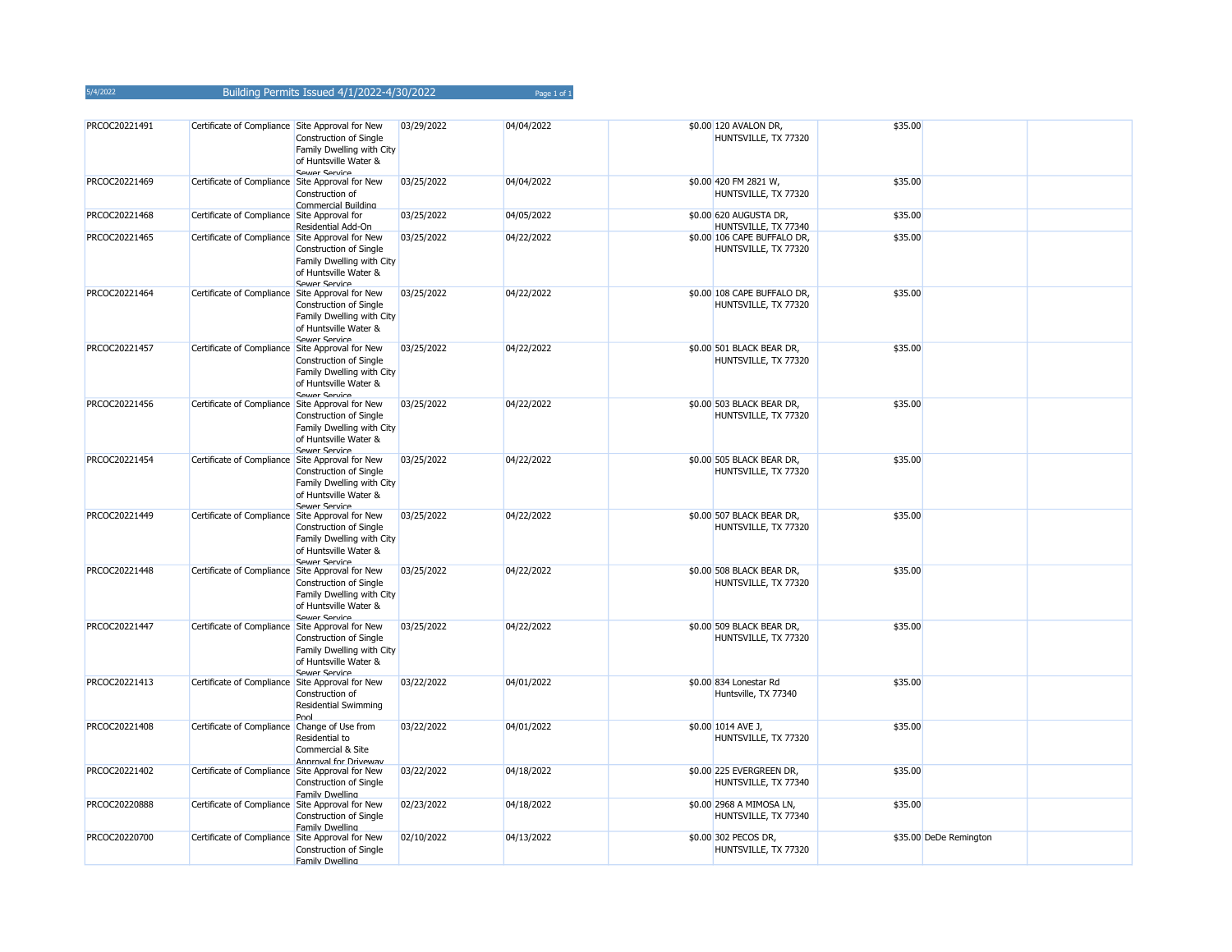| | | | | | | | | | |
|---|---|---|---|---|---|---|---|---|---|
| PRCOC20221491 | Certificate of Compliance | Site Approval for New Construction of Single Family Dwelling with City of Huntsville Water & Sewer Service | 03/29/2022 | 04/04/2022 | | $0.00 | 120 AVALON DR, HUNTSVILLE, TX 77320 | $35.00 | | |
| PRCOC20221469 | Certificate of Compliance | Site Approval for New Construction of Commercial Building | 03/25/2022 | 04/04/2022 | | $0.00 | 420 FM 2821 W, HUNTSVILLE, TX 77320 | $35.00 | | |
| PRCOC20221468 | Certificate of Compliance | Site Approval for Residential Add-On | 03/25/2022 | 04/05/2022 | | $0.00 | 620 AUGUSTA DR, HUNTSVILLE, TX 77340 | $35.00 | | |
| PRCOC20221465 | Certificate of Compliance | Site Approval for New Construction of Single Family Dwelling with City of Huntsville Water & Sewer Service | 03/25/2022 | 04/22/2022 | | $0.00 | 106 CAPE BUFFALO DR, HUNTSVILLE, TX 77320 | $35.00 | | |
| PRCOC20221464 | Certificate of Compliance | Site Approval for New Construction of Single Family Dwelling with City of Huntsville Water & Sewer Service | 03/25/2022 | 04/22/2022 | | $0.00 | 108 CAPE BUFFALO DR, HUNTSVILLE, TX 77320 | $35.00 | | |
| PRCOC20221457 | Certificate of Compliance | Site Approval for New Construction of Single Family Dwelling with City of Huntsville Water & Sewer Service | 03/25/2022 | 04/22/2022 | | $0.00 | 501 BLACK BEAR DR, HUNTSVILLE, TX 77320 | $35.00 | | |
| PRCOC20221456 | Certificate of Compliance | Site Approval for New Construction of Single Family Dwelling with City of Huntsville Water & Sewer Service | 03/25/2022 | 04/22/2022 | | $0.00 | 503 BLACK BEAR DR, HUNTSVILLE, TX 77320 | $35.00 | | |
| PRCOC20221454 | Certificate of Compliance | Site Approval for New Construction of Single Family Dwelling with City of Huntsville Water & Sewer Service | 03/25/2022 | 04/22/2022 | | $0.00 | 505 BLACK BEAR DR, HUNTSVILLE, TX 77320 | $35.00 | | |
| PRCOC20221449 | Certificate of Compliance | Site Approval for New Construction of Single Family Dwelling with City of Huntsville Water & Sewer Service | 03/25/2022 | 04/22/2022 | | $0.00 | 507 BLACK BEAR DR, HUNTSVILLE, TX 77320 | $35.00 | | |
| PRCOC20221448 | Certificate of Compliance | Site Approval for New Construction of Single Family Dwelling with City of Huntsville Water & Sewer Service | 03/25/2022 | 04/22/2022 | | $0.00 | 508 BLACK BEAR DR, HUNTSVILLE, TX 77320 | $35.00 | | |
| PRCOC20221447 | Certificate of Compliance | Site Approval for New Construction of Single Family Dwelling with City of Huntsville Water & Sewer Service | 03/25/2022 | 04/22/2022 | | $0.00 | 509 BLACK BEAR DR, HUNTSVILLE, TX 77320 | $35.00 | | |
| PRCOC20221413 | Certificate of Compliance | Site Approval for New Construction of Residential Swimming Pool | 03/22/2022 | 04/01/2022 | | $0.00 | 834 Lonestar Rd Huntsville, TX 77340 | $35.00 | | |
| PRCOC20221408 | Certificate of Compliance | Change of Use from Residential to Commercial & Site Approval for Driveway | 03/22/2022 | 04/01/2022 | | $0.00 | 1014 AVE J, HUNTSVILLE, TX 77320 | $35.00 | | |
| PRCOC20221402 | Certificate of Compliance | Site Approval for New Construction of Single Family Dwelling | 03/22/2022 | 04/18/2022 | | $0.00 | 225 EVERGREEN DR, HUNTSVILLE, TX 77340 | $35.00 | | |
| PRCOC20220888 | Certificate of Compliance | Site Approval for New Construction of Single Family Dwelling | 02/23/2022 | 04/18/2022 | | $0.00 | 2968 A MIMOSA LN, HUNTSVILLE, TX 77340 | $35.00 | | |
| PRCOC20220700 | Certificate of Compliance | Site Approval for New Construction of Single Family Dwelling | 02/10/2022 | 04/13/2022 | | $0.00 | 302 PECOS DR, HUNTSVILLE, TX 77320 | $35.00 | DeDe Remington | |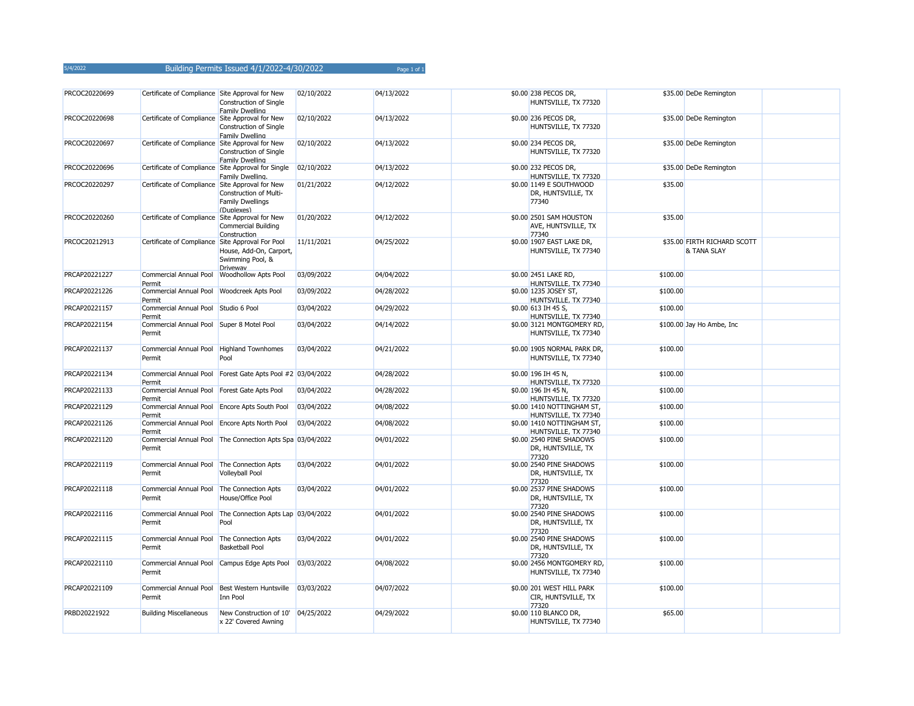| | | | | | | | | | |
|---|---|---|---|---|---|---|---|---|---|
| PRCOC20220699 | Certificate of Compliance | Site Approval for New Construction of Single Family Dwelling | 02/10/2022 | 04/13/2022 | $0.00 | 238 PECOS DR, HUNTSVILLE, TX 77320 | $35.00 | DeDe Remington | |
| PRCOC20220698 | Certificate of Compliance | Site Approval for New Construction of Single Family Dwelling | 02/10/2022 | 04/13/2022 | $0.00 | 236 PECOS DR, HUNTSVILLE, TX 77320 | $35.00 | DeDe Remington | |
| PRCOC20220697 | Certificate of Compliance | Site Approval for New Construction of Single Family Dwelling | 02/10/2022 | 04/13/2022 | $0.00 | 234 PECOS DR, HUNTSVILLE, TX 77320 | $35.00 | DeDe Remington | |
| PRCOC20220696 | Certificate of Compliance | Site Approval for Single Family Dwelling. | 02/10/2022 | 04/13/2022 | $0.00 | 232 PECOS DR, HUNTSVILLE, TX 77320 | $35.00 | DeDe Remington | |
| PRCOC20220297 | Certificate of Compliance | Site Approval for New Construction of Multi-Family Dwellings (Duplexes) | 01/21/2022 | 04/12/2022 | $0.00 | 1149 E SOUTHWOOD DR, HUNTSVILLE, TX 77340 | $35.00 | | |
| PRCOC20220260 | Certificate of Compliance | Site Approval for New Commercial Building Construction | 01/20/2022 | 04/12/2022 | $0.00 | 2501 SAM HOUSTON AVE, HUNTSVILLE, TX 77340 | $35.00 | | |
| PRCOC20212913 | Certificate of Compliance | Site Approval For Pool House, Add-On, Carport, Swimming Pool, & Driveway | 11/11/2021 | 04/25/2022 | $0.00 | 1907 EAST LAKE DR, HUNTSVILLE, TX 77340 | $35.00 | FIRTH RICHARD SCOTT & TANA SLAY | |
| PRCAP20221227 | Commercial Annual Pool Permit | Woodhollow Apts Pool | 03/09/2022 | 04/04/2022 | $0.00 | 2451 LAKE RD, HUNTSVILLE, TX 77340 | $100.00 | | |
| PRCAP20221226 | Commercial Annual Pool Permit | Woodcreek Apts Pool | 03/09/2022 | 04/28/2022 | $0.00 | 1235 JOSEY ST, HUNTSVILLE, TX 77340 | $100.00 | | |
| PRCAP20221157 | Commercial Annual Pool Permit | Studio 6 Pool | 03/04/2022 | 04/29/2022 | $0.00 | 613 IH 45 S, HUNTSVILLE, TX 77340 | $100.00 | | |
| PRCAP20221154 | Commercial Annual Pool Permit | Super 8 Motel Pool | 03/04/2022 | 04/14/2022 | $0.00 | 3121 MONTGOMERY RD, HUNTSVILLE, TX 77340 | $100.00 | Jay Ho Ambe, Inc | |
| PRCAP20221137 | Commercial Annual Pool Permit | Highland Townhomes Pool | 03/04/2022 | 04/21/2022 | $0.00 | 1905 NORMAL PARK DR, HUNTSVILLE, TX 77340 | $100.00 | | |
| PRCAP20221134 | Commercial Annual Pool Permit | Forest Gate Apts Pool #2 | 03/04/2022 | 04/28/2022 | $0.00 | 196 IH 45 N, HUNTSVILLE, TX 77320 | $100.00 | | |
| PRCAP20221133 | Commercial Annual Pool Permit | Forest Gate Apts Pool | 03/04/2022 | 04/28/2022 | $0.00 | 196 IH 45 N, HUNTSVILLE, TX 77320 | $100.00 | | |
| PRCAP20221129 | Commercial Annual Pool Permit | Encore Apts South Pool | 03/04/2022 | 04/08/2022 | $0.00 | 1410 NOTTINGHAM ST, HUNTSVILLE, TX 77340 | $100.00 | | |
| PRCAP20221126 | Commercial Annual Pool Permit | Encore Apts North Pool | 03/04/2022 | 04/08/2022 | $0.00 | 1410 NOTTINGHAM ST, HUNTSVILLE, TX 77340 | $100.00 | | |
| PRCAP20221120 | Commercial Annual Pool Permit | The Connection Apts Spa | 03/04/2022 | 04/01/2022 | $0.00 | 2540 PINE SHADOWS DR, HUNTSVILLE, TX 77320 | $100.00 | | |
| PRCAP20221119 | Commercial Annual Pool Permit | The Connection Apts Volleyball Pool | 03/04/2022 | 04/01/2022 | $0.00 | 2540 PINE SHADOWS DR, HUNTSVILLE, TX 77320 | $100.00 | | |
| PRCAP20221118 | Commercial Annual Pool Permit | The Connection Apts House/Office Pool | 03/04/2022 | 04/01/2022 | $0.00 | 2537 PINE SHADOWS DR, HUNTSVILLE, TX 77320 | $100.00 | | |
| PRCAP20221116 | Commercial Annual Pool Permit | The Connection Apts Lap Pool | 03/04/2022 | 04/01/2022 | $0.00 | 2540 PINE SHADOWS DR, HUNTSVILLE, TX 77320 | $100.00 | | |
| PRCAP20221115 | Commercial Annual Pool Permit | The Connection Apts Basketball Pool | 03/04/2022 | 04/01/2022 | $0.00 | 2540 PINE SHADOWS DR, HUNTSVILLE, TX 77320 | $100.00 | | |
| PRCAP20221110 | Commercial Annual Pool Permit | Campus Edge Apts Pool | 03/03/2022 | 04/08/2022 | $0.00 | 2456 MONTGOMERY RD, HUNTSVILLE, TX 77340 | $100.00 | | |
| PRCAP20221109 | Commercial Annual Pool Permit | Best Western Huntsville Inn Pool | 03/03/2022 | 04/07/2022 | $0.00 | 201 WEST HILL PARK CIR, HUNTSVILLE, TX 77320 | $100.00 | | |
| PRBD20221922 | Building Miscellaneous | New Construction of 10' x 22' Covered Awning | 04/25/2022 | 04/29/2022 | $0.00 | 110 BLANCO DR, HUNTSVILLE, TX 77340 | $65.00 | | |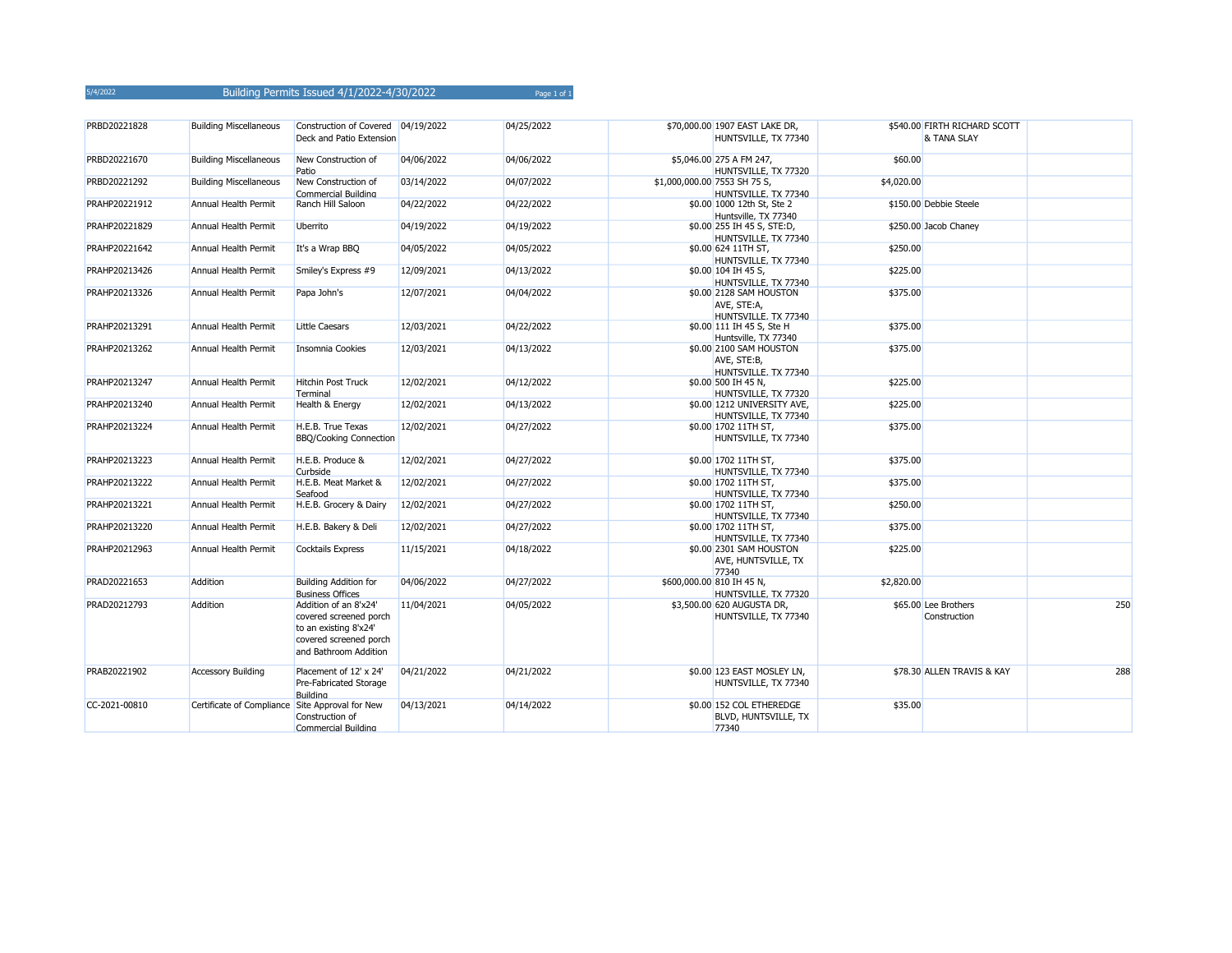5/4/2022 Building Permits Issued 4/1/2022-4/30/2022

| | | | | | | | | | |
|---|---|---|---|---|---|---|---|---|---|
| PRBD20221828 | Building Miscellaneous | Construction of Covered Deck and Patio Extension | 04/19/2022 | 04/25/2022 | $70,000.00 | 1907 EAST LAKE DR, HUNTSVILLE, TX 77340 | $540.00 | FIRTH RICHARD SCOTT & TANA SLAY | |
| PRBD20221670 | Building Miscellaneous | New Construction of Patio | 04/06/2022 | 04/06/2022 | $5,046.00 | 275 A FM 247, HUNTSVILLE, TX 77320 | $60.00 | | |
| PRBD20221292 | Building Miscellaneous | New Construction of Commercial Building | 03/14/2022 | 04/07/2022 | $1,000,000.00 | 7553 SH 75 S, HUNTSVILLE, TX 77340 | $4,020.00 | | |
| PRAHP20221912 | Annual Health Permit | Ranch Hill Saloon | 04/22/2022 | 04/22/2022 | $0.00 | 1000 12th St, Ste 2 Huntsville, TX 77340 | $150.00 | Debbie Steele | |
| PRAHP20221829 | Annual Health Permit | Uberrito | 04/19/2022 | 04/19/2022 | $0.00 | 255 IH 45 S, STE:D, HUNTSVILLE, TX 77340 | $250.00 | Jacob Chaney | |
| PRAHP20221642 | Annual Health Permit | It's a Wrap BBQ | 04/05/2022 | 04/05/2022 | $0.00 | 624 11TH ST, HUNTSVILLE, TX 77340 | $250.00 | | |
| PRAHP20213426 | Annual Health Permit | Smiley's Express #9 | 12/09/2021 | 04/13/2022 | $0.00 | 104 IH 45 S, HUNTSVILLE, TX 77340 | $225.00 | | |
| PRAHP20213326 | Annual Health Permit | Papa John's | 12/07/2021 | 04/04/2022 | $0.00 | 2128 SAM HOUSTON AVE, STE:A, HUNTSVILLE, TX 77340 | $375.00 | | |
| PRAHP20213291 | Annual Health Permit | Little Caesars | 12/03/2021 | 04/22/2022 | $0.00 | 111 IH 45 S, Ste H Huntsville, TX 77340 | $375.00 | | |
| PRAHP20213262 | Annual Health Permit | Insomnia Cookies | 12/03/2021 | 04/13/2022 | $0.00 | 2100 SAM HOUSTON AVE, STE:B, HUNTSVILLE, TX 77340 | $375.00 | | |
| PRAHP20213247 | Annual Health Permit | Hitchin Post Truck Terminal | 12/02/2021 | 04/12/2022 | $0.00 | 500 IH 45 N, HUNTSVILLE, TX 77320 | $225.00 | | |
| PRAHP20213240 | Annual Health Permit | Health & Energy | 12/02/2021 | 04/13/2022 | $0.00 | 1212 UNIVERSITY AVE, HUNTSVILLE, TX 77340 | $225.00 | | |
| PRAHP20213224 | Annual Health Permit | H.E.B. True Texas BBQ/Cooking Connection | 12/02/2021 | 04/27/2022 | $0.00 | 1702 11TH ST, HUNTSVILLE, TX 77340 | $375.00 | | |
| PRAHP20213223 | Annual Health Permit | H.E.B. Produce & Curbside | 12/02/2021 | 04/27/2022 | $0.00 | 1702 11TH ST, HUNTSVILLE, TX 77340 | $375.00 | | |
| PRAHP20213222 | Annual Health Permit | H.E.B. Meat Market & Seafood | 12/02/2021 | 04/27/2022 | $0.00 | 1702 11TH ST, HUNTSVILLE, TX 77340 | $375.00 | | |
| PRAHP20213221 | Annual Health Permit | H.E.B. Grocery & Dairy | 12/02/2021 | 04/27/2022 | $0.00 | 1702 11TH ST, HUNTSVILLE, TX 77340 | $250.00 | | |
| PRAHP20213220 | Annual Health Permit | H.E.B. Bakery & Deli | 12/02/2021 | 04/27/2022 | $0.00 | 1702 11TH ST, HUNTSVILLE, TX 77340 | $375.00 | | |
| PRAHP20212963 | Annual Health Permit | Cocktails Express | 11/15/2021 | 04/18/2022 | $0.00 | 2301 SAM HOUSTON AVE, HUNTSVILLE, TX 77340 | $225.00 | | |
| PRAD20221653 | Addition | Building Addition for Business Offices | 04/06/2022 | 04/27/2022 | $600,000.00 | 810 IH 45 N, HUNTSVILLE, TX 77320 | $2,820.00 | | |
| PRAD20212793 | Addition | Addition of an 8'x24' covered screened porch to an existing 8'x24' covered screened porch and Bathroom Addition | 11/04/2021 | 04/05/2022 | $3,500.00 | 620 AUGUSTA DR, HUNTSVILLE, TX 77340 | $65.00 | Lee Brothers Construction | 250 |
| PRAB20221902 | Accessory Building | Placement of 12' x 24' Pre-Fabricated Storage Building | 04/21/2022 | 04/21/2022 | $0.00 | 123 EAST MOSLEY LN, HUNTSVILLE, TX 77340 | $78.30 | ALLEN TRAVIS & KAY | 288 |
| CC-2021-00810 | Certificate of Compliance | Site Approval for New Construction of Commercial Building | 04/13/2021 | 04/14/2022 | $0.00 | 152 COL ETHEREDGE BLVD, HUNTSVILLE, TX 77340 | $35.00 | | |